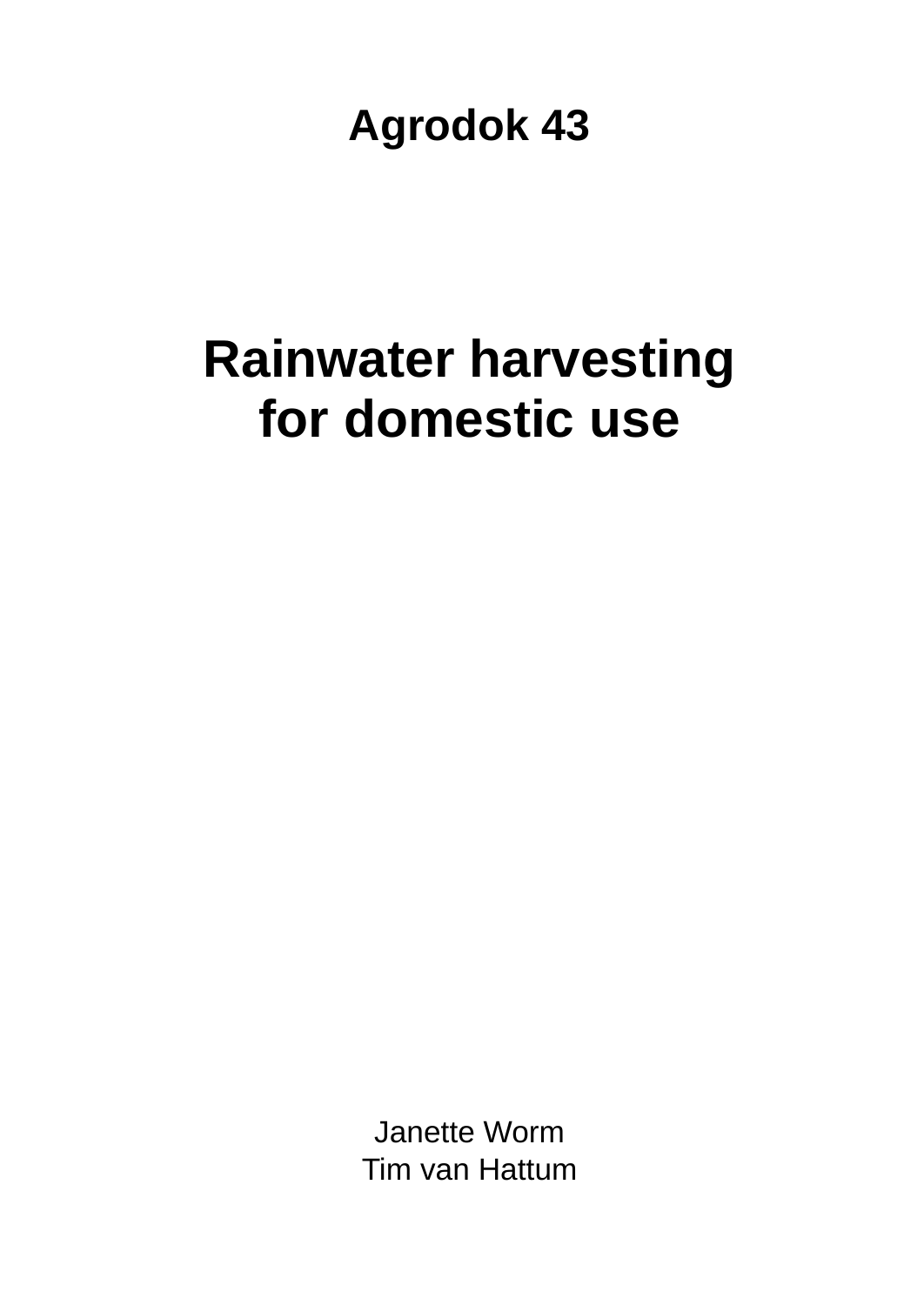**Agrodok 43**

# Rainwater harvesting for domestic use

Janette Worm
Tim van Hattum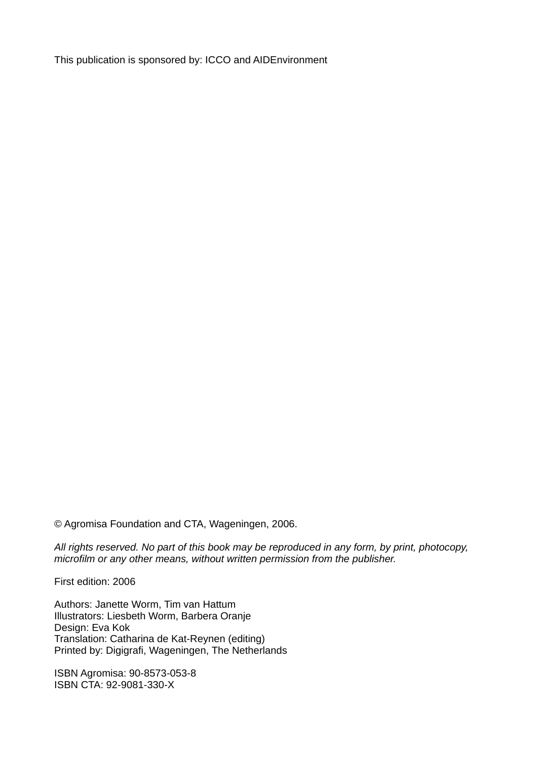This publication is sponsored by: ICCO and AIDEnvironment

© Agromisa Foundation and CTA, Wageningen, 2006.

*All rights reserved. No part of this book may be reproduced in any form, by print, photocopy, microfilm or any other means, without written permission from the publisher.*

First edition: 2006

Authors: Janette Worm, Tim van Hattum
Illustrators: Liesbeth Worm, Barbera Oranje
Design: Eva Kok
Translation: Catharina de Kat-Reynen (editing)
Printed by: Digigrafi, Wageningen, The Netherlands

ISBN Agromisa: 90-8573-053-8
ISBN CTA: 92-9081-330-X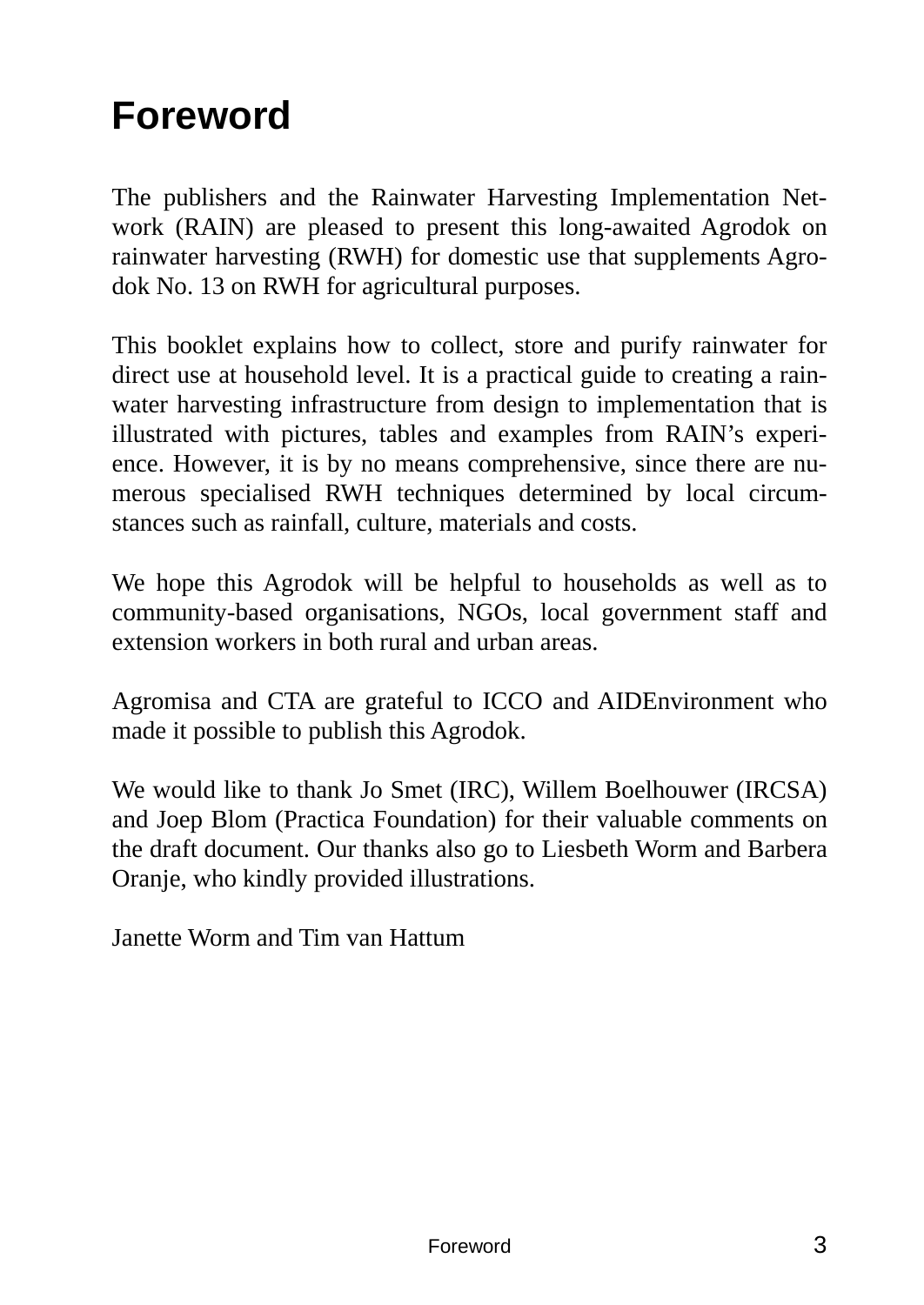# Foreword

The publishers and the Rainwater Harvesting Implementation Network (RAIN) are pleased to present this long-awaited Agrodok on rainwater harvesting (RWH) for domestic use that supplements Agrodok No. 13 on RWH for agricultural purposes.

This booklet explains how to collect, store and purify rainwater for direct use at household level. It is a practical guide to creating a rainwater harvesting infrastructure from design to implementation that is illustrated with pictures, tables and examples from RAIN's experience. However, it is by no means comprehensive, since there are numerous specialised RWH techniques determined by local circumstances such as rainfall, culture, materials and costs.

We hope this Agrodok will be helpful to households as well as to community-based organisations, NGOs, local government staff and extension workers in both rural and urban areas.

Agromisa and CTA are grateful to ICCO and AIDEnvironment who made it possible to publish this Agrodok.

We would like to thank Jo Smet (IRC), Willem Boelhouwer (IRCSA) and Joep Blom (Practica Foundation) for their valuable comments on the draft document. Our thanks also go to Liesbeth Worm and Barbera Oranje, who kindly provided illustrations.

Janette Worm and Tim van Hattum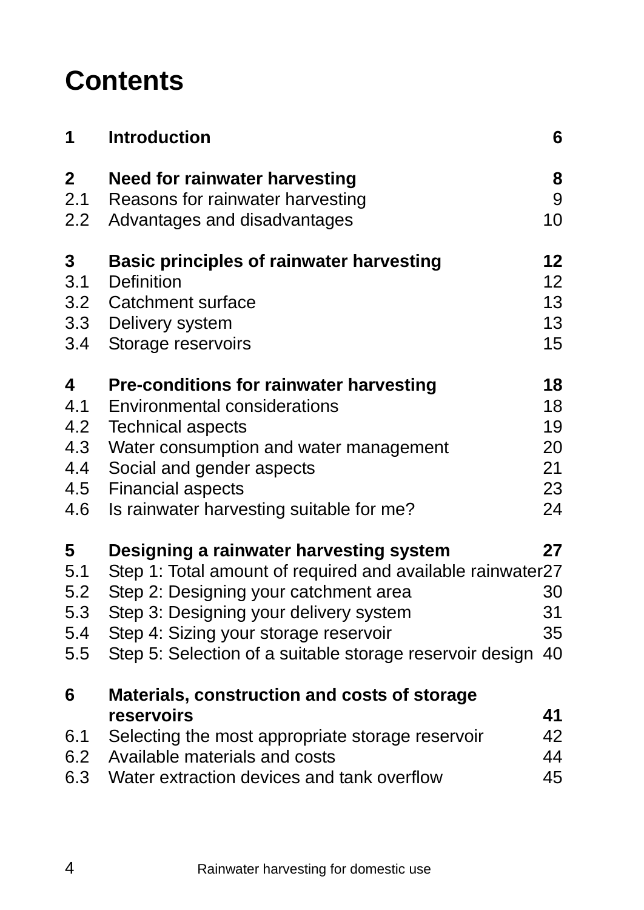# Contents

| | | |
|---|---|---|
| **1** | **Introduction** | **6** |
| **2** | **Need for rainwater harvesting** | **8** |
| 2.1 | Reasons for rainwater harvesting | 9 |
| 2.2 | Advantages and disadvantages | 10 |
| **3** | **Basic principles of rainwater harvesting** | **12** |
| 3.1 | Definition | 12 |
| 3.2 | Catchment surface | 13 |
| 3.3 | Delivery system | 13 |
| 3.4 | Storage reservoirs | 15 |
| **4** | **Pre-conditions for rainwater harvesting** | **18** |
| 4.1 | Environmental considerations | 18 |
| 4.2 | Technical aspects | 19 |
| 4.3 | Water consumption and water management | 20 |
| 4.4 | Social and gender aspects | 21 |
| 4.5 | Financial aspects | 23 |
| 4.6 | Is rainwater harvesting suitable for me? | 24 |
| **5** | **Designing a rainwater harvesting system** | **27** |
| 5.1 | Step 1: Total amount of required and available rainwater | 27 |
| 5.2 | Step 2: Designing your catchment area | 30 |
| 5.3 | Step 3: Designing your delivery system | 31 |
| 5.4 | Step 4: Sizing your storage reservoir | 35 |
| 5.5 | Step 5: Selection of a suitable storage reservoir design | 40 |
| **6** | **Materials, construction and costs of storage reservoirs** | **41** |
| 6.1 | Selecting the most appropriate storage reservoir | 42 |
| 6.2 | Available materials and costs | 44 |
| 6.3 | Water extraction devices and tank overflow | 45 |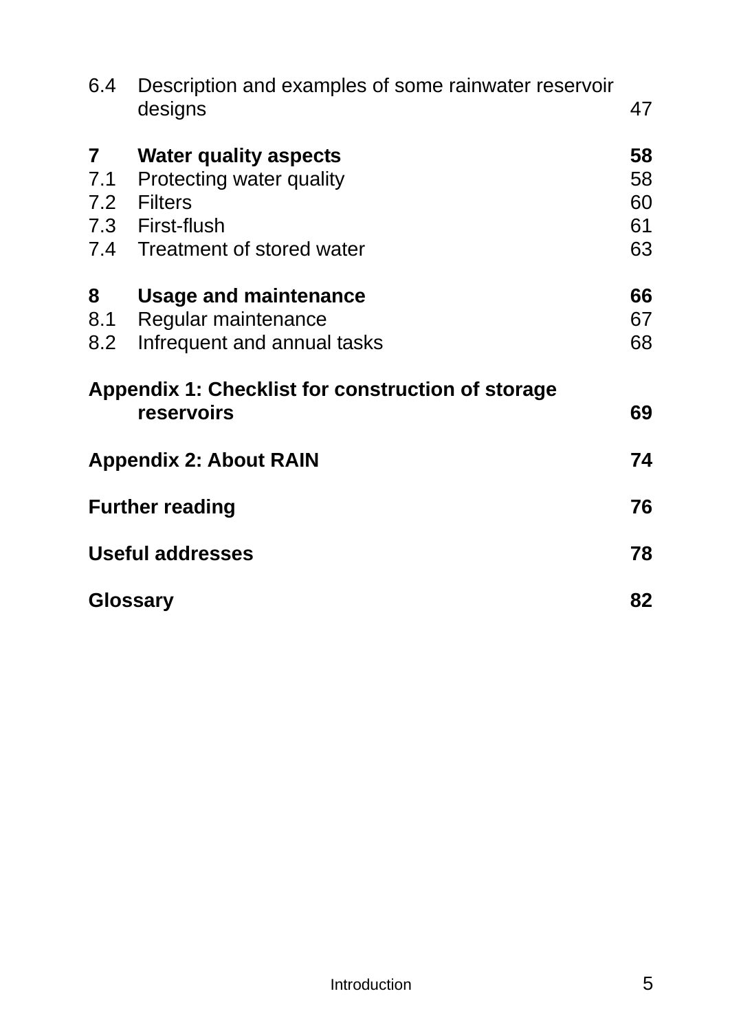| | | |
|---|---|---|
| 6.4 | Description and examples of some rainwater reservoir designs | 47 |
| **7** | **Water quality aspects** | **58** |
| 7.1 | Protecting water quality | 58 |
| 7.2 | Filters | 60 |
| 7.3 | First-flush | 61 |
| 7.4 | Treatment of stored water | 63 |
| **8** | **Usage and maintenance** | **66** |
| 8.1 | Regular maintenance | 67 |
| 8.2 | Infrequent and annual tasks | 68 |
| **Appendix 1: Checklist for construction of storage reservoirs** | | **69** |
| **Appendix 2: About RAIN** | | **74** |
| **Further reading** | | **76** |
| **Useful addresses** | | **78** |
| **Glossary** | | **82** |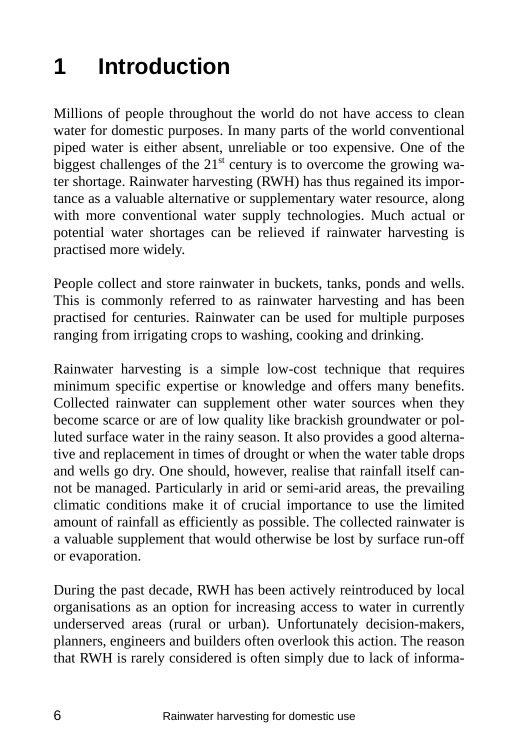# 1 Introduction

Millions of people throughout the world do not have access to clean water for domestic purposes. In many parts of the world conventional piped water is either absent, unreliable or too expensive. One of the biggest challenges of the 21st century is to overcome the growing water shortage. Rainwater harvesting (RWH) has thus regained its importance as a valuable alternative or supplementary water resource, along with more conventional water supply technologies. Much actual or potential water shortages can be relieved if rainwater harvesting is practised more widely.

People collect and store rainwater in buckets, tanks, ponds and wells. This is commonly referred to as rainwater harvesting and has been practised for centuries. Rainwater can be used for multiple purposes ranging from irrigating crops to washing, cooking and drinking.

Rainwater harvesting is a simple low-cost technique that requires minimum specific expertise or knowledge and offers many benefits. Collected rainwater can supplement other water sources when they become scarce or are of low quality like brackish groundwater or polluted surface water in the rainy season. It also provides a good alternative and replacement in times of drought or when the water table drops and wells go dry. One should, however, realise that rainfall itself cannot be managed. Particularly in arid or semi-arid areas, the prevailing climatic conditions make it of crucial importance to use the limited amount of rainfall as efficiently as possible. The collected rainwater is a valuable supplement that would otherwise be lost by surface run-off or evaporation.

During the past decade, RWH has been actively reintroduced by local organisations as an option for increasing access to water in currently underserved areas (rural or urban). Unfortunately decision-makers, planners, engineers and builders often overlook this action. The reason that RWH is rarely considered is often simply due to lack of informa-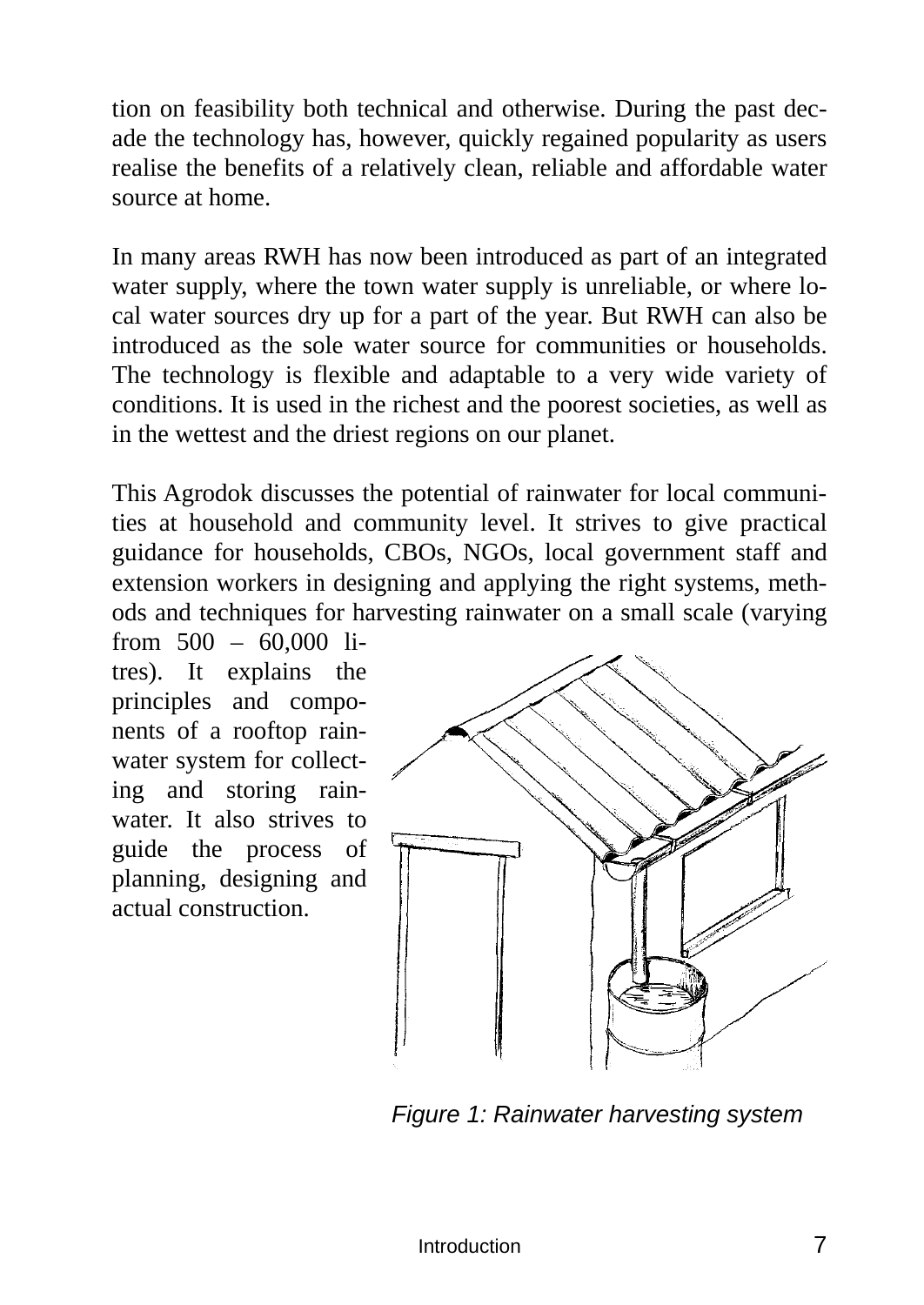tion on feasibility both technical and otherwise. During the past decade the technology has, however, quickly regained popularity as users realise the benefits of a relatively clean, reliable and affordable water source at home.

In many areas RWH has now been introduced as part of an integrated water supply, where the town water supply is unreliable, or where local water sources dry up for a part of the year. But RWH can also be introduced as the sole water source for communities or households. The technology is flexible and adaptable to a very wide variety of conditions. It is used in the richest and the poorest societies, as well as in the wettest and the driest regions on our planet.

This Agrodok discusses the potential of rainwater for local communities at household and community level. It strives to give practical guidance for households, CBOs, NGOs, local government staff and extension workers in designing and applying the right systems, methods and techniques for harvesting rainwater on a small scale (varying from 500 – 60,000 litres). It explains the principles and components of a rooftop rainwater system for collecting and storing rainwater. It also strives to guide the process of planning, designing and actual construction.

*Figure 1: Rainwater harvesting system*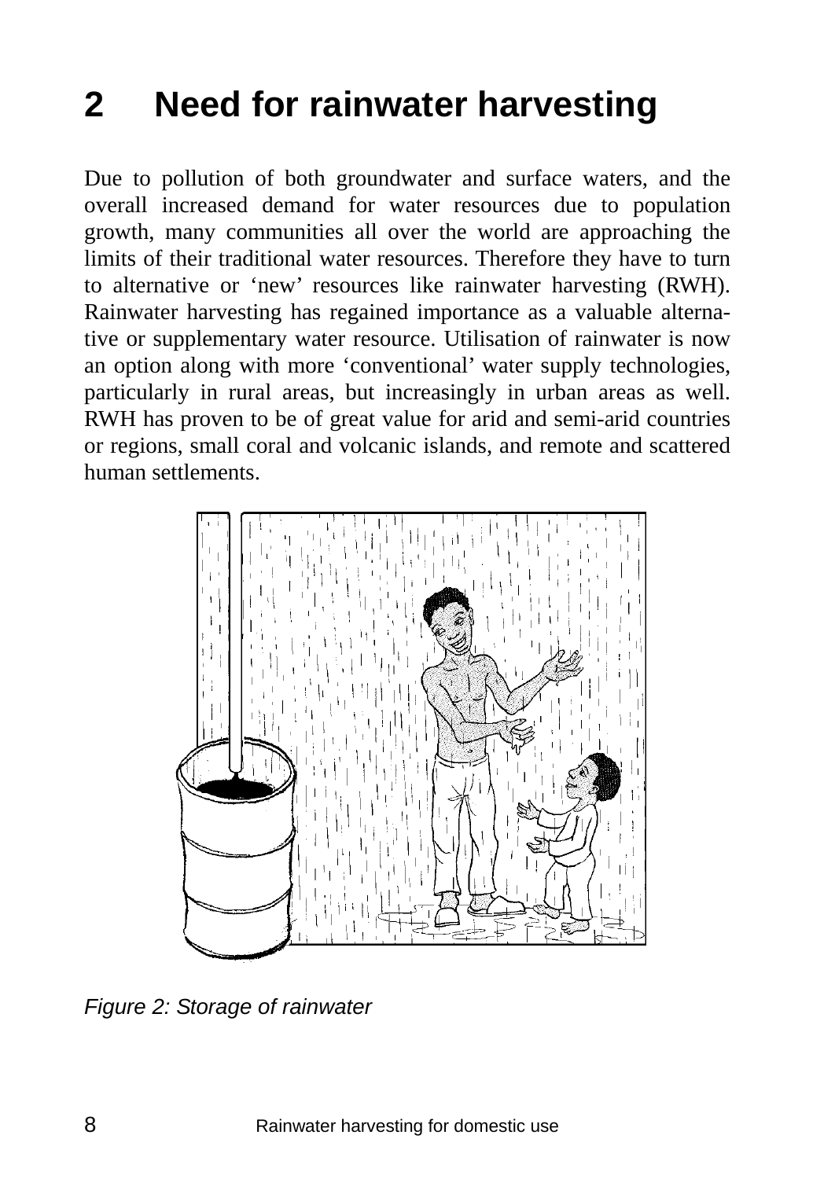# 2 Need for rainwater harvesting

Due to pollution of both groundwater and surface waters, and the overall increased demand for water resources due to population growth, many communities all over the world are approaching the limits of their traditional water resources. Therefore they have to turn to alternative or 'new' resources like rainwater harvesting (RWH). Rainwater harvesting has regained importance as a valuable alternative or supplementary water resource. Utilisation of rainwater is now an option along with more 'conventional' water supply technologies, particularly in rural areas, but increasingly in urban areas as well. RWH has proven to be of great value for arid and semi-arid countries or regions, small coral and volcanic islands, and remote and scattered human settlements.

*Figure 2: Storage of rainwater*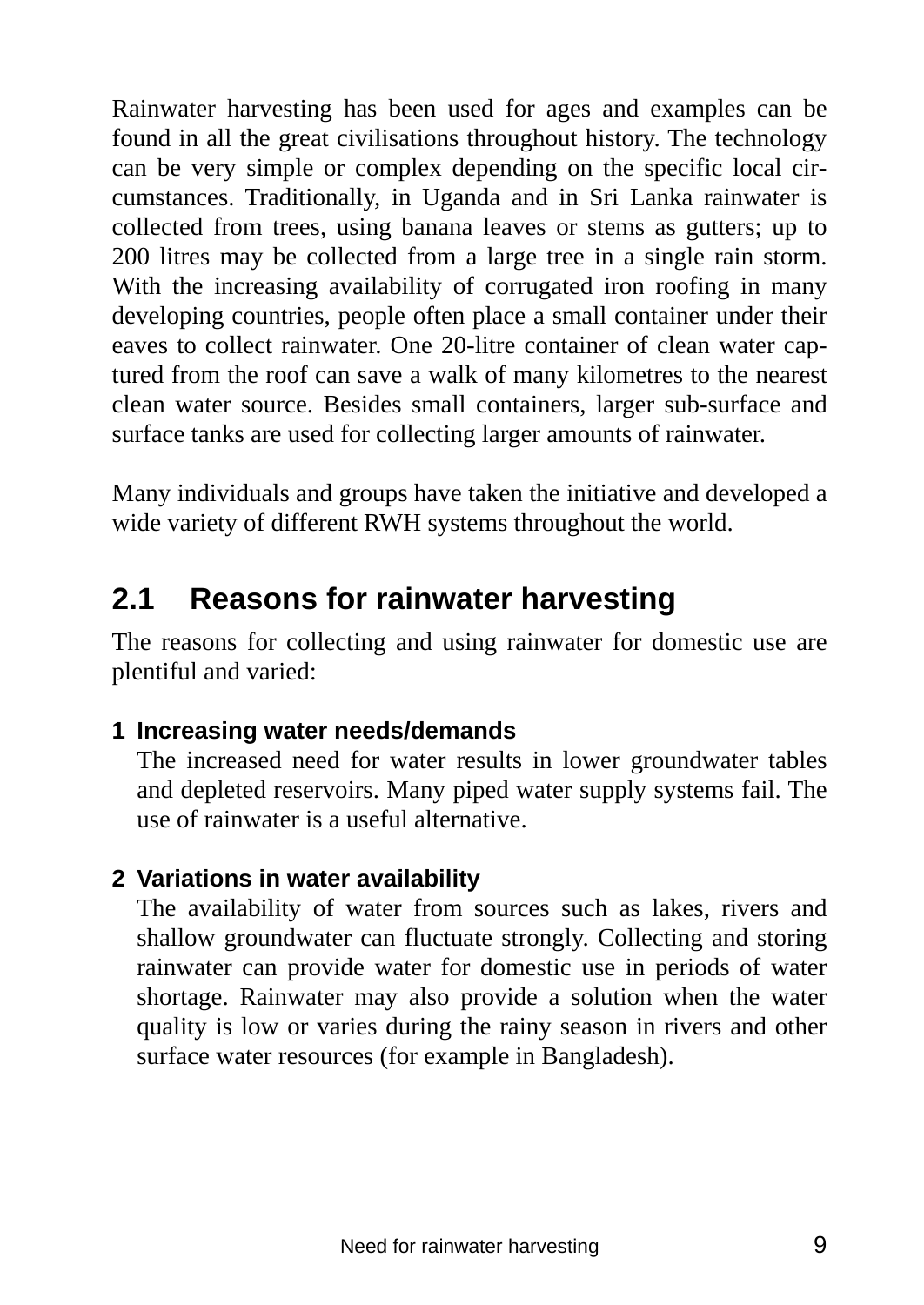Rainwater harvesting has been used for ages and examples can be found in all the great civilisations throughout history. The technology can be very simple or complex depending on the specific local circumstances. Traditionally, in Uganda and in Sri Lanka rainwater is collected from trees, using banana leaves or stems as gutters; up to 200 litres may be collected from a large tree in a single rain storm. With the increasing availability of corrugated iron roofing in many developing countries, people often place a small container under their eaves to collect rainwater. One 20-litre container of clean water captured from the roof can save a walk of many kilometres to the nearest clean water source. Besides small containers, larger sub-surface and surface tanks are used for collecting larger amounts of rainwater.

Many individuals and groups have taken the initiative and developed a wide variety of different RWH systems throughout the world.

## 2.1 Reasons for rainwater harvesting

The reasons for collecting and using rainwater for domestic use are plentiful and varied:

**1 Increasing water needs/demands**

The increased need for water results in lower groundwater tables and depleted reservoirs. Many piped water supply systems fail. The use of rainwater is a useful alternative.

**2 Variations in water availability**

The availability of water from sources such as lakes, rivers and shallow groundwater can fluctuate strongly. Collecting and storing rainwater can provide water for domestic use in periods of water shortage. Rainwater may also provide a solution when the water quality is low or varies during the rainy season in rivers and other surface water resources (for example in Bangladesh).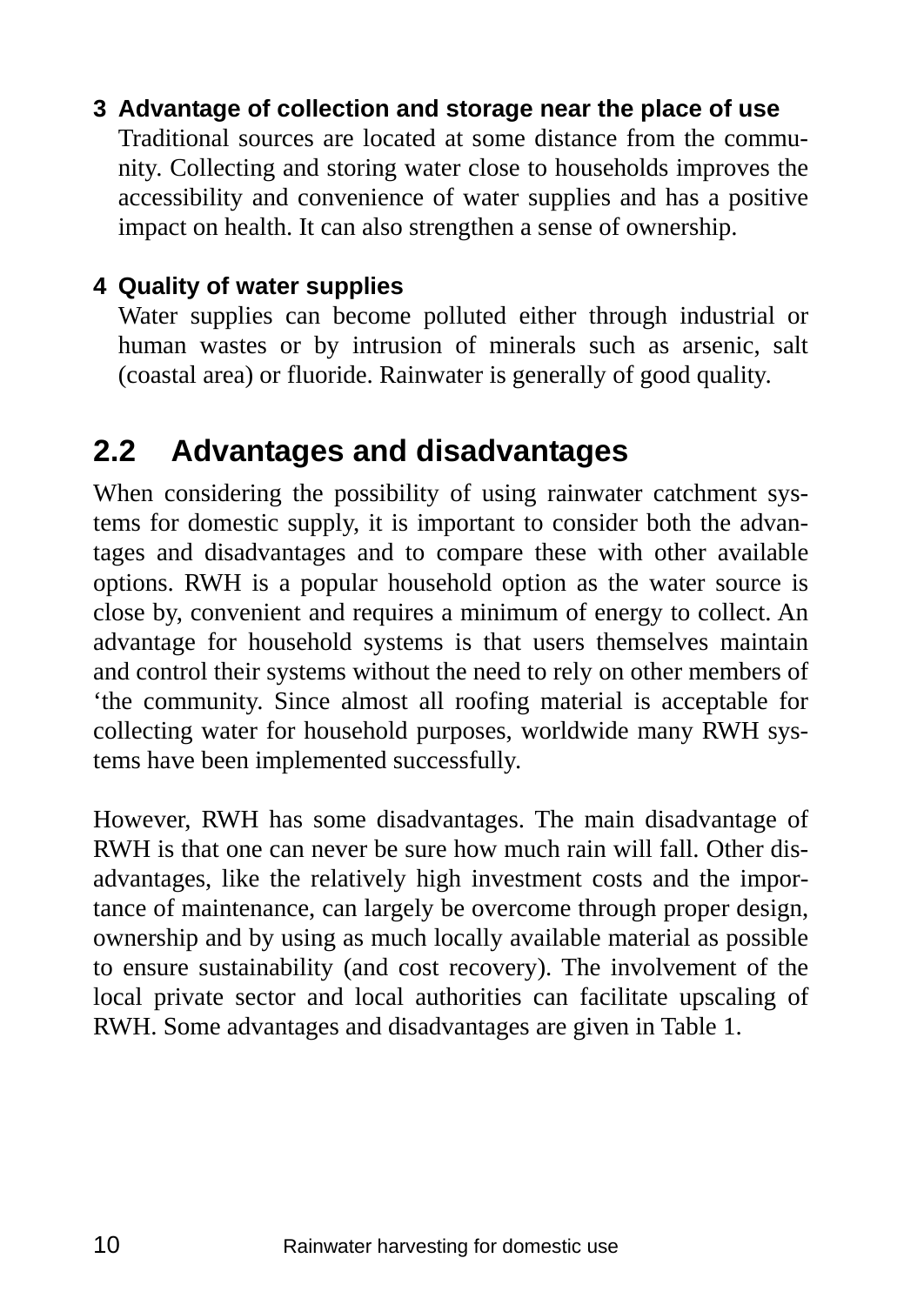**3 Advantage of collection and storage near the place of use**

Traditional sources are located at some distance from the community. Collecting and storing water close to households improves the accessibility and convenience of water supplies and has a positive impact on health. It can also strengthen a sense of ownership.

**4 Quality of water supplies**

Water supplies can become polluted either through industrial or human wastes or by intrusion of minerals such as arsenic, salt (coastal area) or fluoride. Rainwater is generally of good quality.

## 2.2 Advantages and disadvantages

When considering the possibility of using rainwater catchment systems for domestic supply, it is important to consider both the advantages and disadvantages and to compare these with other available options. RWH is a popular household option as the water source is close by, convenient and requires a minimum of energy to collect. An advantage for household systems is that users themselves maintain and control their systems without the need to rely on other members of ‘the community. Since almost all roofing material is acceptable for collecting water for household purposes, worldwide many RWH systems have been implemented successfully.

However, RWH has some disadvantages. The main disadvantage of RWH is that one can never be sure how much rain will fall. Other disadvantages, like the relatively high investment costs and the importance of maintenance, can largely be overcome through proper design, ownership and by using as much locally available material as possible to ensure sustainability (and cost recovery). The involvement of the local private sector and local authorities can facilitate upscaling of RWH. Some advantages and disadvantages are given in Table 1.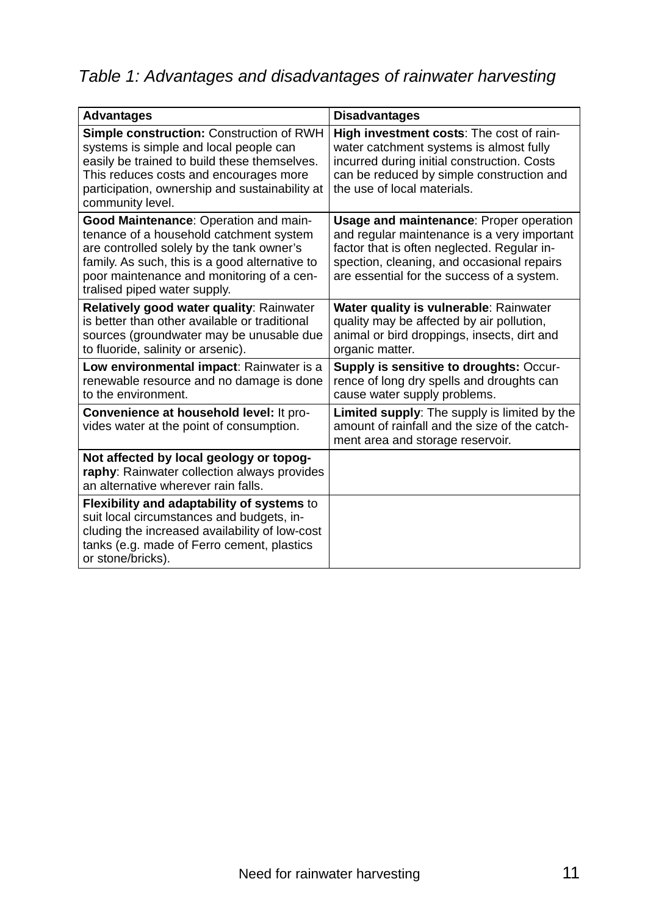*Table 1: Advantages and disadvantages of rainwater harvesting*

| Advantages | Disadvantages |
|---|---|
| **Simple construction:** Construction of RWH systems is simple and local people can easily be trained to build these themselves. This reduces costs and encourages more participation, ownership and sustainability at community level. | **High investment costs**: The cost of rainwater catchment systems is almost fully incurred during initial construction. Costs can be reduced by simple construction and the use of local materials. |
| **Good Maintenance**: Operation and maintenance of a household catchment system are controlled solely by the tank owner's family. As such, this is a good alternative to poor maintenance and monitoring of a centralised piped water supply. | **Usage and maintenance**: Proper operation and regular maintenance is a very important factor that is often neglected. Regular inspection, cleaning, and occasional repairs are essential for the success of a system. |
| **Relatively good water quality**: Rainwater is better than other available or traditional sources (groundwater may be unusable due to fluoride, salinity or arsenic). | **Water quality is vulnerable**: Rainwater quality may be affected by air pollution, animal or bird droppings, insects, dirt and organic matter. |
| **Low environmental impact**: Rainwater is a renewable resource and no damage is done to the environment. | **Supply is sensitive to droughts:** Occurrence of long dry spells and droughts can cause water supply problems. |
| **Convenience at household level:** It provides water at the point of consumption. | **Limited supply**: The supply is limited by the amount of rainfall and the size of the catchment area and storage reservoir. |
| **Not affected by local geology or topography**: Rainwater collection always provides an alternative wherever rain falls. | |
| **Flexibility and adaptability of systems** to suit local circumstances and budgets, including the increased availability of low-cost tanks (e.g. made of Ferro cement, plastics or stone/bricks). | |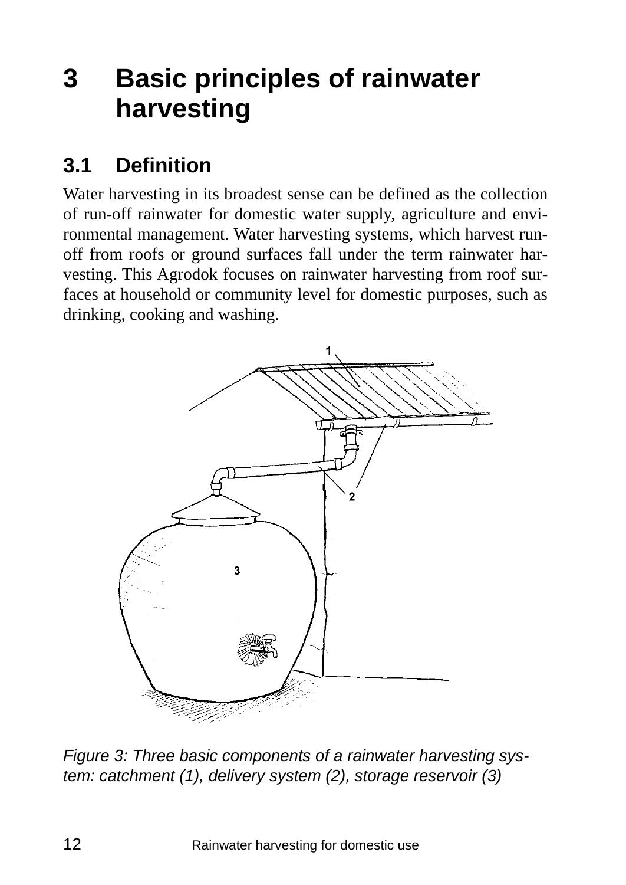# 3 Basic principles of rainwater harvesting

## 3.1 Definition

Water harvesting in its broadest sense can be defined as the collection of run-off rainwater for domestic water supply, agriculture and environmental management. Water harvesting systems, which harvest run-off from roofs or ground surfaces fall under the term rainwater harvesting. This Agrodok focuses on rainwater harvesting from roof surfaces at household or community level for domestic purposes, such as drinking, cooking and washing.

*Figure 3: Three basic components of a rainwater harvesting system: catchment (1), delivery system (2), storage reservoir (3)*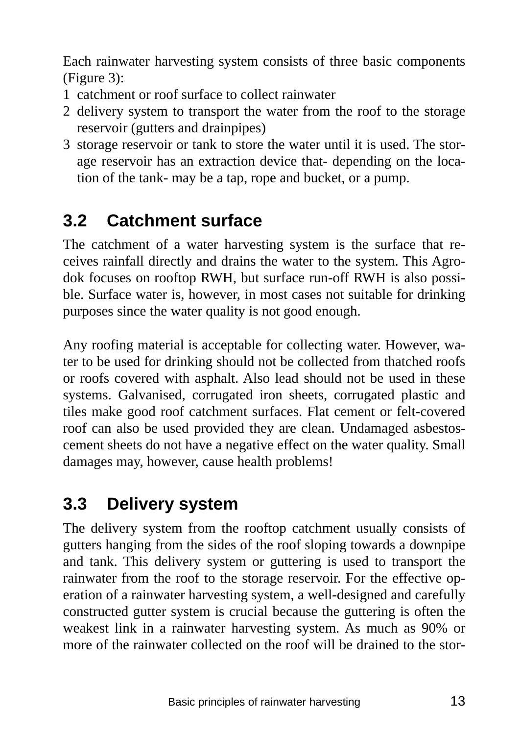Each rainwater harvesting system consists of three basic components (Figure 3):

1. catchment or roof surface to collect rainwater
2. delivery system to transport the water from the roof to the storage reservoir (gutters and drainpipes)
3. storage reservoir or tank to store the water until it is used. The storage reservoir has an extraction device that- depending on the location of the tank- may be a tap, rope and bucket, or a pump.

## 3.2 Catchment surface

The catchment of a water harvesting system is the surface that receives rainfall directly and drains the water to the system. This Agrodok focuses on rooftop RWH, but surface run-off RWH is also possible. Surface water is, however, in most cases not suitable for drinking purposes since the water quality is not good enough.

Any roofing material is acceptable for collecting water. However, water to be used for drinking should not be collected from thatched roofs or roofs covered with asphalt. Also lead should not be used in these systems. Galvanised, corrugated iron sheets, corrugated plastic and tiles make good roof catchment surfaces. Flat cement or felt-covered roof can also be used provided they are clean. Undamaged asbestos-cement sheets do not have a negative effect on the water quality. Small damages may, however, cause health problems!

## 3.3 Delivery system

The delivery system from the rooftop catchment usually consists of gutters hanging from the sides of the roof sloping towards a downpipe and tank. This delivery system or guttering is used to transport the rainwater from the roof to the storage reservoir. For the effective operation of a rainwater harvesting system, a well-designed and carefully constructed gutter system is crucial because the guttering is often the weakest link in a rainwater harvesting system. As much as 90% or more of the rainwater collected on the roof will be drained to the stor-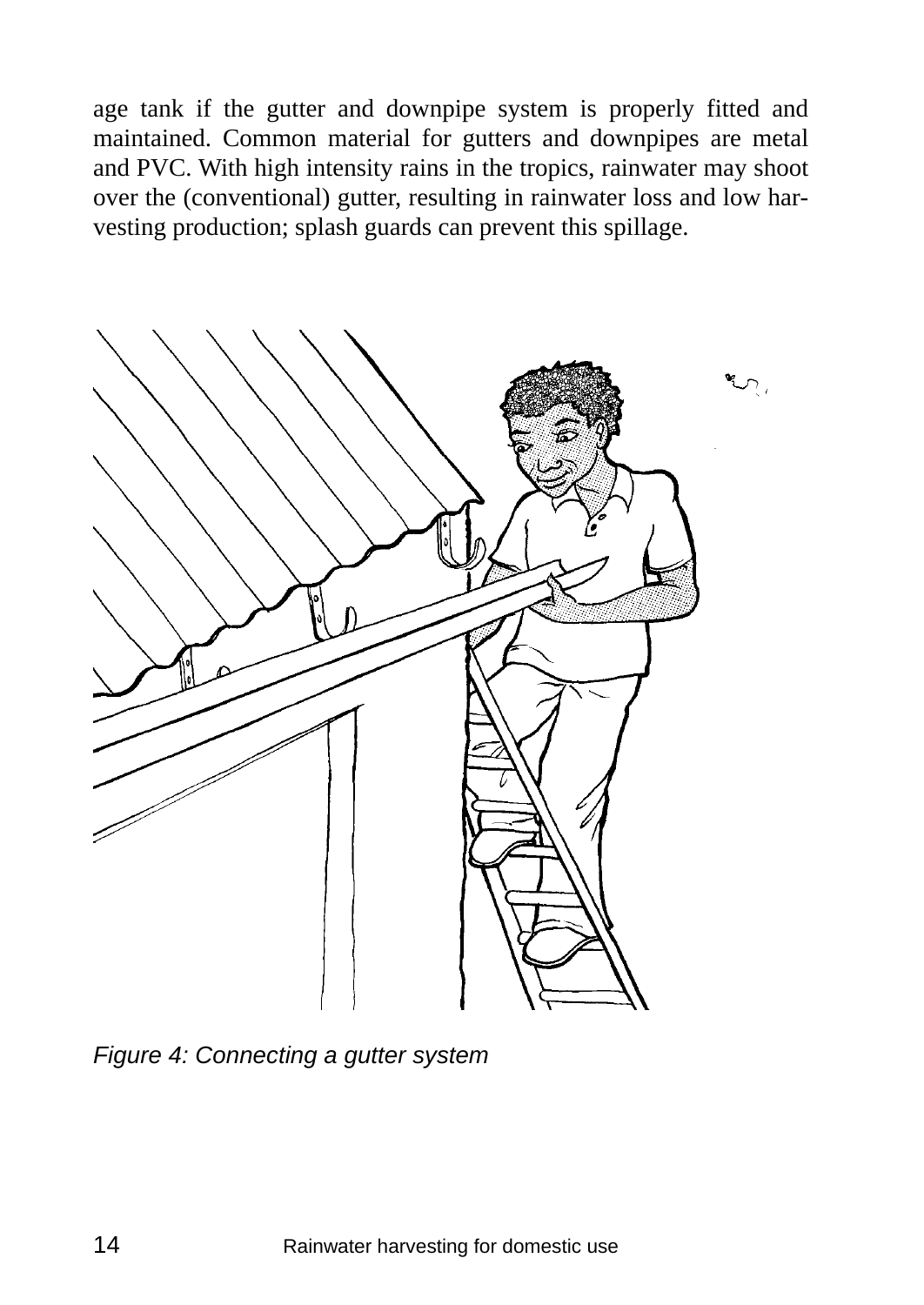age tank if the gutter and downpipe system is properly fitted and maintained. Common material for gutters and downpipes are metal and PVC. With high intensity rains in the tropics, rainwater may shoot over the (conventional) gutter, resulting in rainwater loss and low harvesting production; splash guards can prevent this spillage.

*Figure 4: Connecting a gutter system*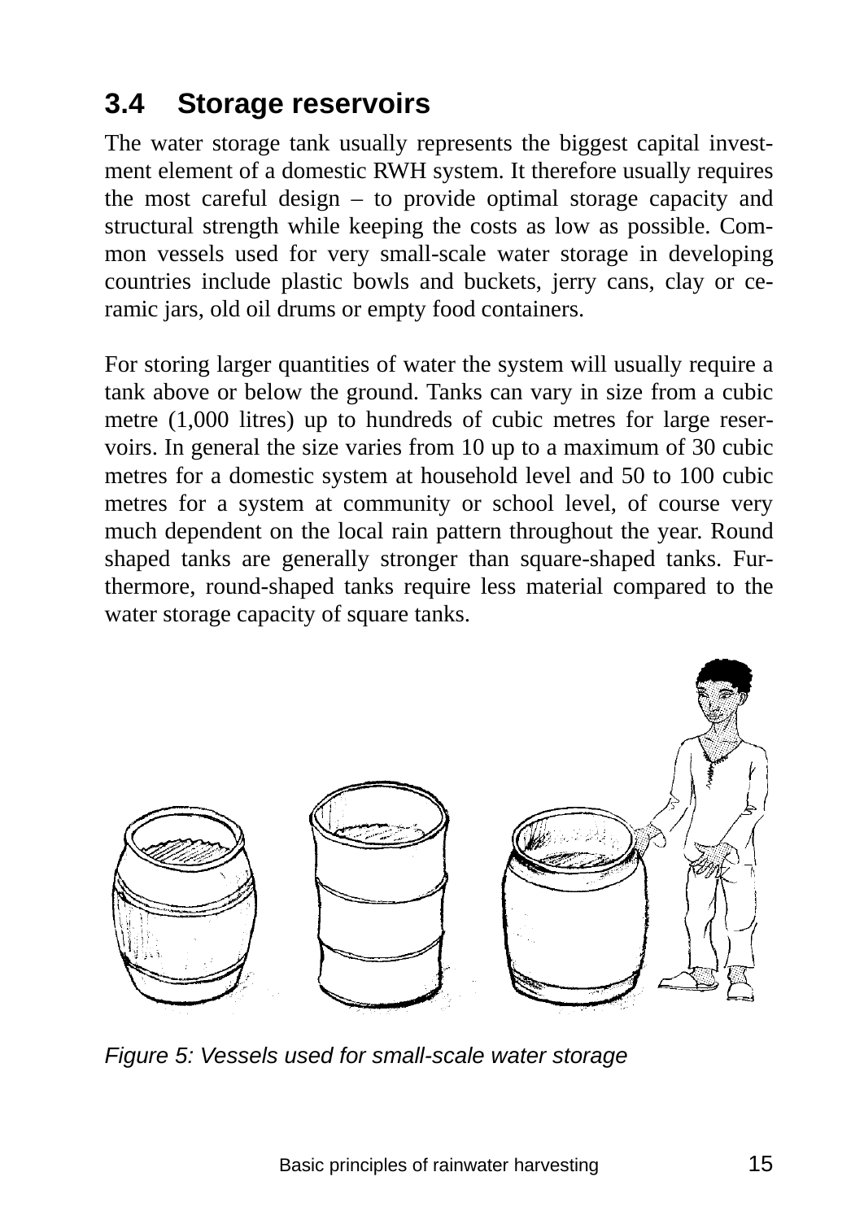## 3.4 Storage reservoirs

The water storage tank usually represents the biggest capital investment element of a domestic RWH system. It therefore usually requires the most careful design – to provide optimal storage capacity and structural strength while keeping the costs as low as possible. Common vessels used for very small-scale water storage in developing countries include plastic bowls and buckets, jerry cans, clay or ceramic jars, old oil drums or empty food containers.

For storing larger quantities of water the system will usually require a tank above or below the ground. Tanks can vary in size from a cubic metre (1,000 litres) up to hundreds of cubic metres for large reservoirs. In general the size varies from 10 up to a maximum of 30 cubic metres for a domestic system at household level and 50 to 100 cubic metres for a system at community or school level, of course very much dependent on the local rain pattern throughout the year. Round shaped tanks are generally stronger than square-shaped tanks. Furthermore, round-shaped tanks require less material compared to the water storage capacity of square tanks.

*Figure 5: Vessels used for small-scale water storage*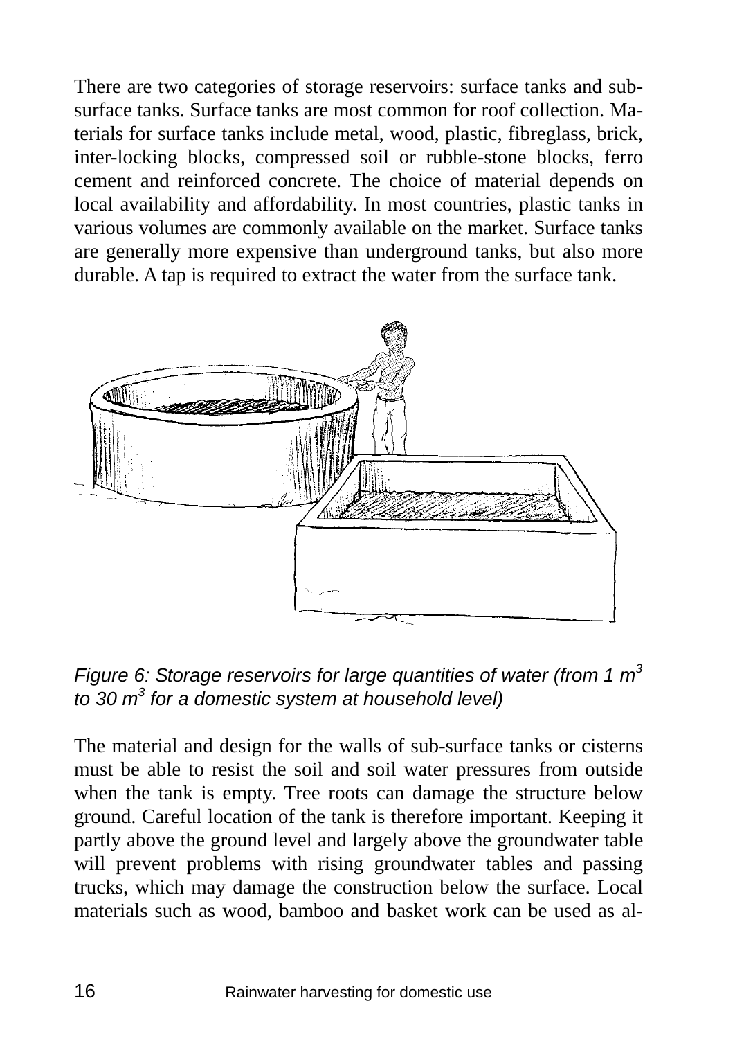There are two categories of storage reservoirs: surface tanks and sub-surface tanks. Surface tanks are most common for roof collection. Materials for surface tanks include metal, wood, plastic, fibreglass, brick, inter-locking blocks, compressed soil or rubble-stone blocks, ferro cement and reinforced concrete. The choice of material depends on local availability and affordability. In most countries, plastic tanks in various volumes are commonly available on the market. Surface tanks are generally more expensive than underground tanks, but also more durable. A tap is required to extract the water from the surface tank.

*Figure 6: Storage reservoirs for large quantities of water (from 1 $m^3$ to 30 $m^3$ for a domestic system at household level)*

The material and design for the walls of sub-surface tanks or cisterns must be able to resist the soil and soil water pressures from outside when the tank is empty. Tree roots can damage the structure below ground. Careful location of the tank is therefore important. Keeping it partly above the ground level and largely above the groundwater table will prevent problems with rising groundwater tables and passing trucks, which may damage the construction below the surface. Local materials such as wood, bamboo and basket work can be used as al-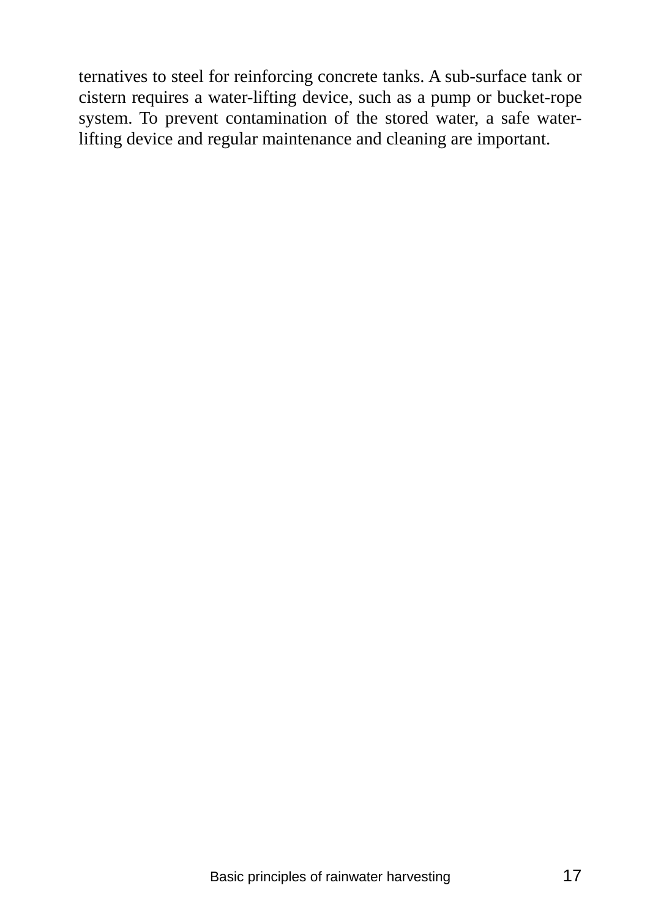ternatives to steel for reinforcing concrete tanks. A sub-surface tank or cistern requires a water-lifting device, such as a pump or bucket-rope system. To prevent contamination of the stored water, a safe water-lifting device and regular maintenance and cleaning are important.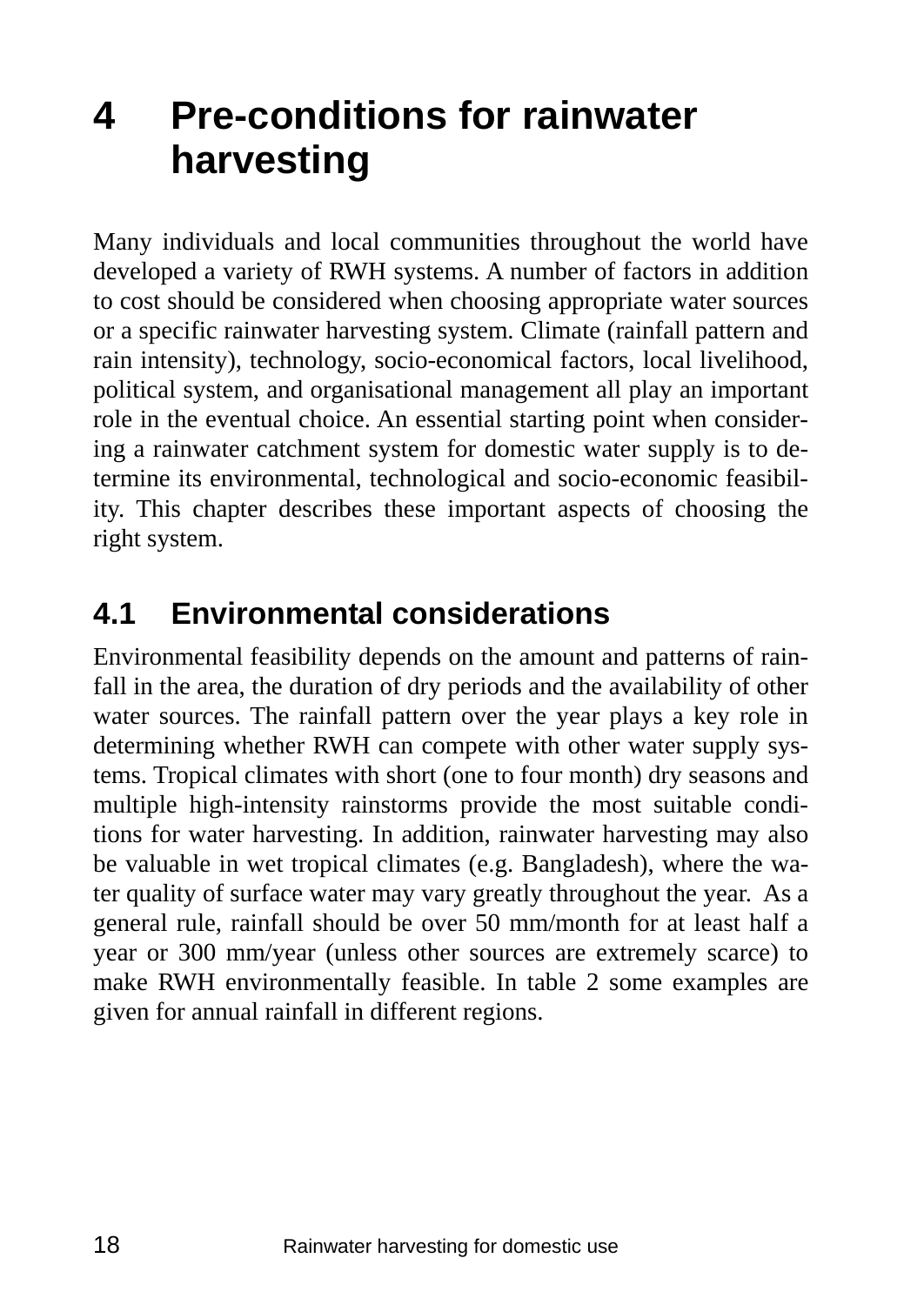# 4 Pre-conditions for rainwater harvesting

Many individuals and local communities throughout the world have developed a variety of RWH systems. A number of factors in addition to cost should be considered when choosing appropriate water sources or a specific rainwater harvesting system. Climate (rainfall pattern and rain intensity), technology, socio-economical factors, local livelihood, political system, and organisational management all play an important role in the eventual choice. An essential starting point when considering a rainwater catchment system for domestic water supply is to determine its environmental, technological and socio-economic feasibility. This chapter describes these important aspects of choosing the right system.

## 4.1 Environmental considerations

Environmental feasibility depends on the amount and patterns of rainfall in the area, the duration of dry periods and the availability of other water sources. The rainfall pattern over the year plays a key role in determining whether RWH can compete with other water supply systems. Tropical climates with short (one to four month) dry seasons and multiple high-intensity rainstorms provide the most suitable conditions for water harvesting. In addition, rainwater harvesting may also be valuable in wet tropical climates (e.g. Bangladesh), where the water quality of surface water may vary greatly throughout the year. As a general rule, rainfall should be over 50 mm/month for at least half a year or 300 mm/year (unless other sources are extremely scarce) to make RWH environmentally feasible. In table 2 some examples are given for annual rainfall in different regions.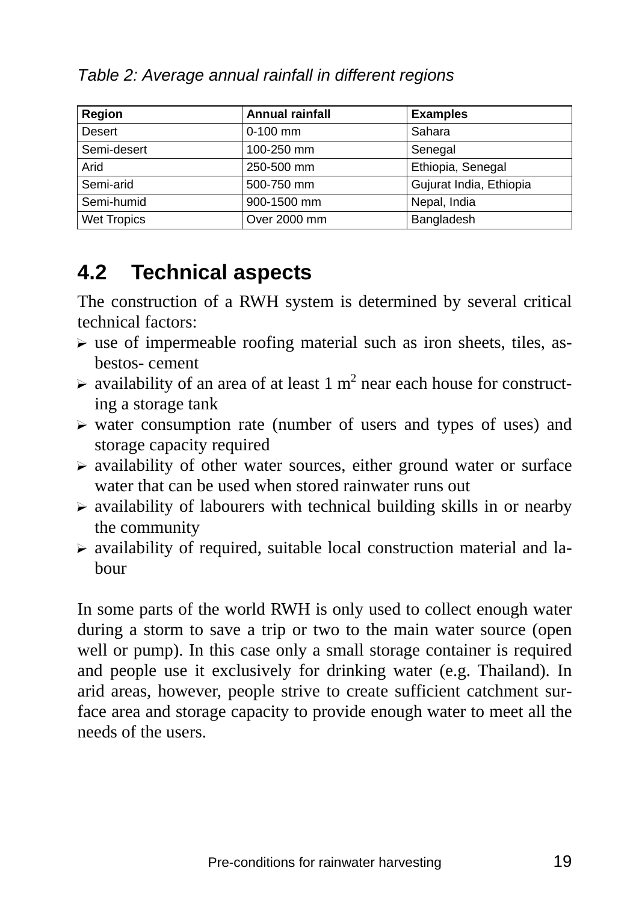*Table 2: Average annual rainfall in different regions*

| Region | Annual rainfall | Examples |
|---|---|---|
| Desert | 0-100 mm | Sahara |
| Semi-desert | 100-250 mm | Senegal |
| Arid | 250-500 mm | Ethiopia, Senegal |
| Semi-arid | 500-750 mm | Gujurat India, Ethiopia |
| Semi-humid | 900-1500 mm | Nepal, India |
| Wet Tropics | Over 2000 mm | Bangladesh |

## 4.2 Technical aspects

The construction of a RWH system is determined by several critical technical factors:

- use of impermeable roofing material such as iron sheets, tiles, asbestos- cement
- availability of an area of at least 1 $m^2$ near each house for constructing a storage tank
- water consumption rate (number of users and types of uses) and storage capacity required
- availability of other water sources, either ground water or surface water that can be used when stored rainwater runs out
- availability of labourers with technical building skills in or nearby the community
- availability of required, suitable local construction material and labour

In some parts of the world RWH is only used to collect enough water during a storm to save a trip or two to the main water source (open well or pump). In this case only a small storage container is required and people use it exclusively for drinking water (e.g. Thailand). In arid areas, however, people strive to create sufficient catchment surface area and storage capacity to provide enough water to meet all the needs of the users.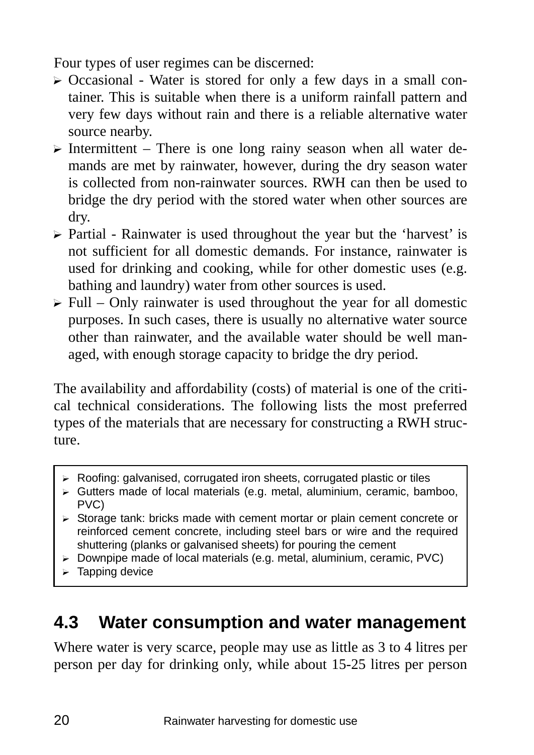Four types of user regimes can be discerned:

- Occasional - Water is stored for only a few days in a small container. This is suitable when there is a uniform rainfall pattern and very few days without rain and there is a reliable alternative water source nearby.
- Intermittent – There is one long rainy season when all water demands are met by rainwater, however, during the dry season water is collected from non-rainwater sources. RWH can then be used to bridge the dry period with the stored water when other sources are dry.
- Partial - Rainwater is used throughout the year but the 'harvest' is not sufficient for all domestic demands. For instance, rainwater is used for drinking and cooking, while for other domestic uses (e.g. bathing and laundry) water from other sources is used.
- Full – Only rainwater is used throughout the year for all domestic purposes. In such cases, there is usually no alternative water source other than rainwater, and the available water should be well managed, with enough storage capacity to bridge the dry period.

The availability and affordability (costs) of material is one of the critical technical considerations. The following lists the most preferred types of the materials that are necessary for constructing a RWH structure.

> - Roofing: galvanised, corrugated iron sheets, corrugated plastic or tiles
> - Gutters made of local materials (e.g. metal, aluminium, ceramic, bamboo, PVC)
> - Storage tank: bricks made with cement mortar or plain cement concrete or reinforced cement concrete, including steel bars or wire and the required shuttering (planks or galvanised sheets) for pouring the cement
> - Downpipe made of local materials (e.g. metal, aluminium, ceramic, PVC)
> - Tapping device

## 4.3 Water consumption and water management

Where water is very scarce, people may use as little as 3 to 4 litres per person per day for drinking only, while about 15-25 litres per person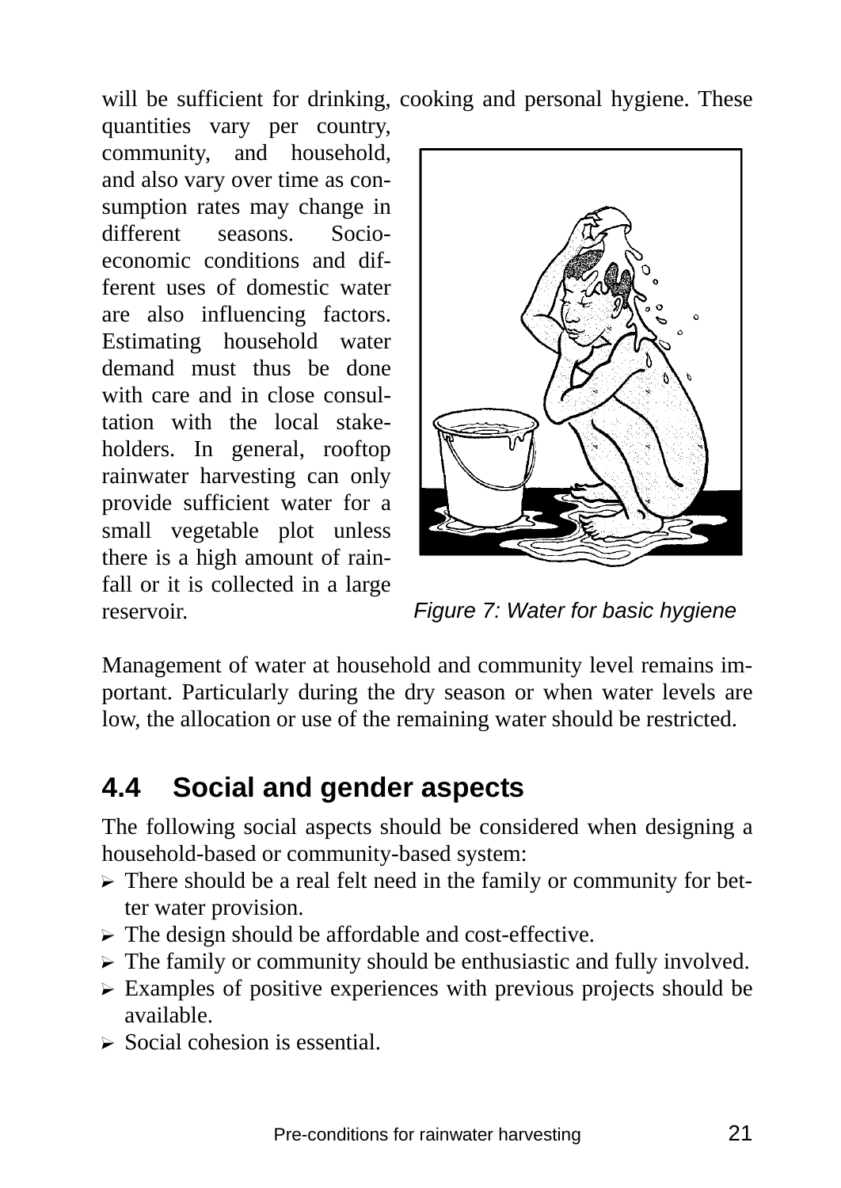will be sufficient for drinking, cooking and personal hygiene. These quantities vary per country, community, and household, and also vary over time as consumption rates may change in different seasons. Socio-economic conditions and different uses of domestic water are also influencing factors. Estimating household water demand must thus be done with care and in close consultation with the local stakeholders. In general, rooftop rainwater harvesting can only provide sufficient water for a small vegetable plot unless there is a high amount of rainfall or it is collected in a large reservoir.

*Figure 7: Water for basic hygiene*

Management of water at household and community level remains important. Particularly during the dry season or when water levels are low, the allocation or use of the remaining water should be restricted.

## 4.4 Social and gender aspects

The following social aspects should be considered when designing a household-based or community-based system:

- There should be a real felt need in the family or community for better water provision.
- The design should be affordable and cost-effective.
- The family or community should be enthusiastic and fully involved.
- Examples of positive experiences with previous projects should be available.
- Social cohesion is essential.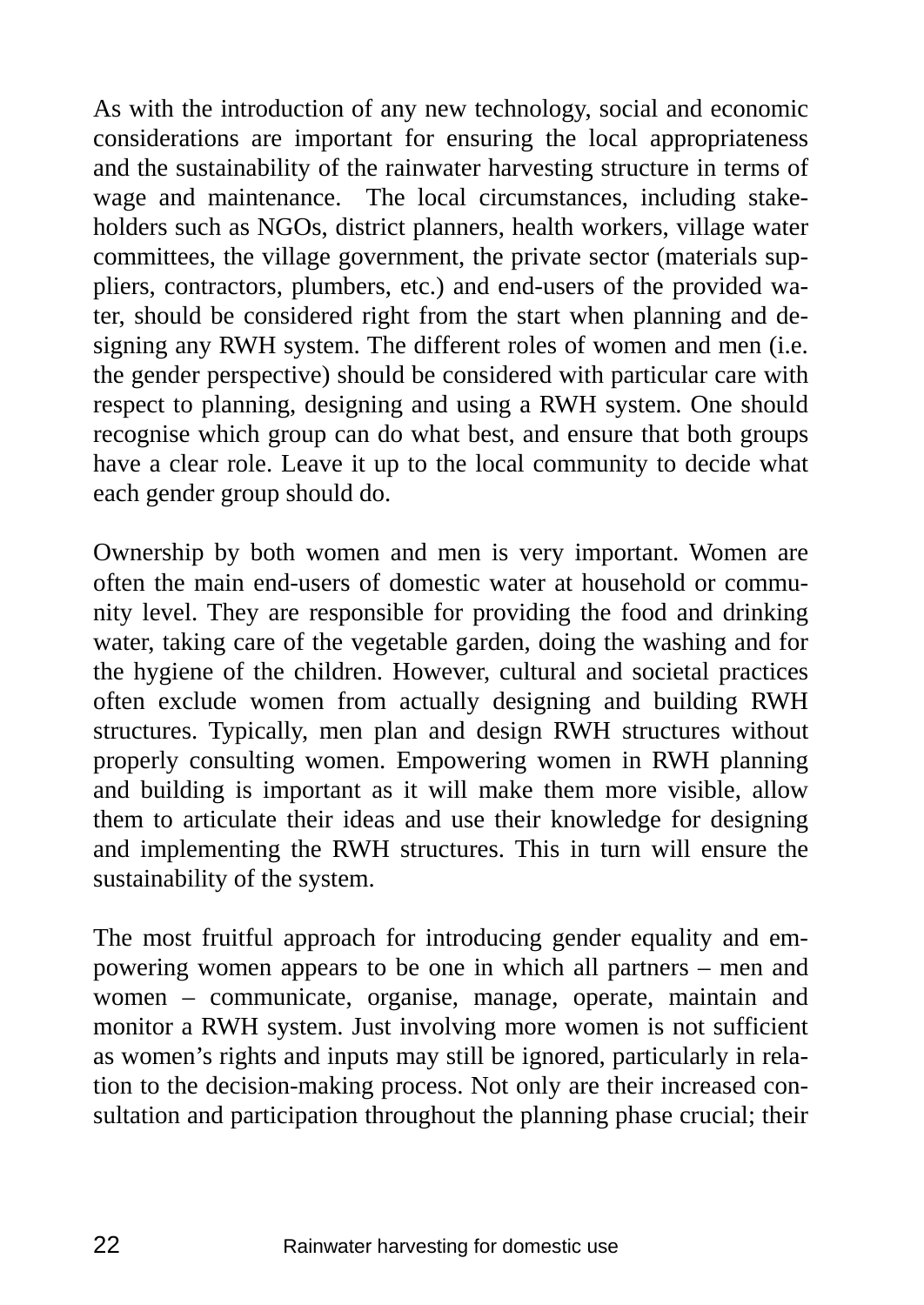As with the introduction of any new technology, social and economic considerations are important for ensuring the local appropriateness and the sustainability of the rainwater harvesting structure in terms of wage and maintenance. The local circumstances, including stakeholders such as NGOs, district planners, health workers, village water committees, the village government, the private sector (materials suppliers, contractors, plumbers, etc.) and end-users of the provided water, should be considered right from the start when planning and designing any RWH system. The different roles of women and men (i.e. the gender perspective) should be considered with particular care with respect to planning, designing and using a RWH system. One should recognise which group can do what best, and ensure that both groups have a clear role. Leave it up to the local community to decide what each gender group should do.

Ownership by both women and men is very important. Women are often the main end-users of domestic water at household or community level. They are responsible for providing the food and drinking water, taking care of the vegetable garden, doing the washing and for the hygiene of the children. However, cultural and societal practices often exclude women from actually designing and building RWH structures. Typically, men plan and design RWH structures without properly consulting women. Empowering women in RWH planning and building is important as it will make them more visible, allow them to articulate their ideas and use their knowledge for designing and implementing the RWH structures. This in turn will ensure the sustainability of the system.

The most fruitful approach for introducing gender equality and empowering women appears to be one in which all partners – men and women – communicate, organise, manage, operate, maintain and monitor a RWH system. Just involving more women is not sufficient as women's rights and inputs may still be ignored, particularly in relation to the decision-making process. Not only are their increased consultation and participation throughout the planning phase crucial; their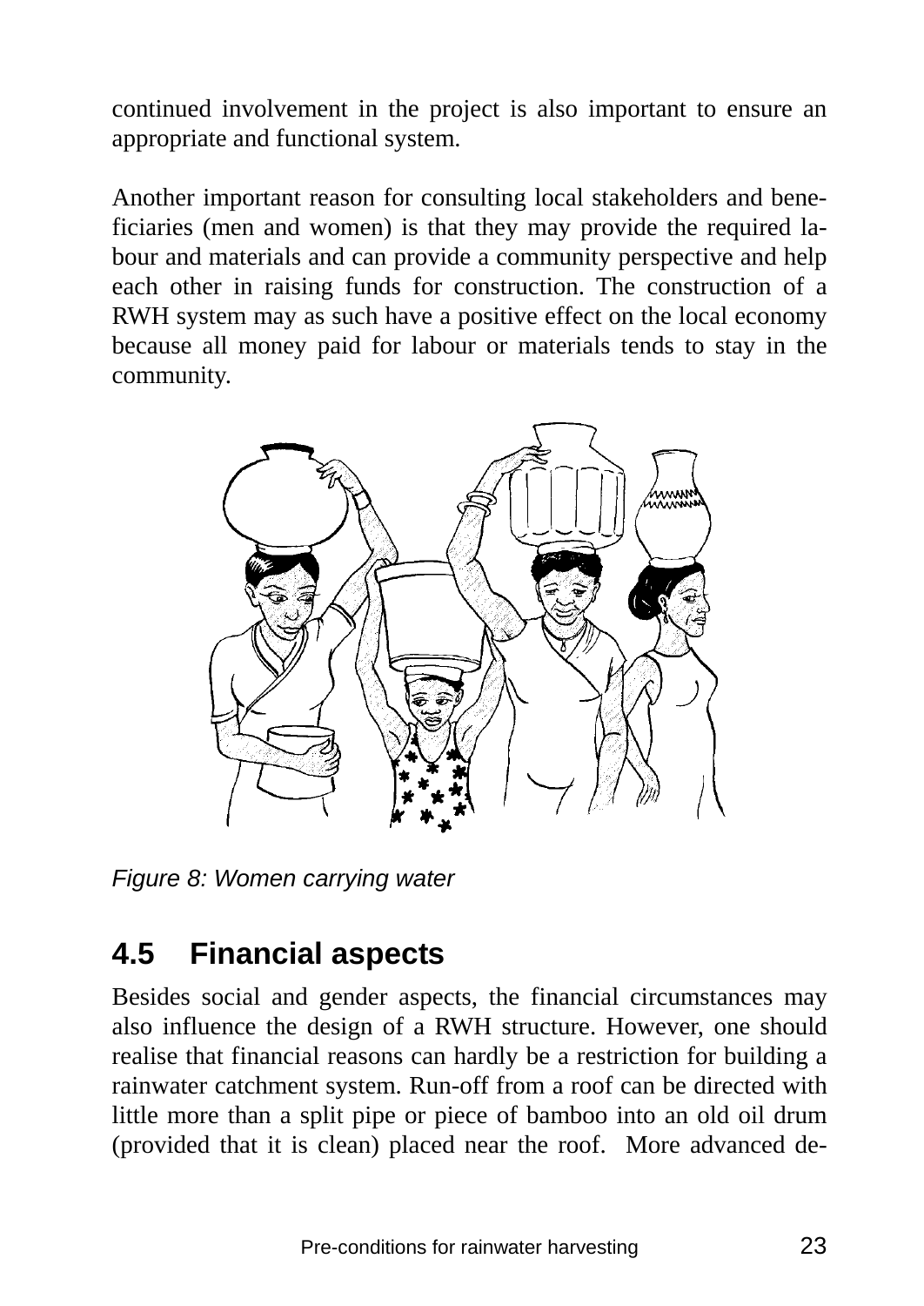continued involvement in the project is also important to ensure an appropriate and functional system.

Another important reason for consulting local stakeholders and beneficiaries (men and women) is that they may provide the required labour and materials and can provide a community perspective and help each other in raising funds for construction. The construction of a RWH system may as such have a positive effect on the local economy because all money paid for labour or materials tends to stay in the community.

*Figure 8: Women carrying water*

## 4.5 Financial aspects

Besides social and gender aspects, the financial circumstances may also influence the design of a RWH structure. However, one should realise that financial reasons can hardly be a restriction for building a rainwater catchment system. Run-off from a roof can be directed with little more than a split pipe or piece of bamboo into an old oil drum (provided that it is clean) placed near the roof. More advanced de-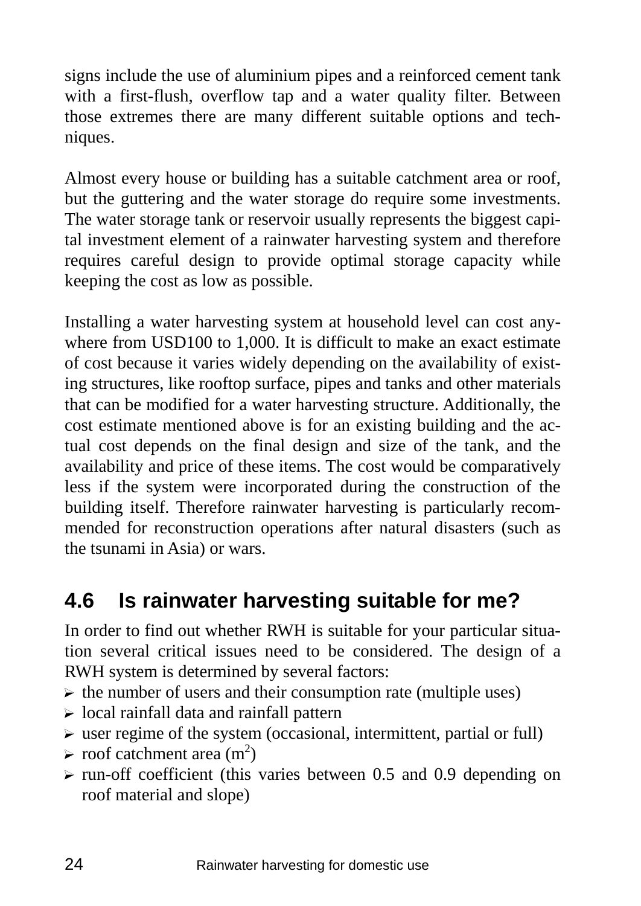signs include the use of aluminium pipes and a reinforced cement tank with a first-flush, overflow tap and a water quality filter. Between those extremes there are many different suitable options and techniques.

Almost every house or building has a suitable catchment area or roof, but the guttering and the water storage do require some investments. The water storage tank or reservoir usually represents the biggest capital investment element of a rainwater harvesting system and therefore requires careful design to provide optimal storage capacity while keeping the cost as low as possible.

Installing a water harvesting system at household level can cost anywhere from USD100 to 1,000. It is difficult to make an exact estimate of cost because it varies widely depending on the availability of existing structures, like rooftop surface, pipes and tanks and other materials that can be modified for a water harvesting structure. Additionally, the cost estimate mentioned above is for an existing building and the actual cost depends on the final design and size of the tank, and the availability and price of these items. The cost would be comparatively less if the system were incorporated during the construction of the building itself. Therefore rainwater harvesting is particularly recommended for reconstruction operations after natural disasters (such as the tsunami in Asia) or wars.

## 4.6 Is rainwater harvesting suitable for me?

In order to find out whether RWH is suitable for your particular situation several critical issues need to be considered. The design of a RWH system is determined by several factors:

- the number of users and their consumption rate (multiple uses)
- local rainfall data and rainfall pattern
- user regime of the system (occasional, intermittent, partial or full)
- roof catchment area ($m^2$)
- run-off coefficient (this varies between 0.5 and 0.9 depending on roof material and slope)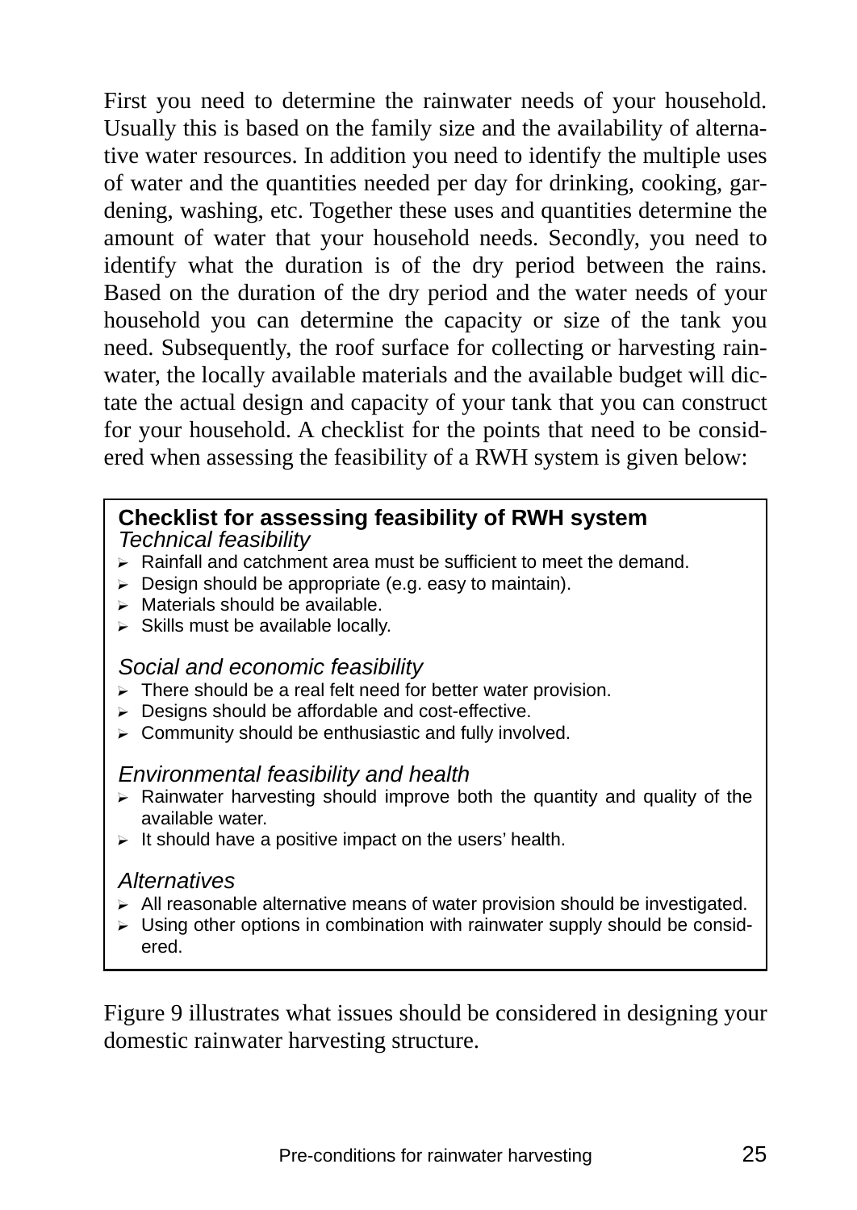First you need to determine the rainwater needs of your household. Usually this is based on the family size and the availability of alternative water resources. In addition you need to identify the multiple uses of water and the quantities needed per day for drinking, cooking, gardening, washing, etc. Together these uses and quantities determine the amount of water that your household needs. Secondly, you need to identify what the duration is of the dry period between the rains. Based on the duration of the dry period and the water needs of your household you can determine the capacity or size of the tank you need. Subsequently, the roof surface for collecting or harvesting rainwater, the locally available materials and the available budget will dictate the actual design and capacity of your tank that you can construct for your household. A checklist for the points that need to be considered when assessing the feasibility of a RWH system is given below:

**Checklist for assessing feasibility of RWH system**

*Technical feasibility*

- Rainfall and catchment area must be sufficient to meet the demand.
- Design should be appropriate (e.g. easy to maintain).
- Materials should be available.
- Skills must be available locally.

*Social and economic feasibility*

- There should be a real felt need for better water provision.
- Designs should be affordable and cost-effective.
- Community should be enthusiastic and fully involved.

*Environmental feasibility and health*

- Rainwater harvesting should improve both the quantity and quality of the available water.
- It should have a positive impact on the users' health.

*Alternatives*

- All reasonable alternative means of water provision should be investigated.
- Using other options in combination with rainwater supply should be considered.

Figure 9 illustrates what issues should be considered in designing your domestic rainwater harvesting structure.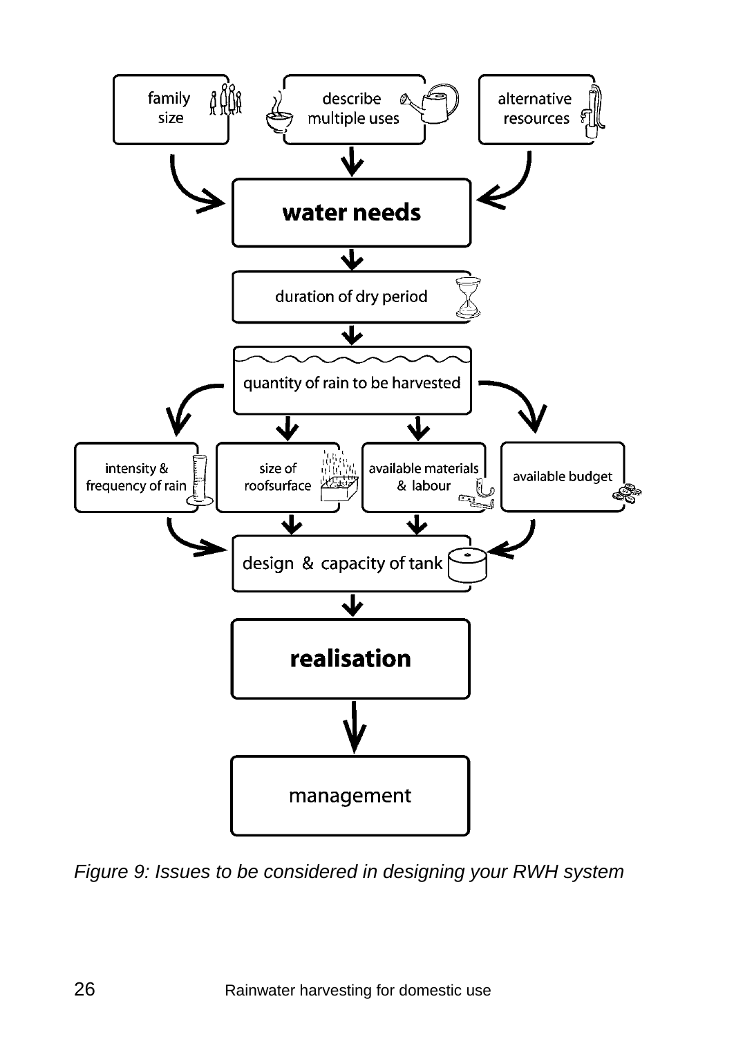family size

describe multiple uses

alternative resources

**water needs**

duration of dry period

quantity of rain to be harvested

intensity & frequency of rain

size of roofsurface

available materials & labour

available budget

design & capacity of tank

**realisation**

management

*Figure 9: Issues to be considered in designing your RWH system*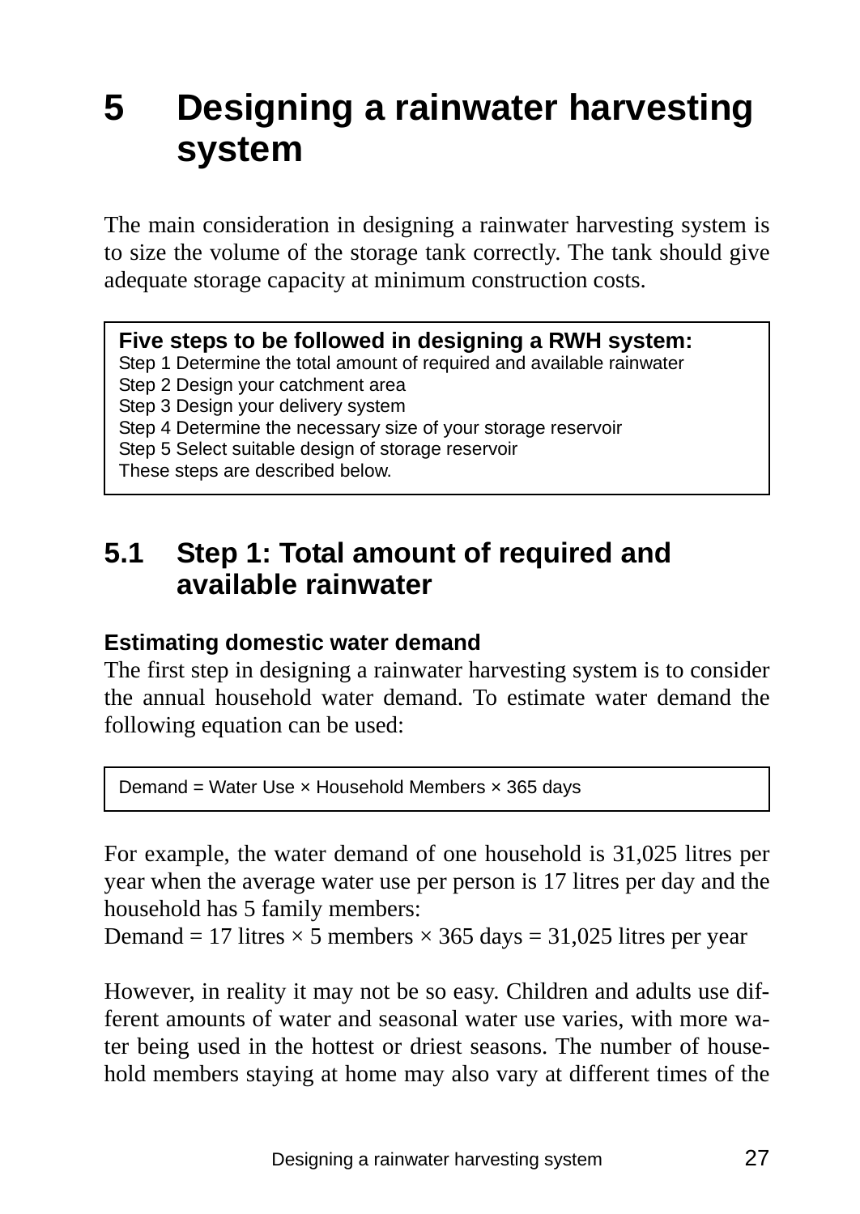# 5 Designing a rainwater harvesting system

The main consideration in designing a rainwater harvesting system is to size the volume of the storage tank correctly. The tank should give adequate storage capacity at minimum construction costs.

> **Five steps to be followed in designing a RWH system:**
> Step 1 Determine the total amount of required and available rainwater
> Step 2 Design your catchment area
> Step 3 Design your delivery system
> Step 4 Determine the necessary size of your storage reservoir
> Step 5 Select suitable design of storage reservoir
> These steps are described below.

## 5.1 Step 1: Total amount of required and available rainwater

**Estimating domestic water demand**

The first step in designing a rainwater harvesting system is to consider the annual household water demand. To estimate water demand the following equation can be used:

> Demand = Water Use × Household Members × 365 days

For example, the water demand of one household is 31,025 litres per year when the average water use per person is 17 litres per day and the household has 5 family members:
Demand = 17 litres × 5 members × 365 days = 31,025 litres per year

However, in reality it may not be so easy. Children and adults use different amounts of water and seasonal water use varies, with more water being used in the hottest or driest seasons. The number of household members staying at home may also vary at different times of the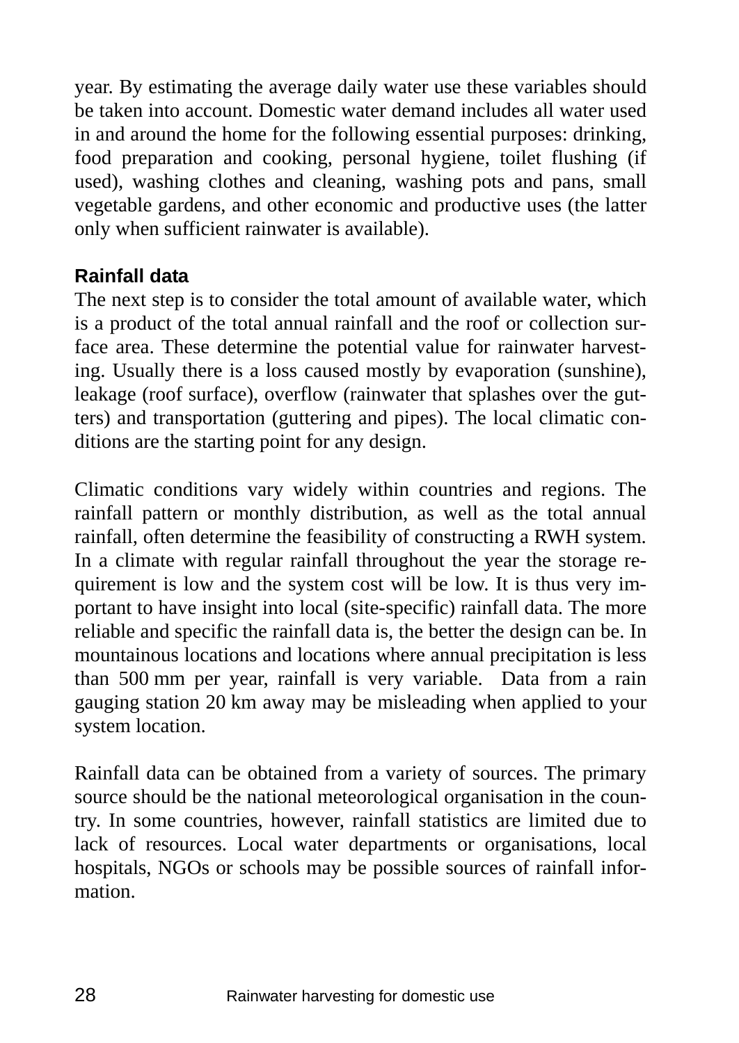year. By estimating the average daily water use these variables should be taken into account. Domestic water demand includes all water used in and around the home for the following essential purposes: drinking, food preparation and cooking, personal hygiene, toilet flushing (if used), washing clothes and cleaning, washing pots and pans, small vegetable gardens, and other economic and productive uses (the latter only when sufficient rainwater is available).

### Rainfall data

The next step is to consider the total amount of available water, which is a product of the total annual rainfall and the roof or collection surface area. These determine the potential value for rainwater harvesting. Usually there is a loss caused mostly by evaporation (sunshine), leakage (roof surface), overflow (rainwater that splashes over the gutters) and transportation (guttering and pipes). The local climatic conditions are the starting point for any design.

Climatic conditions vary widely within countries and regions. The rainfall pattern or monthly distribution, as well as the total annual rainfall, often determine the feasibility of constructing a RWH system. In a climate with regular rainfall throughout the year the storage requirement is low and the system cost will be low. It is thus very important to have insight into local (site-specific) rainfall data. The more reliable and specific the rainfall data is, the better the design can be. In mountainous locations and locations where annual precipitation is less than 500 mm per year, rainfall is very variable. Data from a rain gauging station 20 km away may be misleading when applied to your system location.

Rainfall data can be obtained from a variety of sources. The primary source should be the national meteorological organisation in the country. In some countries, however, rainfall statistics are limited due to lack of resources. Local water departments or organisations, local hospitals, NGOs or schools may be possible sources of rainfall information.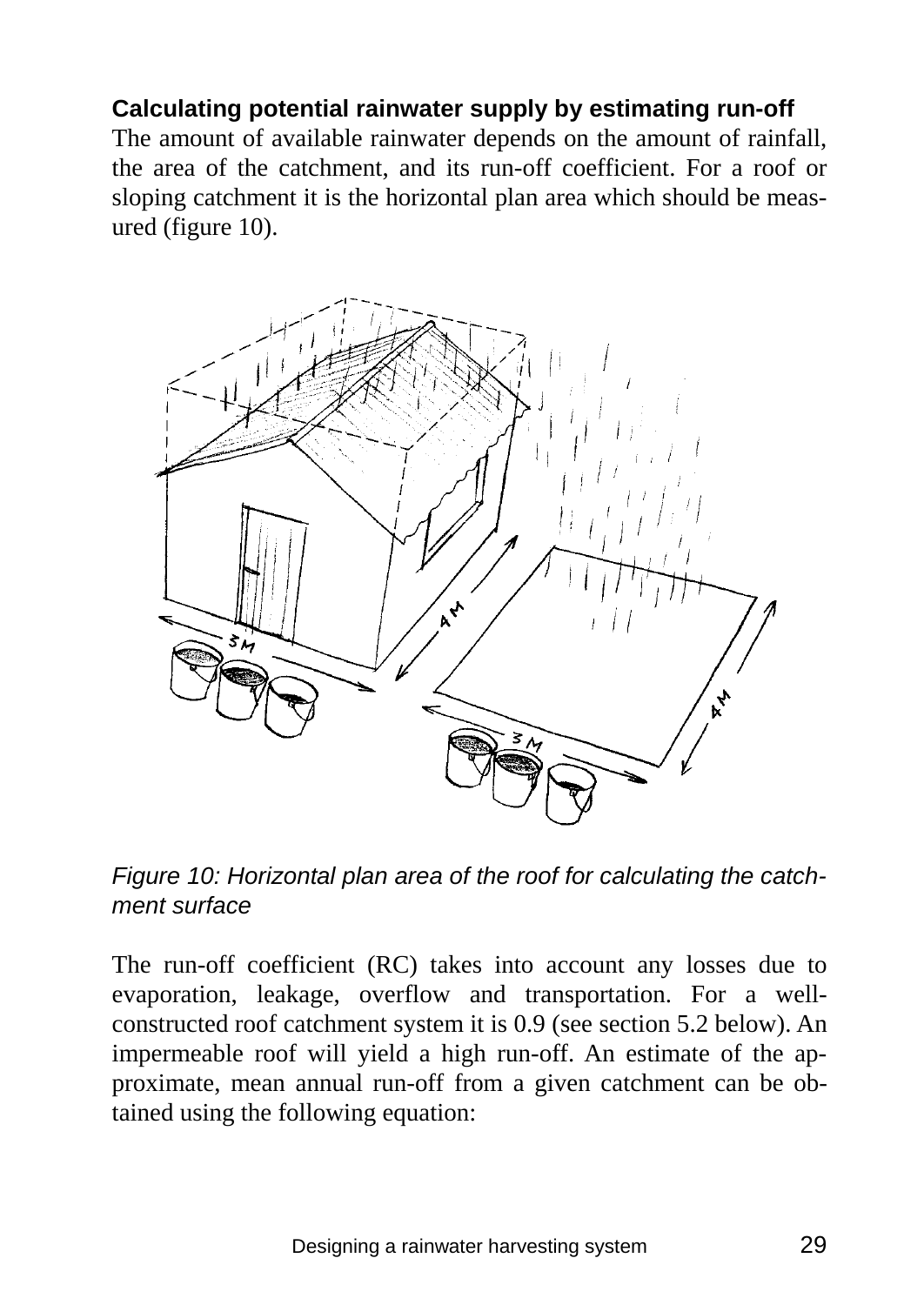**Calculating potential rainwater supply by estimating run-off**

The amount of available rainwater depends on the amount of rainfall, the area of the catchment, and its run-off coefficient. For a roof or sloping catchment it is the horizontal plan area which should be measured (figure 10).

*Figure 10: Horizontal plan area of the roof for calculating the catchment surface*

The run-off coefficient (RC) takes into account any losses due to evaporation, leakage, overflow and transportation. For a well-constructed roof catchment system it is 0.9 (see section 5.2 below). An impermeable roof will yield a high run-off. An estimate of the approximate, mean annual run-off from a given catchment can be obtained using the following equation: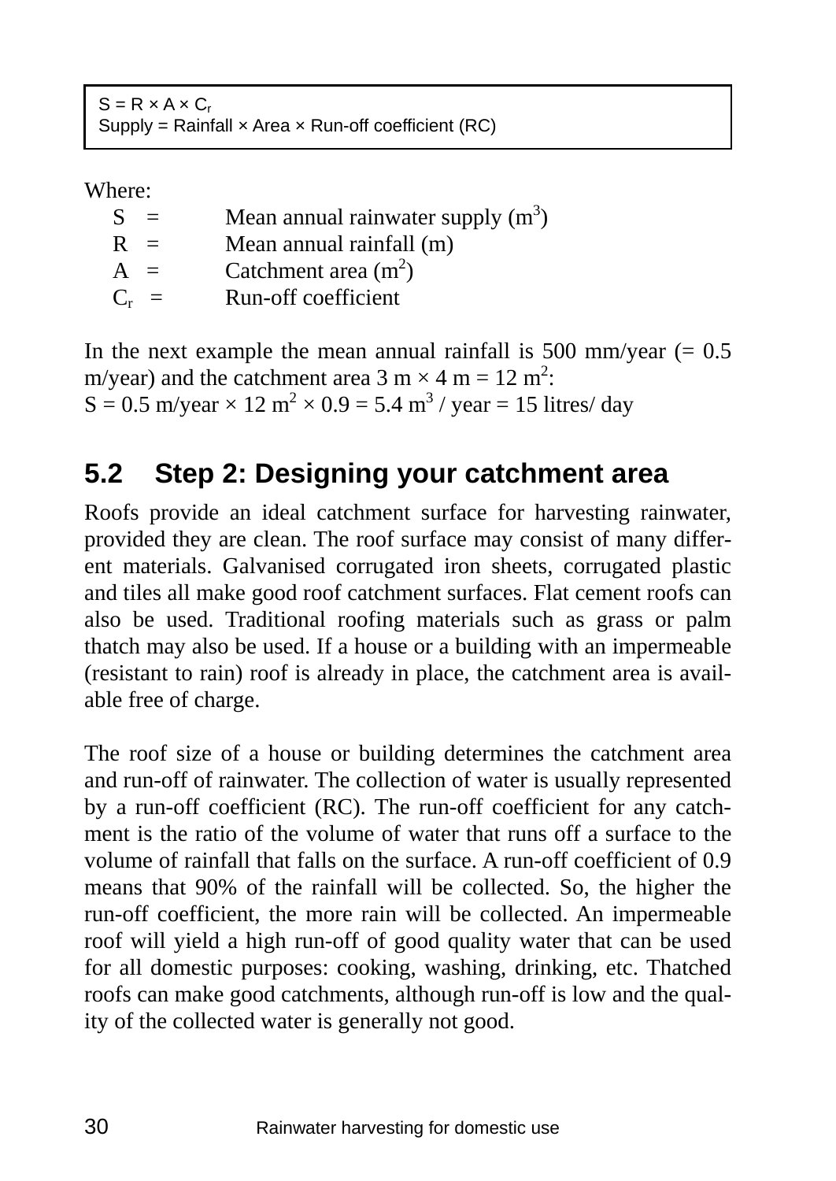$S = R \times A \times C_r$
Supply = Rainfall × Area × Run-off coefficient (RC)

Where:

| | | |
|---|---|---|
| $S$ | = | Mean annual rainwater supply ($m^3$) |
| $R$ | = | Mean annual rainfall (m) |
| $A$ | = | Catchment area ($m^2$) |
| $C_r$ | = | Run-off coefficient |

In the next example the mean annual rainfall is 500 mm/year (= 0.5 m/year) and the catchment area 3 m × 4 m = 12 $m^2$:
$S = 0.5$ m/year × 12 $m^2$ × 0.9 = 5.4 $m^3$ / year = 15 litres/ day

## 5.2 Step 2: Designing your catchment area

Roofs provide an ideal catchment surface for harvesting rainwater, provided they are clean. The roof surface may consist of many different materials. Galvanised corrugated iron sheets, corrugated plastic and tiles all make good roof catchment surfaces. Flat cement roofs can also be used. Traditional roofing materials such as grass or palm thatch may also be used. If a house or a building with an impermeable (resistant to rain) roof is already in place, the catchment area is available free of charge.

The roof size of a house or building determines the catchment area and run-off of rainwater. The collection of water is usually represented by a run-off coefficient (RC). The run-off coefficient for any catchment is the ratio of the volume of water that runs off a surface to the volume of rainfall that falls on the surface. A run-off coefficient of 0.9 means that 90% of the rainfall will be collected. So, the higher the run-off coefficient, the more rain will be collected. An impermeable roof will yield a high run-off of good quality water that can be used for all domestic purposes: cooking, washing, drinking, etc. Thatched roofs can make good catchments, although run-off is low and the quality of the collected water is generally not good.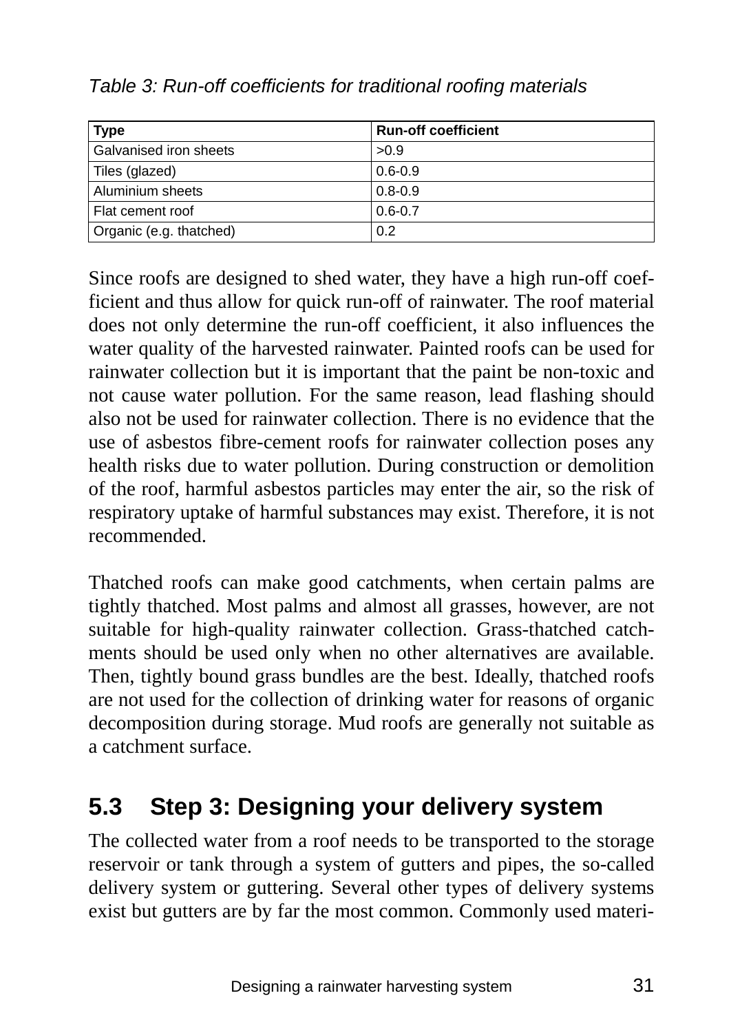*Table 3: Run-off coefficients for traditional roofing materials*

| Type | Run-off coefficient |
| --- | --- |
| Galvanised iron sheets | >0.9 |
| Tiles (glazed) | 0.6-0.9 |
| Aluminium sheets | 0.8-0.9 |
| Flat cement roof | 0.6-0.7 |
| Organic (e.g. thatched) | 0.2 |

Since roofs are designed to shed water, they have a high run-off coefficient and thus allow for quick run-off of rainwater. The roof material does not only determine the run-off coefficient, it also influences the water quality of the harvested rainwater. Painted roofs can be used for rainwater collection but it is important that the paint be non-toxic and not cause water pollution. For the same reason, lead flashing should also not be used for rainwater collection. There is no evidence that the use of asbestos fibre-cement roofs for rainwater collection poses any health risks due to water pollution. During construction or demolition of the roof, harmful asbestos particles may enter the air, so the risk of respiratory uptake of harmful substances may exist. Therefore, it is not recommended.

Thatched roofs can make good catchments, when certain palms are tightly thatched. Most palms and almost all grasses, however, are not suitable for high-quality rainwater collection. Grass-thatched catchments should be used only when no other alternatives are available. Then, tightly bound grass bundles are the best. Ideally, thatched roofs are not used for the collection of drinking water for reasons of organic decomposition during storage. Mud roofs are generally not suitable as a catchment surface.

## 5.3 Step 3: Designing your delivery system

The collected water from a roof needs to be transported to the storage reservoir or tank through a system of gutters and pipes, the so-called delivery system or guttering. Several other types of delivery systems exist but gutters are by far the most common. Commonly used materi-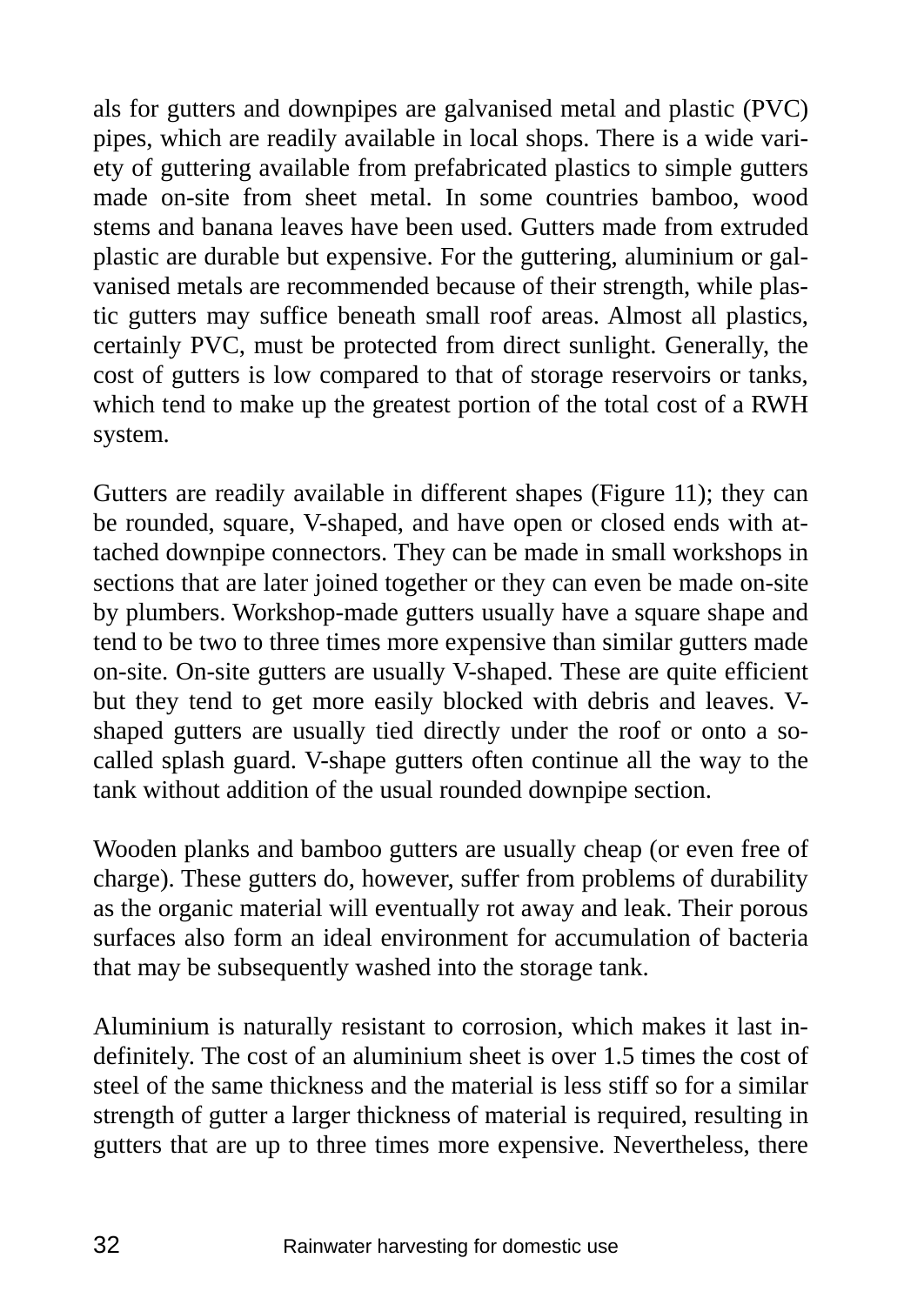als for gutters and downpipes are galvanised metal and plastic (PVC) pipes, which are readily available in local shops. There is a wide variety of guttering available from prefabricated plastics to simple gutters made on-site from sheet metal. In some countries bamboo, wood stems and banana leaves have been used. Gutters made from extruded plastic are durable but expensive. For the guttering, aluminium or galvanised metals are recommended because of their strength, while plastic gutters may suffice beneath small roof areas. Almost all plastics, certainly PVC, must be protected from direct sunlight. Generally, the cost of gutters is low compared to that of storage reservoirs or tanks, which tend to make up the greatest portion of the total cost of a RWH system.

Gutters are readily available in different shapes (Figure 11); they can be rounded, square, V-shaped, and have open or closed ends with attached downpipe connectors. They can be made in small workshops in sections that are later joined together or they can even be made on-site by plumbers. Workshop-made gutters usually have a square shape and tend to be two to three times more expensive than similar gutters made on-site. On-site gutters are usually V-shaped. These are quite efficient but they tend to get more easily blocked with debris and leaves. V-shaped gutters are usually tied directly under the roof or onto a so-called splash guard. V-shape gutters often continue all the way to the tank without addition of the usual rounded downpipe section.

Wooden planks and bamboo gutters are usually cheap (or even free of charge). These gutters do, however, suffer from problems of durability as the organic material will eventually rot away and leak. Their porous surfaces also form an ideal environment for accumulation of bacteria that may be subsequently washed into the storage tank.

Aluminium is naturally resistant to corrosion, which makes it last indefinitely. The cost of an aluminium sheet is over 1.5 times the cost of steel of the same thickness and the material is less stiff so for a similar strength of gutter a larger thickness of material is required, resulting in gutters that are up to three times more expensive. Nevertheless, there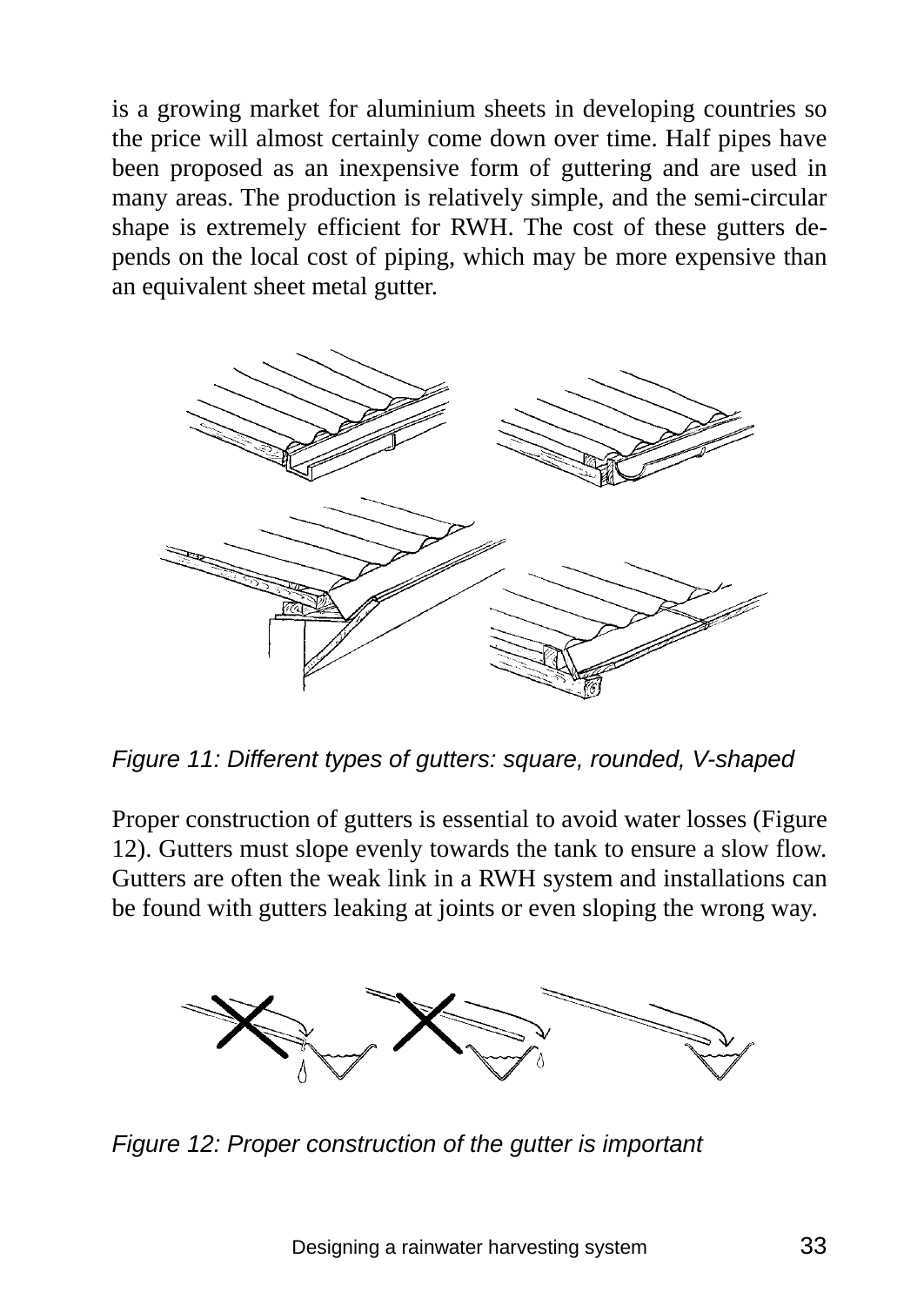is a growing market for aluminium sheets in developing countries so the price will almost certainly come down over time. Half pipes have been proposed as an inexpensive form of guttering and are used in many areas. The production is relatively simple, and the semi-circular shape is extremely efficient for RWH. The cost of these gutters depends on the local cost of piping, which may be more expensive than an equivalent sheet metal gutter.

*Figure 11: Different types of gutters: square, rounded, V-shaped*

Proper construction of gutters is essential to avoid water losses (Figure 12). Gutters must slope evenly towards the tank to ensure a slow flow. Gutters are often the weak link in a RWH system and installations can be found with gutters leaking at joints or even sloping the wrong way.

*Figure 12: Proper construction of the gutter is important*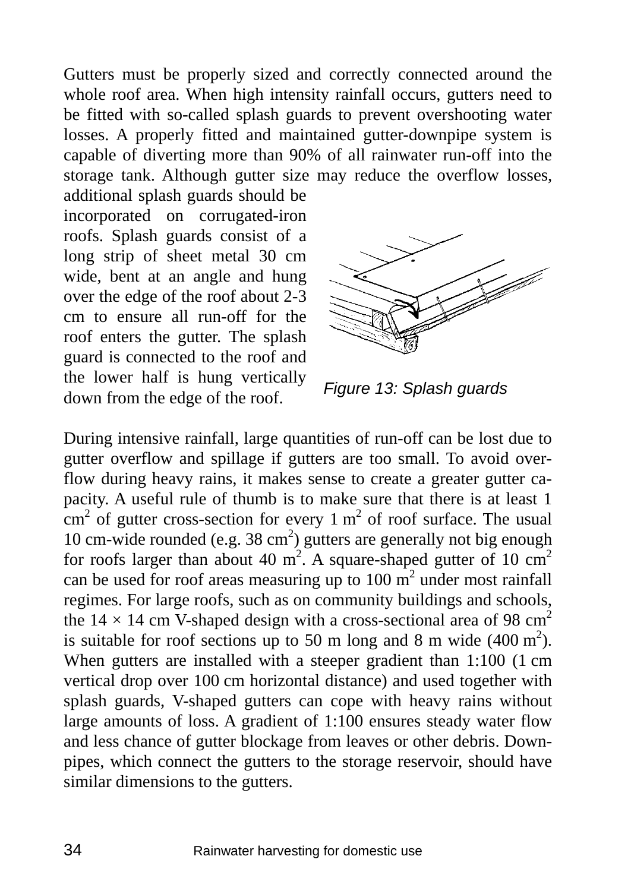Gutters must be properly sized and correctly connected around the whole roof area. When high intensity rainfall occurs, gutters need to be fitted with so-called splash guards to prevent overshooting water losses. A properly fitted and maintained gutter-downpipe system is capable of diverting more than 90% of all rainwater run-off into the storage tank. Although gutter size may reduce the overflow losses, additional splash guards should be incorporated on corrugated-iron roofs. Splash guards consist of a long strip of sheet metal 30 cm wide, bent at an angle and hung over the edge of the roof about 2-3 cm to ensure all run-off for the roof enters the gutter. The splash guard is connected to the roof and the lower half is hung vertically down from the edge of the roof.

*Figure 13: Splash guards*

During intensive rainfall, large quantities of run-off can be lost due to gutter overflow and spillage if gutters are too small. To avoid overflow during heavy rains, it makes sense to create a greater gutter capacity. A useful rule of thumb is to make sure that there is at least 1 $cm^2$ of gutter cross-section for every 1 $m^2$ of roof surface. The usual 10 cm-wide rounded (e.g. 38 $cm^2$) gutters are generally not big enough for roofs larger than about 40 $m^2$. A square-shaped gutter of 10 $cm^2$ can be used for roof areas measuring up to 100 $m^2$ under most rainfall regimes. For large roofs, such as on community buildings and schools, the 14 × 14 cm V-shaped design with a cross-sectional area of 98 $cm^2$ is suitable for roof sections up to 50 m long and 8 m wide (400 $m^2$). When gutters are installed with a steeper gradient than 1:100 (1 cm vertical drop over 100 cm horizontal distance) and used together with splash guards, V-shaped gutters can cope with heavy rains without large amounts of loss. A gradient of 1:100 ensures steady water flow and less chance of gutter blockage from leaves or other debris. Downpipes, which connect the gutters to the storage reservoir, should have similar dimensions to the gutters.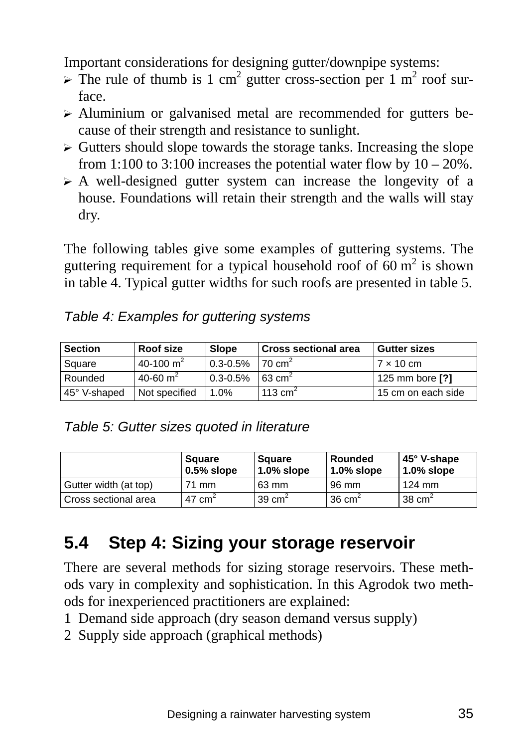Important considerations for designing gutter/downpipe systems:

- The rule of thumb is 1 $cm^2$ gutter cross-section per 1 $m^2$ roof surface.
- Aluminium or galvanised metal are recommended for gutters because of their strength and resistance to sunlight.
- Gutters should slope towards the storage tanks. Increasing the slope from 1:100 to 3:100 increases the potential water flow by 10 – 20%.
- A well-designed gutter system can increase the longevity of a house. Foundations will retain their strength and the walls will stay dry.

The following tables give some examples of guttering systems. The guttering requirement for a typical household roof of 60 $m^2$ is shown in table 4. Typical gutter widths for such roofs are presented in table 5.

*Table 4: Examples for guttering systems*

| Section | Roof size | Slope | Cross sectional area | Gutter sizes |
|---|---|---|---|---|
| Square | 40-100 $m^2$ | 0.3-0.5% | 70 $cm^2$ | 7 × 10 cm |
| Rounded | 40-60 $m^2$ | 0.3-0.5% | 63 $cm^2$ | 125 mm bore **[?]** |
| 45° V-shaped | Not specified | 1.0% | 113 $cm^2$ | 15 cm on each side |

*Table 5: Gutter sizes quoted in literature*

| | Square 0.5% slope | Square 1.0% slope | Rounded 1.0% slope | 45° V-shape 1.0% slope |
|---|---|---|---|---|
| Gutter width (at top) | 71 mm | 63 mm | 96 mm | 124 mm |
| Cross sectional area | 47 $cm^2$ | 39 $cm^2$ | 36 $cm^2$ | 38 $cm^2$ |

## 5.4 Step 4: Sizing your storage reservoir

There are several methods for sizing storage reservoirs. These methods vary in complexity and sophistication. In this Agrodok two methods for inexperienced practitioners are explained:

1. Demand side approach (dry season demand versus supply)
2. Supply side approach (graphical methods)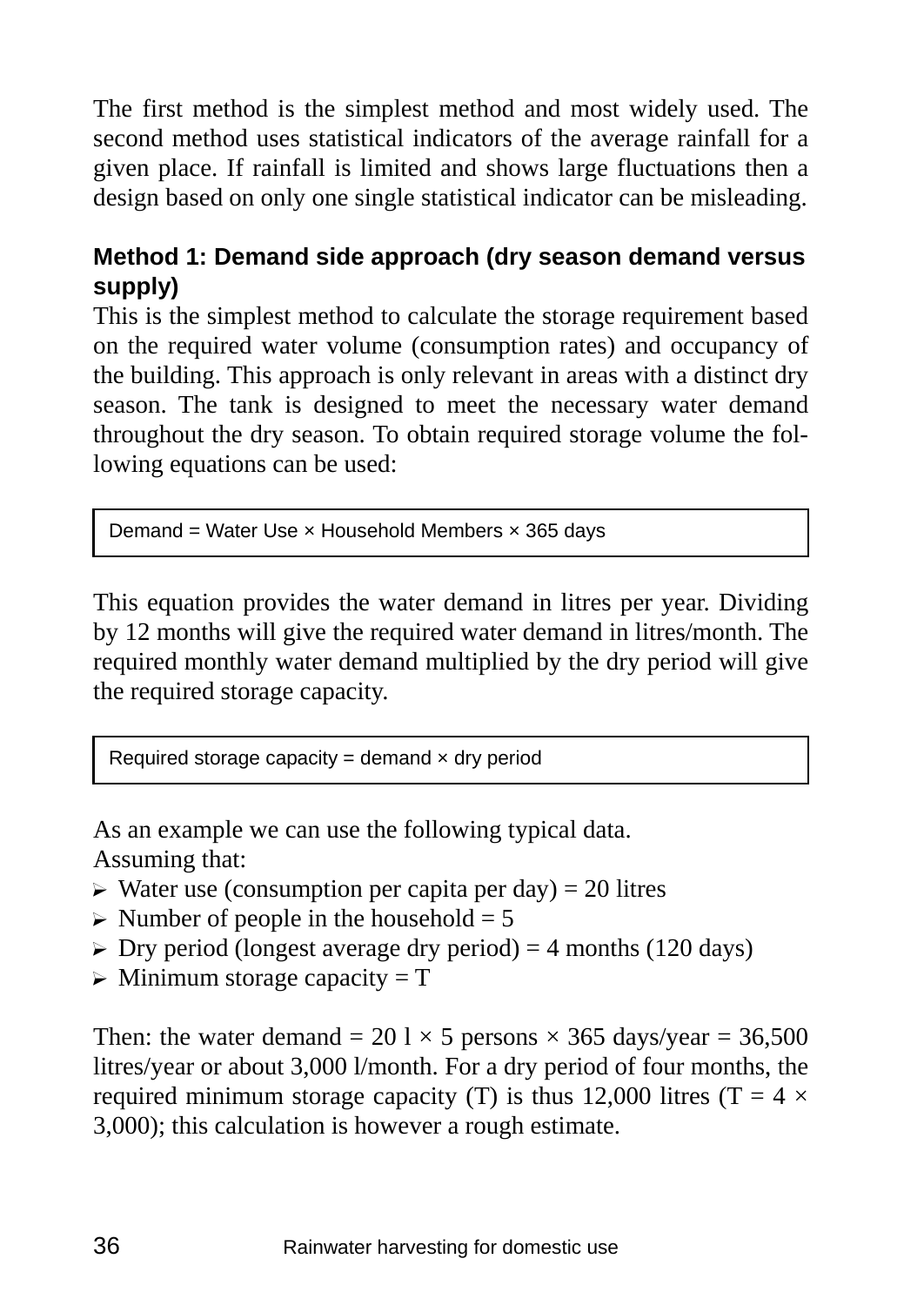The first method is the simplest method and most widely used. The second method uses statistical indicators of the average rainfall for a given place. If rainfall is limited and shows large fluctuations then a design based on only one single statistical indicator can be misleading.

### Method 1: Demand side approach (dry season demand versus supply)

This is the simplest method to calculate the storage requirement based on the required water volume (consumption rates) and occupancy of the building. This approach is only relevant in areas with a distinct dry season. The tank is designed to meet the necessary water demand throughout the dry season. To obtain required storage volume the following equations can be used:

$$\text{Demand} = \text{Water Use} \times \text{Household Members} \times 365 \text{ days}$$

This equation provides the water demand in litres per year. Dividing by 12 months will give the required water demand in litres/month. The required monthly water demand multiplied by the dry period will give the required storage capacity.

$$\text{Required storage capacity} = \text{demand} \times \text{dry period}$$

As an example we can use the following typical data.
Assuming that:

- Water use (consumption per capita per day) = 20 litres
- Number of people in the household = 5
- Dry period (longest average dry period) = 4 months (120 days)
- Minimum storage capacity = T

Then: the water demand = 20 l × 5 persons × 365 days/year = 36,500 litres/year or about 3,000 l/month. For a dry period of four months, the required minimum storage capacity (T) is thus 12,000 litres (T = 4 × 3,000); this calculation is however a rough estimate.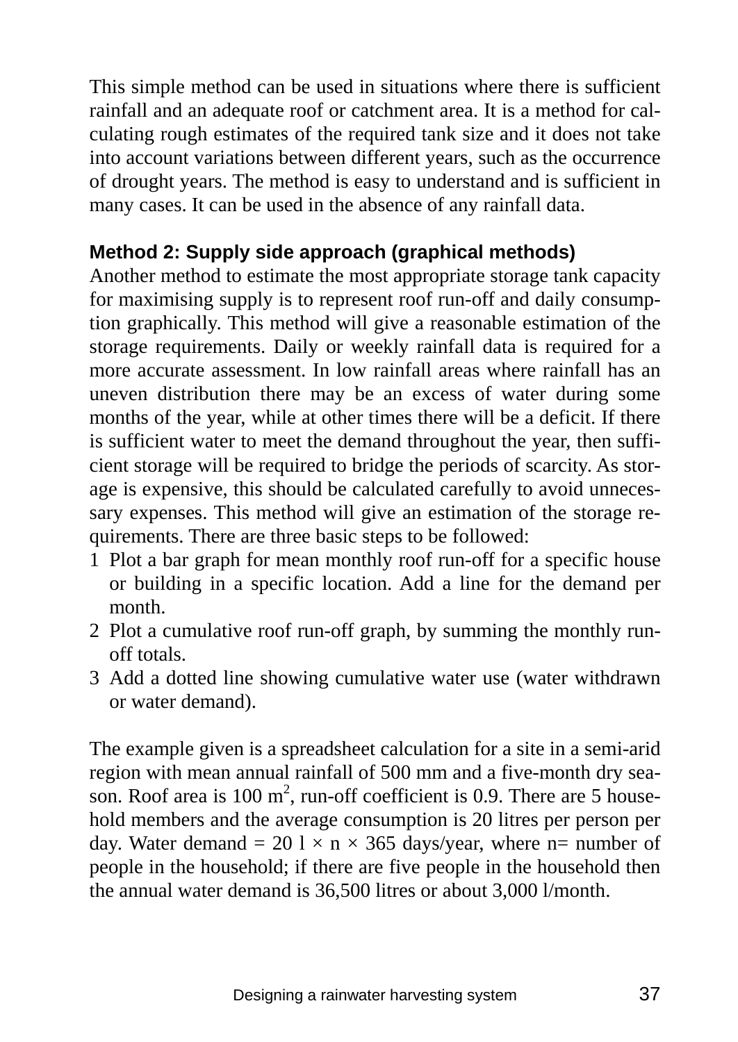This simple method can be used in situations where there is sufficient rainfall and an adequate roof or catchment area. It is a method for calculating rough estimates of the required tank size and it does not take into account variations between different years, such as the occurrence of drought years. The method is easy to understand and is sufficient in many cases. It can be used in the absence of any rainfall data.

**Method 2: Supply side approach (graphical methods)**

Another method to estimate the most appropriate storage tank capacity for maximising supply is to represent roof run-off and daily consumption graphically. This method will give a reasonable estimation of the storage requirements. Daily or weekly rainfall data is required for a more accurate assessment. In low rainfall areas where rainfall has an uneven distribution there may be an excess of water during some months of the year, while at other times there will be a deficit. If there is sufficient water to meet the demand throughout the year, then sufficient storage will be required to bridge the periods of scarcity. As storage is expensive, this should be calculated carefully to avoid unnecessary expenses. This method will give an estimation of the storage requirements. There are three basic steps to be followed:

1. Plot a bar graph for mean monthly roof run-off for a specific house or building in a specific location. Add a line for the demand per month.
2. Plot a cumulative roof run-off graph, by summing the monthly run-off totals.
3. Add a dotted line showing cumulative water use (water withdrawn or water demand).

The example given is a spreadsheet calculation for a site in a semi-arid region with mean annual rainfall of 500 mm and a five-month dry season. Roof area is 100 $m^2$, run-off coefficient is 0.9. There are 5 household members and the average consumption is 20 litres per person per day. Water demand = 20 l × n × 365 days/year, where n= number of people in the household; if there are five people in the household then the annual water demand is 36,500 litres or about 3,000 l/month.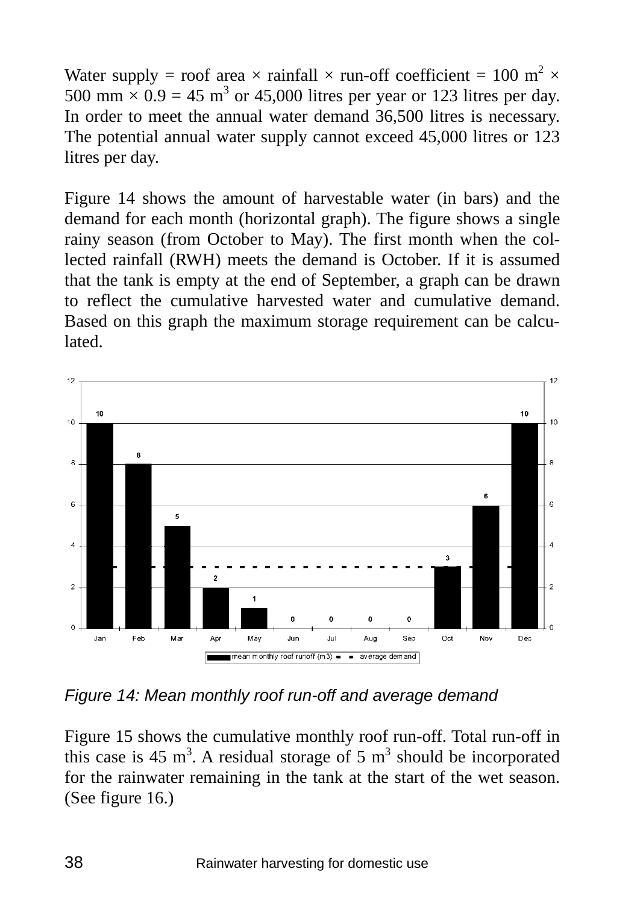Water supply = roof area × rainfall × run-off coefficient = 100 $m^2$ × 500 mm × 0.9 = 45 $m^3$ or 45,000 litres per year or 123 litres per day. In order to meet the annual water demand 36,500 litres is necessary. The potential annual water supply cannot exceed 45,000 litres or 123 litres per day.

Figure 14 shows the amount of harvestable water (in bars) and the demand for each month (horizontal graph). The figure shows a single rainy season (from October to May). The first month when the collected rainfall (RWH) meets the demand is October. If it is assumed that the tank is empty at the end of September, a graph can be drawn to reflect the cumulative harvested water and cumulative demand. Based on this graph the maximum storage requirement can be calculated.

| Month | Jan | Feb | Mar | Apr | May | Jun | Jul | Aug | Sep | Oct | Nov | Dec |
|---|---|---|---|---|---|---|---|---|---|---|---|---|
| mean monthly roof runoff (m3) | 10 | 8 | 5 | 2 | 1 | 0 | 0 | 0 | 0 | 3 | 6 | 10 |

*Figure 14: Mean monthly roof run-off and average demand*

Figure 15 shows the cumulative monthly roof run-off. Total run-off in this case is 45 $m^3$. A residual storage of 5 $m^3$ should be incorporated for the rainwater remaining in the tank at the start of the wet season. (See figure 16.)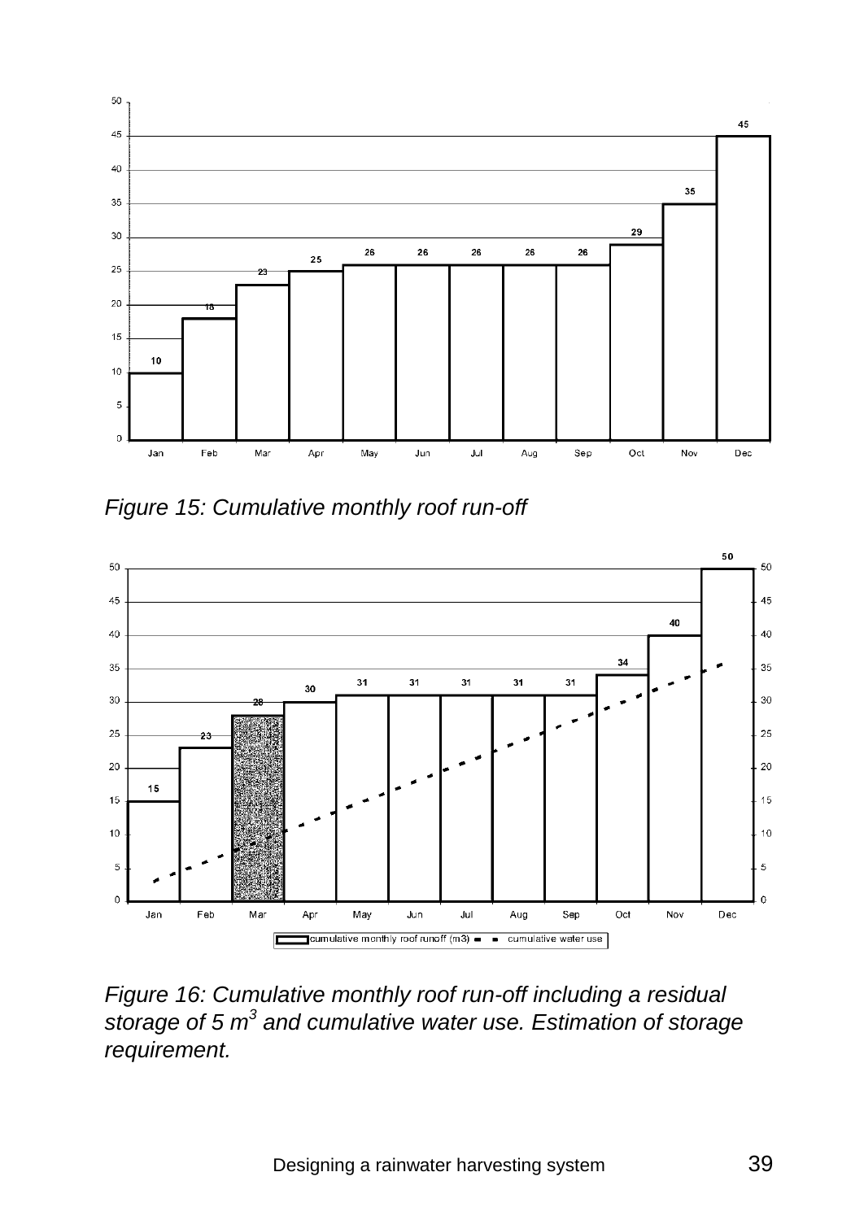*Figure 15: Cumulative monthly roof run-off*

*Figure 16: Cumulative monthly roof run-off including a residual storage of 5 $m^3$ and cumulative water use. Estimation of storage requirement.*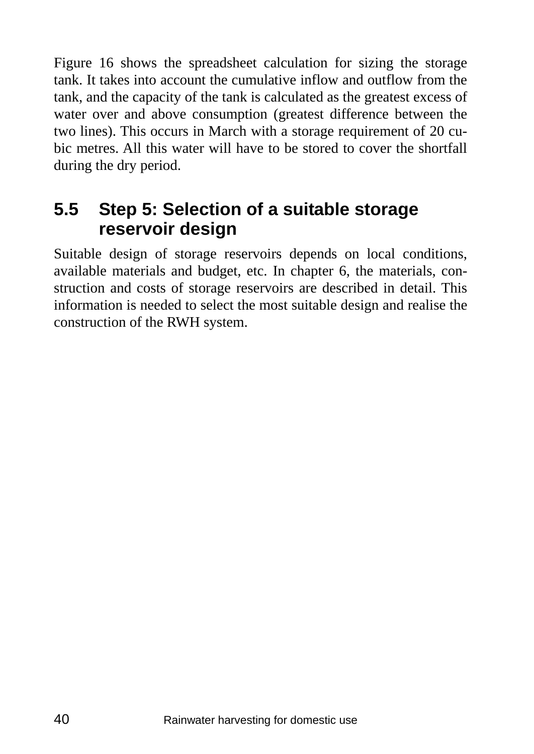Figure 16 shows the spreadsheet calculation for sizing the storage tank. It takes into account the cumulative inflow and outflow from the tank, and the capacity of the tank is calculated as the greatest excess of water over and above consumption (greatest difference between the two lines). This occurs in March with a storage requirement of 20 cubic metres. All this water will have to be stored to cover the shortfall during the dry period.

## 5.5 Step 5: Selection of a suitable storage reservoir design

Suitable design of storage reservoirs depends on local conditions, available materials and budget, etc. In chapter 6, the materials, construction and costs of storage reservoirs are described in detail. This information is needed to select the most suitable design and realise the construction of the RWH system.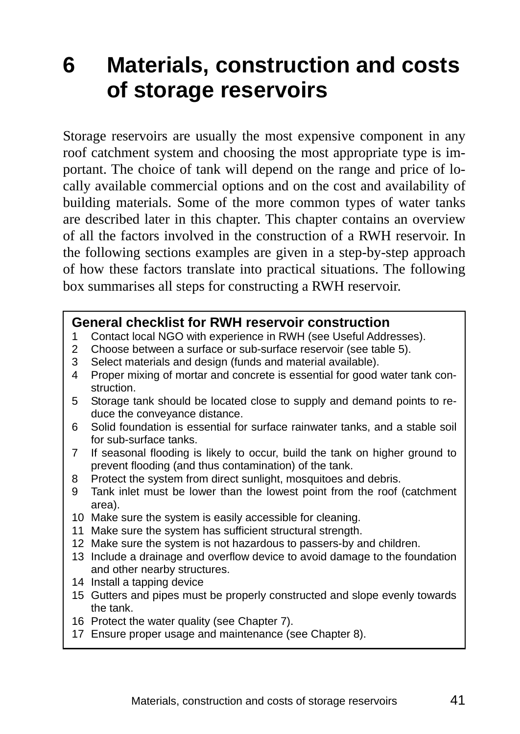# 6 Materials, construction and costs of storage reservoirs

Storage reservoirs are usually the most expensive component in any roof catchment system and choosing the most appropriate type is important. The choice of tank will depend on the range and price of locally available commercial options and on the cost and availability of building materials. Some of the more common types of water tanks are described later in this chapter. This chapter contains an overview of all the factors involved in the construction of a RWH reservoir. In the following sections examples are given in a step-by-step approach of how these factors translate into practical situations. The following box summarises all steps for constructing a RWH reservoir.

**General checklist for RWH reservoir construction**

1. Contact local NGO with experience in RWH (see Useful Addresses).
2. Choose between a surface or sub-surface reservoir (see table 5).
3. Select materials and design (funds and material available).
4. Proper mixing of mortar and concrete is essential for good water tank construction.
5. Storage tank should be located close to supply and demand points to reduce the conveyance distance.
6. Solid foundation is essential for surface rainwater tanks, and a stable soil for sub-surface tanks.
7. If seasonal flooding is likely to occur, build the tank on higher ground to prevent flooding (and thus contamination) of the tank.
8. Protect the system from direct sunlight, mosquitoes and debris.
9. Tank inlet must be lower than the lowest point from the roof (catchment area).
10. Make sure the system is easily accessible for cleaning.
11. Make sure the system has sufficient structural strength.
12. Make sure the system is not hazardous to passers-by and children.
13. Include a drainage and overflow device to avoid damage to the foundation and other nearby structures.
14. Install a tapping device
15. Gutters and pipes must be properly constructed and slope evenly towards the tank.
16. Protect the water quality (see Chapter 7).
17. Ensure proper usage and maintenance (see Chapter 8).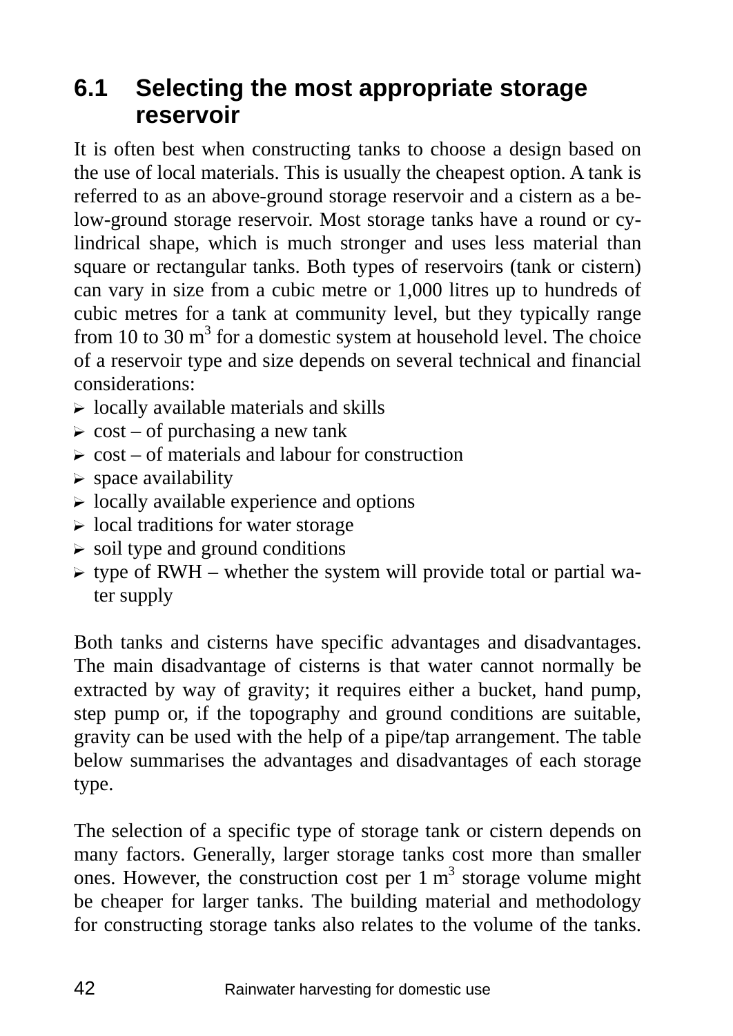## 6.1 Selecting the most appropriate storage reservoir

It is often best when constructing tanks to choose a design based on the use of local materials. This is usually the cheapest option. A tank is referred to as an above-ground storage reservoir and a cistern as a below-ground storage reservoir. Most storage tanks have a round or cylindrical shape, which is much stronger and uses less material than square or rectangular tanks. Both types of reservoirs (tank or cistern) can vary in size from a cubic metre or 1,000 litres up to hundreds of cubic metres for a tank at community level, but they typically range from 10 to 30 m$^3$ for a domestic system at household level. The choice of a reservoir type and size depends on several technical and financial considerations:

- locally available materials and skills
- cost – of purchasing a new tank
- cost – of materials and labour for construction
- space availability
- locally available experience and options
- local traditions for water storage
- soil type and ground conditions
- type of RWH – whether the system will provide total or partial water supply

Both tanks and cisterns have specific advantages and disadvantages. The main disadvantage of cisterns is that water cannot normally be extracted by way of gravity; it requires either a bucket, hand pump, step pump or, if the topography and ground conditions are suitable, gravity can be used with the help of a pipe/tap arrangement. The table below summarises the advantages and disadvantages of each storage type.

The selection of a specific type of storage tank or cistern depends on many factors. Generally, larger storage tanks cost more than smaller ones. However, the construction cost per 1 m$^3$ storage volume might be cheaper for larger tanks. The building material and methodology for constructing storage tanks also relates to the volume of the tanks.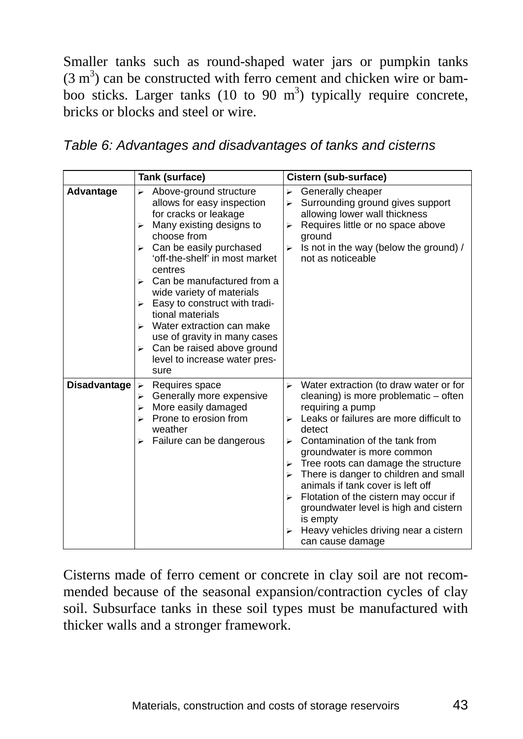Smaller tanks such as round-shaped water jars or pumpkin tanks ($3\ m^3$) can be constructed with ferro cement and chicken wire or bamboo sticks. Larger tanks (10 to 90 $m^3$) typically require concrete, bricks or blocks and steel or wire.

*Table 6: Advantages and disadvantages of tanks and cisterns*

| | **Tank (surface)** | **Cistern (sub-surface)** |
|---|---|---|
| **Advantage** | ➢ Above-ground structure allows for easy inspection for cracks or leakage<br>➢ Many existing designs to choose from<br>➢ Can be easily purchased 'off-the-shelf' in most market centres<br>➢ Can be manufactured from a wide variety of materials<br>➢ Easy to construct with traditional materials<br>➢ Water extraction can make use of gravity in many cases<br>➢ Can be raised above ground level to increase water pressure | ➢ Generally cheaper<br>➢ Surrounding ground gives support allowing lower wall thickness<br>➢ Requires little or no space above ground<br>➢ Is not in the way (below the ground) / not as noticeable |
| **Disadvantage** | ➢ Requires space<br>➢ Generally more expensive<br>➢ More easily damaged<br>➢ Prone to erosion from weather<br>➢ Failure can be dangerous | ➢ Water extraction (to draw water or for cleaning) is more problematic – often requiring a pump<br>➢ Leaks or failures are more difficult to detect<br>➢ Contamination of the tank from groundwater is more common<br>➢ Tree roots can damage the structure<br>➢ There is danger to children and small animals if tank cover is left off<br>➢ Flotation of the cistern may occur if groundwater level is high and cistern is empty<br>➢ Heavy vehicles driving near a cistern can cause damage |

Cisterns made of ferro cement or concrete in clay soil are not recommended because of the seasonal expansion/contraction cycles of clay soil. Subsurface tanks in these soil types must be manufactured with thicker walls and a stronger framework.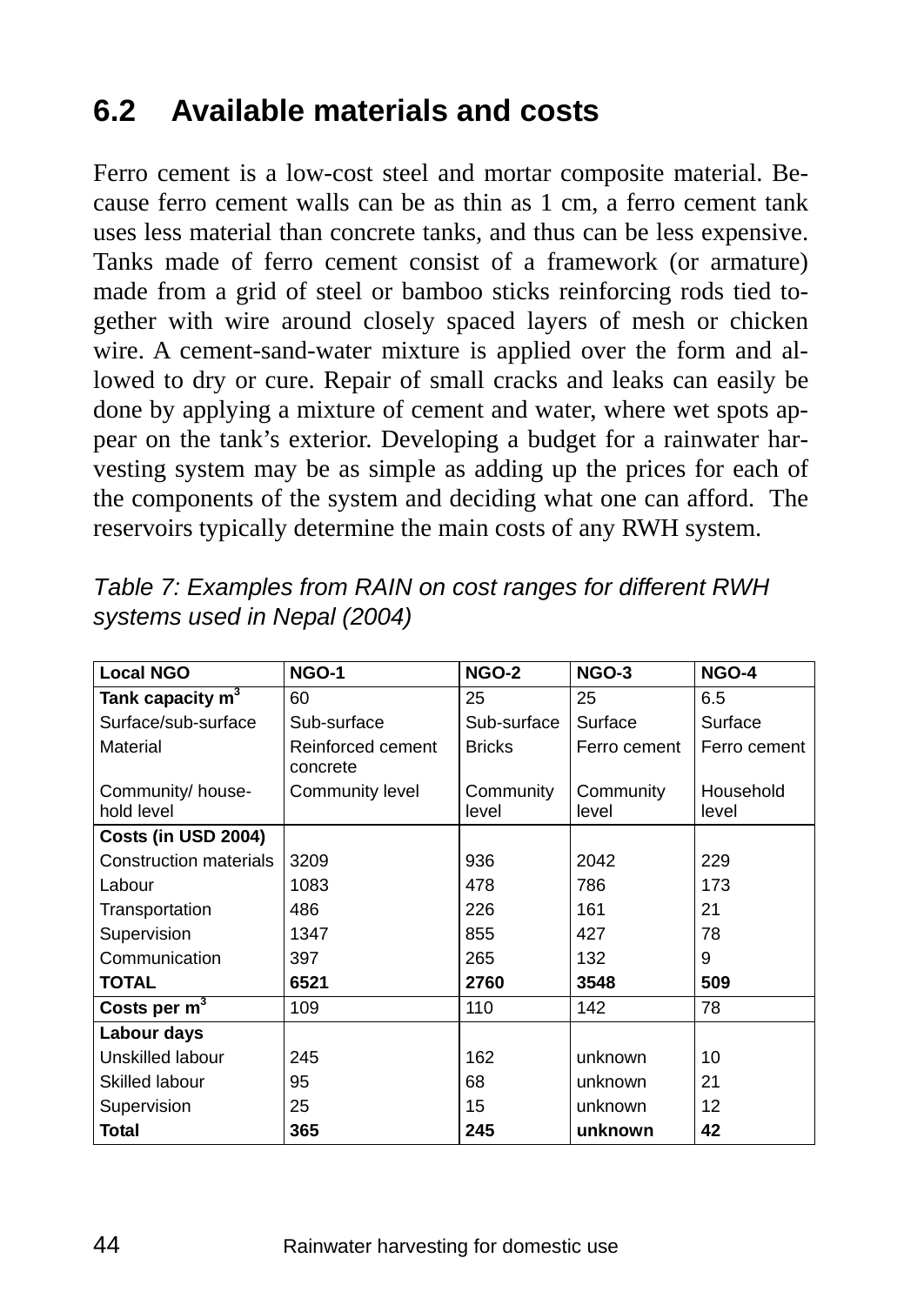## 6.2 Available materials and costs

Ferro cement is a low-cost steel and mortar composite material. Because ferro cement walls can be as thin as 1 cm, a ferro cement tank uses less material than concrete tanks, and thus can be less expensive. Tanks made of ferro cement consist of a framework (or armature) made from a grid of steel or bamboo sticks reinforcing rods tied together with wire around closely spaced layers of mesh or chicken wire. A cement-sand-water mixture is applied over the form and allowed to dry or cure. Repair of small cracks and leaks can easily be done by applying a mixture of cement and water, where wet spots appear on the tank's exterior. Developing a budget for a rainwater harvesting system may be as simple as adding up the prices for each of the components of the system and deciding what one can afford. The reservoirs typically determine the main costs of any RWH system.

*Table 7: Examples from RAIN on cost ranges for different RWH systems used in Nepal (2004)*

| **Local NGO** | **NGO-1** | **NGO-2** | **NGO-3** | **NGO-4** |
|---|---|---|---|---|
| **Tank capacity m$^3$** | 60 | 25 | 25 | 6.5 |
| Surface/sub-surface | Sub-surface | Sub-surface | Surface | Surface |
| Material | Reinforced cement concrete | Bricks | Ferro cement | Ferro cement |
| Community/ household level | Community level | Community level | Community level | Household level |
| **Costs (in USD 2004)** | | | | |
| Construction materials | 3209 | 936 | 2042 | 229 |
| Labour | 1083 | 478 | 786 | 173 |
| Transportation | 486 | 226 | 161 | 21 |
| Supervision | 1347 | 855 | 427 | 78 |
| Communication | 397 | 265 | 132 | 9 |
| **TOTAL** | **6521** | **2760** | **3548** | **509** |
| **Costs per m$^3$** | 109 | 110 | 142 | 78 |
| **Labour days** | | | | |
| Unskilled labour | 245 | 162 | unknown | 10 |
| Skilled labour | 95 | 68 | unknown | 21 |
| Supervision | 25 | 15 | unknown | 12 |
| **Total** | **365** | **245** | **unknown** | **42** |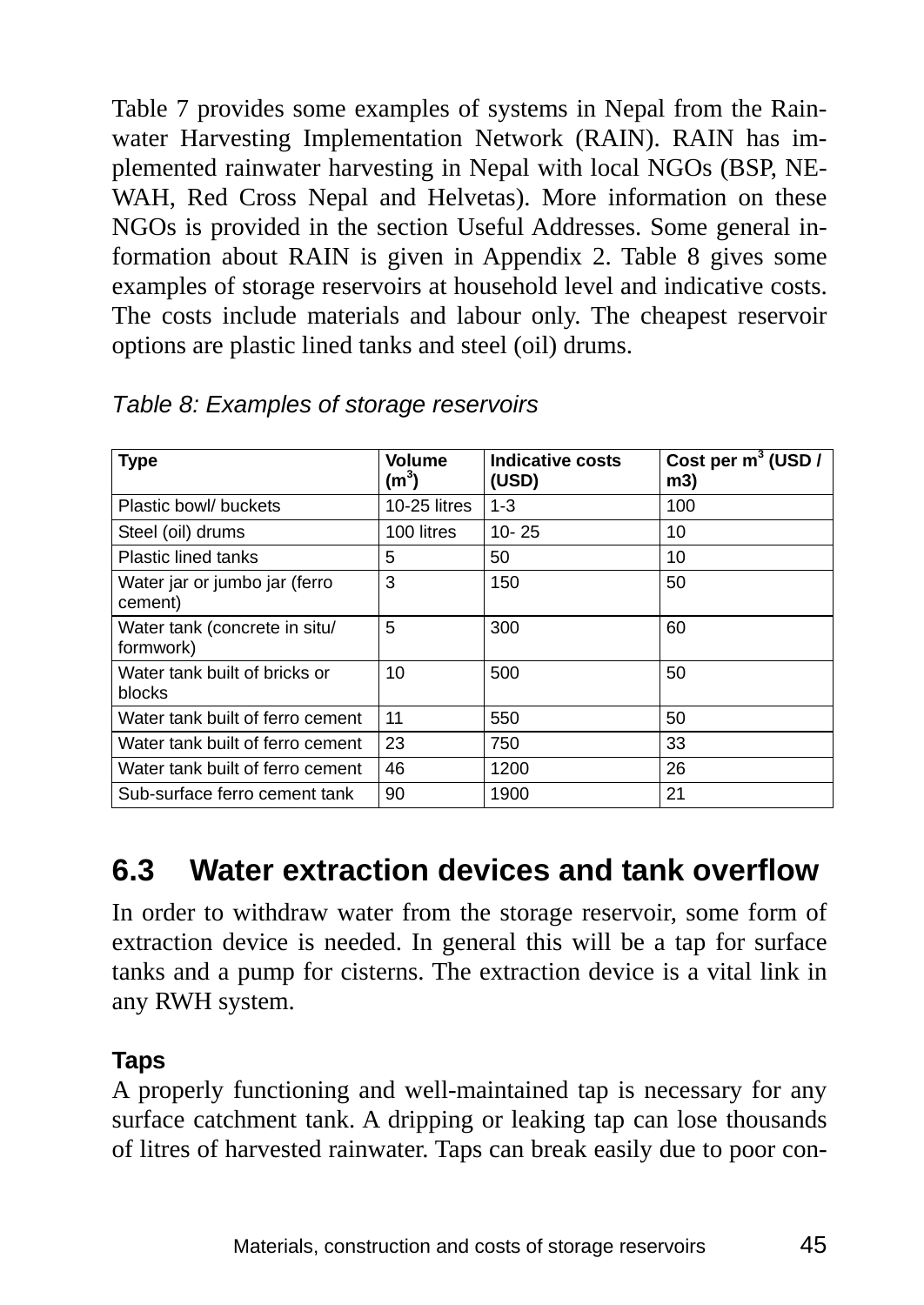Table 7 provides some examples of systems in Nepal from the Rainwater Harvesting Implementation Network (RAIN). RAIN has implemented rainwater harvesting in Nepal with local NGOs (BSP, NEWAH, Red Cross Nepal and Helvetas). More information on these NGOs is provided in the section Useful Addresses. Some general information about RAIN is given in Appendix 2. Table 8 gives some examples of storage reservoirs at household level and indicative costs. The costs include materials and labour only. The cheapest reservoir options are plastic lined tanks and steel (oil) drums.

*Table 8: Examples of storage reservoirs*

| Type | Volume ($m^3$) | Indicative costs (USD) | Cost per $m^3$ (USD / m3) |
|---|---|---|---|
| Plastic bowl/ buckets | 10-25 litres | 1-3 | 100 |
| Steel (oil) drums | 100 litres | 10- 25 | 10 |
| Plastic lined tanks | 5 | 50 | 10 |
| Water jar or jumbo jar (ferro cement) | 3 | 150 | 50 |
| Water tank (concrete in situ/ formwork) | 5 | 300 | 60 |
| Water tank built of bricks or blocks | 10 | 500 | 50 |
| Water tank built of ferro cement | 11 | 550 | 50 |
| Water tank built of ferro cement | 23 | 750 | 33 |
| Water tank built of ferro cement | 46 | 1200 | 26 |
| Sub-surface ferro cement tank | 90 | 1900 | 21 |

## 6.3 Water extraction devices and tank overflow

In order to withdraw water from the storage reservoir, some form of extraction device is needed. In general this will be a tap for surface tanks and a pump for cisterns. The extraction device is a vital link in any RWH system.

### Taps

A properly functioning and well-maintained tap is necessary for any surface catchment tank. A dripping or leaking tap can lose thousands of litres of harvested rainwater. Taps can break easily due to poor con-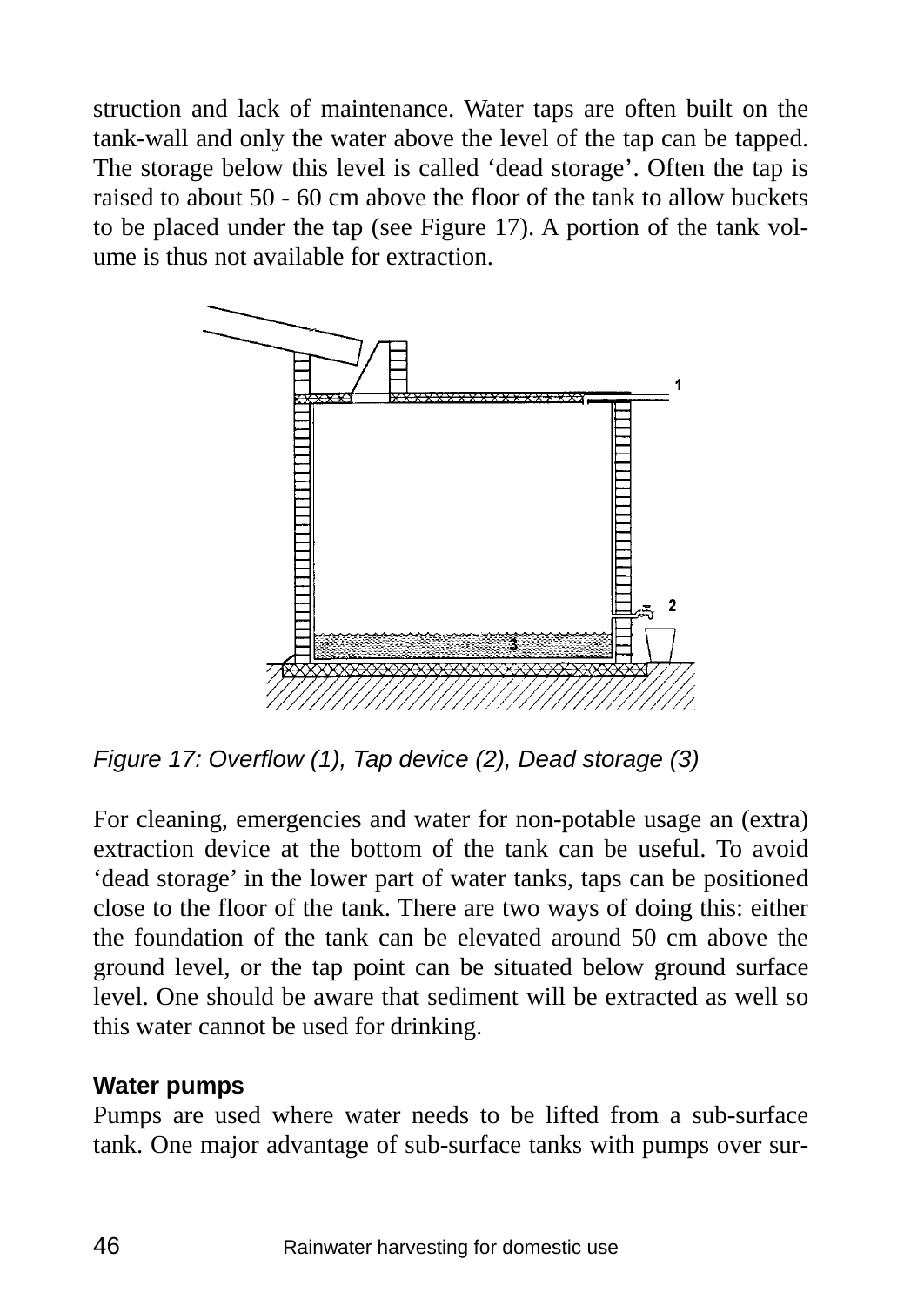struction and lack of maintenance. Water taps are often built on the tank-wall and only the water above the level of the tap can be tapped. The storage below this level is called 'dead storage'. Often the tap is raised to about 50 - 60 cm above the floor of the tank to allow buckets to be placed under the tap (see Figure 17). A portion of the tank volume is thus not available for extraction.

*Figure 17: Overflow (1), Tap device (2), Dead storage (3)*

For cleaning, emergencies and water for non-potable usage an (extra) extraction device at the bottom of the tank can be useful. To avoid 'dead storage' in the lower part of water tanks, taps can be positioned close to the floor of the tank. There are two ways of doing this: either the foundation of the tank can be elevated around 50 cm above the ground level, or the tap point can be situated below ground surface level. One should be aware that sediment will be extracted as well so this water cannot be used for drinking.

**Water pumps**

Pumps are used where water needs to be lifted from a sub-surface tank. One major advantage of sub-surface tanks with pumps over sur-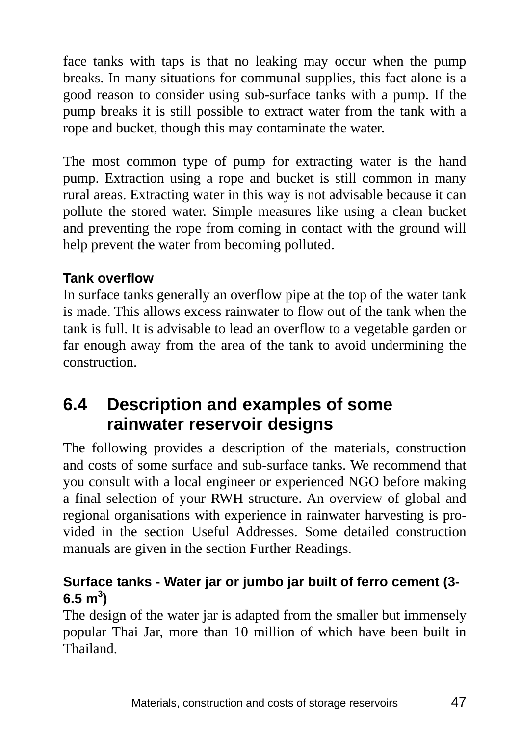face tanks with taps is that no leaking may occur when the pump breaks. In many situations for communal supplies, this fact alone is a good reason to consider using sub-surface tanks with a pump. If the pump breaks it is still possible to extract water from the tank with a rope and bucket, though this may contaminate the water.

The most common type of pump for extracting water is the hand pump. Extraction using a rope and bucket is still common in many rural areas. Extracting water in this way is not advisable because it can pollute the stored water. Simple measures like using a clean bucket and preventing the rope from coming in contact with the ground will help prevent the water from becoming polluted.

**Tank overflow**

In surface tanks generally an overflow pipe at the top of the water tank is made. This allows excess rainwater to flow out of the tank when the tank is full. It is advisable to lead an overflow to a vegetable garden or far enough away from the area of the tank to avoid undermining the construction.

## 6.4 Description and examples of some rainwater reservoir designs

The following provides a description of the materials, construction and costs of some surface and sub-surface tanks. We recommend that you consult with a local engineer or experienced NGO before making a final selection of your RWH structure. An overview of global and regional organisations with experience in rainwater harvesting is provided in the section Useful Addresses. Some detailed construction manuals are given in the section Further Readings.

**Surface tanks - Water jar or jumbo jar built of ferro cement (3-6.5 m$^3$)**

The design of the water jar is adapted from the smaller but immensely popular Thai Jar, more than 10 million of which have been built in Thailand.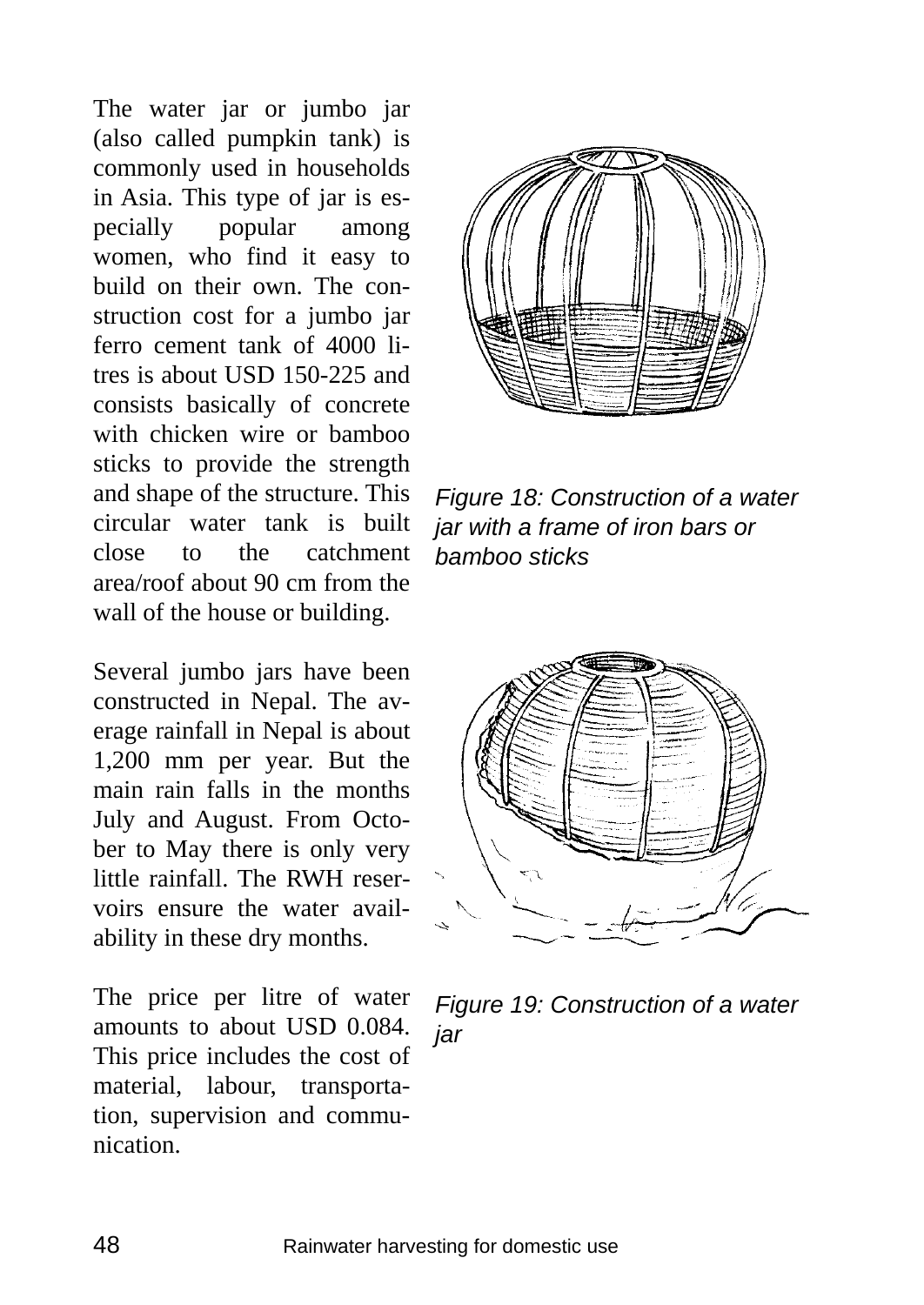The water jar or jumbo jar (also called pumpkin tank) is commonly used in households in Asia. This type of jar is especially popular among women, who find it easy to build on their own. The construction cost for a jumbo jar ferro cement tank of 4000 litres is about USD 150-225 and consists basically of concrete with chicken wire or bamboo sticks to provide the strength and shape of the structure. This circular water tank is built close to the catchment area/roof about 90 cm from the wall of the house or building.

*Figure 18: Construction of a water jar with a frame of iron bars or bamboo sticks*

Several jumbo jars have been constructed in Nepal. The average rainfall in Nepal is about 1,200 mm per year. But the main rain falls in the months July and August. From October to May there is only very little rainfall. The RWH reservoirs ensure the water availability in these dry months.

*Figure 19: Construction of a water jar*

The price per litre of water amounts to about USD 0.084. This price includes the cost of material, labour, transportation, supervision and communication.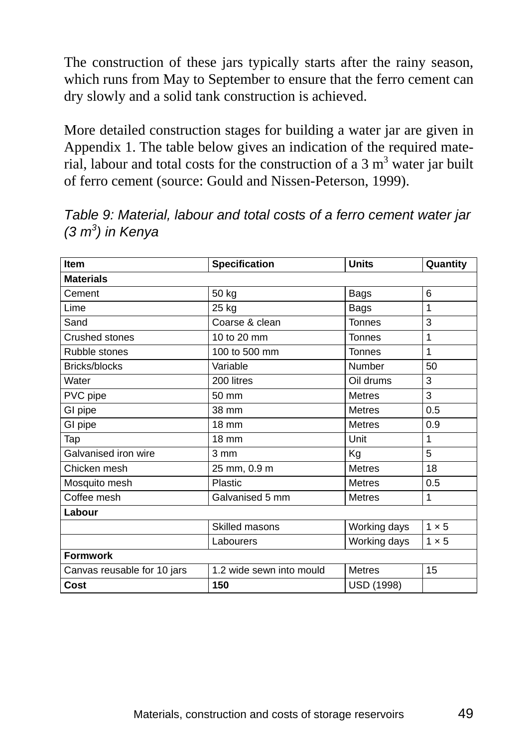The construction of these jars typically starts after the rainy season, which runs from May to September to ensure that the ferro cement can dry slowly and a solid tank construction is achieved.

More detailed construction stages for building a water jar are given in Appendix 1. The table below gives an indication of the required material, labour and total costs for the construction of a 3 $m^3$ water jar built of ferro cement (source: Gould and Nissen-Peterson, 1999).

*Table 9: Material, labour and total costs of a ferro cement water jar (3 $m^3$) in Kenya*

| Item | Specification | Units | Quantity |
|---|---|---|---|
| **Materials** | | | |
| Cement | 50 kg | Bags | 6 |
| Lime | 25 kg | Bags | 1 |
| Sand | Coarse & clean | Tonnes | 3 |
| Crushed stones | 10 to 20 mm | Tonnes | 1 |
| Rubble stones | 100 to 500 mm | Tonnes | 1 |
| Bricks/blocks | Variable | Number | 50 |
| Water | 200 litres | Oil drums | 3 |
| PVC pipe | 50 mm | Metres | 3 |
| GI pipe | 38 mm | Metres | 0.5 |
| GI pipe | 18 mm | Metres | 0.9 |
| Tap | 18 mm | Unit | 1 |
| Galvanised iron wire | 3 mm | Kg | 5 |
| Chicken mesh | 25 mm, 0.9 m | Metres | 18 |
| Mosquito mesh | Plastic | Metres | 0.5 |
| Coffee mesh | Galvanised 5 mm | Metres | 1 |
| **Labour** | | | |
| | Skilled masons | Working days | 1 × 5 |
| | Labourers | Working days | 1 × 5 |
| **Formwork** | | | |
| Canvas reusable for 10 jars | 1.2 wide sewn into mould | Metres | 15 |
| **Cost** | **150** | USD (1998) | |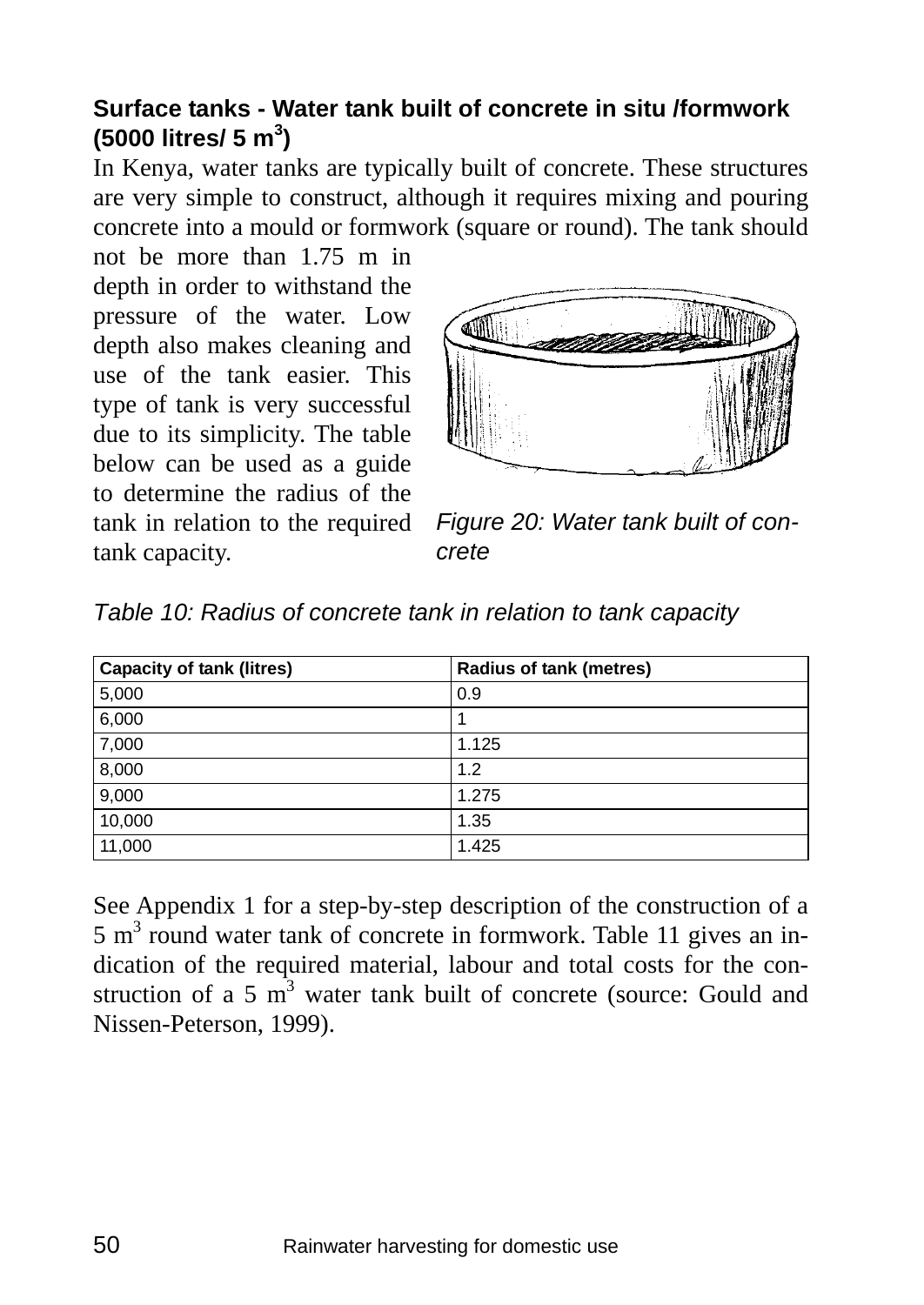### Surface tanks - Water tank built of concrete in situ /formwork (5000 litres/ 5 $m^3$)

In Kenya, water tanks are typically built of concrete. These structures are very simple to construct, although it requires mixing and pouring concrete into a mould or formwork (square or round). The tank should not be more than 1.75 m in depth in order to withstand the pressure of the water. Low depth also makes cleaning and use of the tank easier. This type of tank is very successful due to its simplicity. The table below can be used as a guide to determine the radius of the tank in relation to the required tank capacity.

*Figure 20: Water tank built of concrete*

*Table 10: Radius of concrete tank in relation to tank capacity*

| Capacity of tank (litres) | Radius of tank (metres) |
|---|---|
| 5,000 | 0.9 |
| 6,000 | 1 |
| 7,000 | 1.125 |
| 8,000 | 1.2 |
| 9,000 | 1.275 |
| 10,000 | 1.35 |
| 11,000 | 1.425 |

See Appendix 1 for a step-by-step description of the construction of a 5 $m^3$ round water tank of concrete in formwork. Table 11 gives an indication of the required material, labour and total costs for the construction of a 5 $m^3$ water tank built of concrete (source: Gould and Nissen-Peterson, 1999).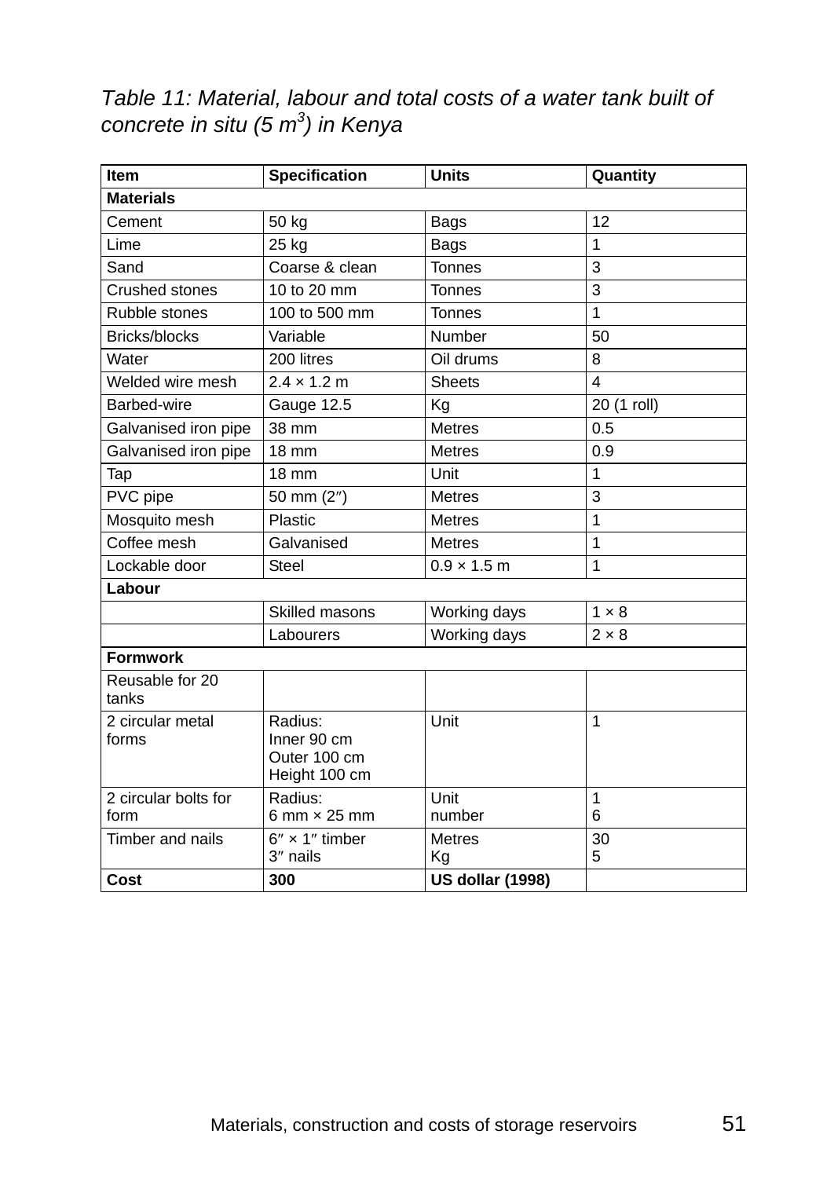*Table 11: Material, labour and total costs of a water tank built of concrete in situ (5 $m^3$) in Kenya*

| Item | Specification | Units | Quantity |
|---|---|---|---|
| **Materials** | | | |
| Cement | 50 kg | Bags | 12 |
| Lime | 25 kg | Bags | 1 |
| Sand | Coarse & clean | Tonnes | 3 |
| Crushed stones | 10 to 20 mm | Tonnes | 3 |
| Rubble stones | 100 to 500 mm | Tonnes | 1 |
| Bricks/blocks | Variable | Number | 50 |
| Water | 200 litres | Oil drums | 8 |
| Welded wire mesh | 2.4 × 1.2 m | Sheets | 4 |
| Barbed-wire | Gauge 12.5 | Kg | 20 (1 roll) |
| Galvanised iron pipe | 38 mm | Metres | 0.5 |
| Galvanised iron pipe | 18 mm | Metres | 0.9 |
| Tap | 18 mm | Unit | 1 |
| PVC pipe | 50 mm (2″) | Metres | 3 |
| Mosquito mesh | Plastic | Metres | 1 |
| Coffee mesh | Galvanised | Metres | 1 |
| Lockable door | Steel | 0.9 × 1.5 m | 1 |
| **Labour** | | | |
| | Skilled masons | Working days | 1 × 8 |
| | Labourers | Working days | 2 × 8 |
| **Formwork** | | | |
| Reusable for 20 tanks | | | |
| 2 circular metal forms | Radius: Inner 90 cm Outer 100 cm Height 100 cm | Unit | 1 |
| 2 circular bolts for form | Radius: 6 mm × 25 mm | Unit number | 1 6 |
| Timber and nails | 6″ × 1″ timber 3″ nails | Metres Kg | 30 5 |
| **Cost** | **300** | **US dollar (1998)** | |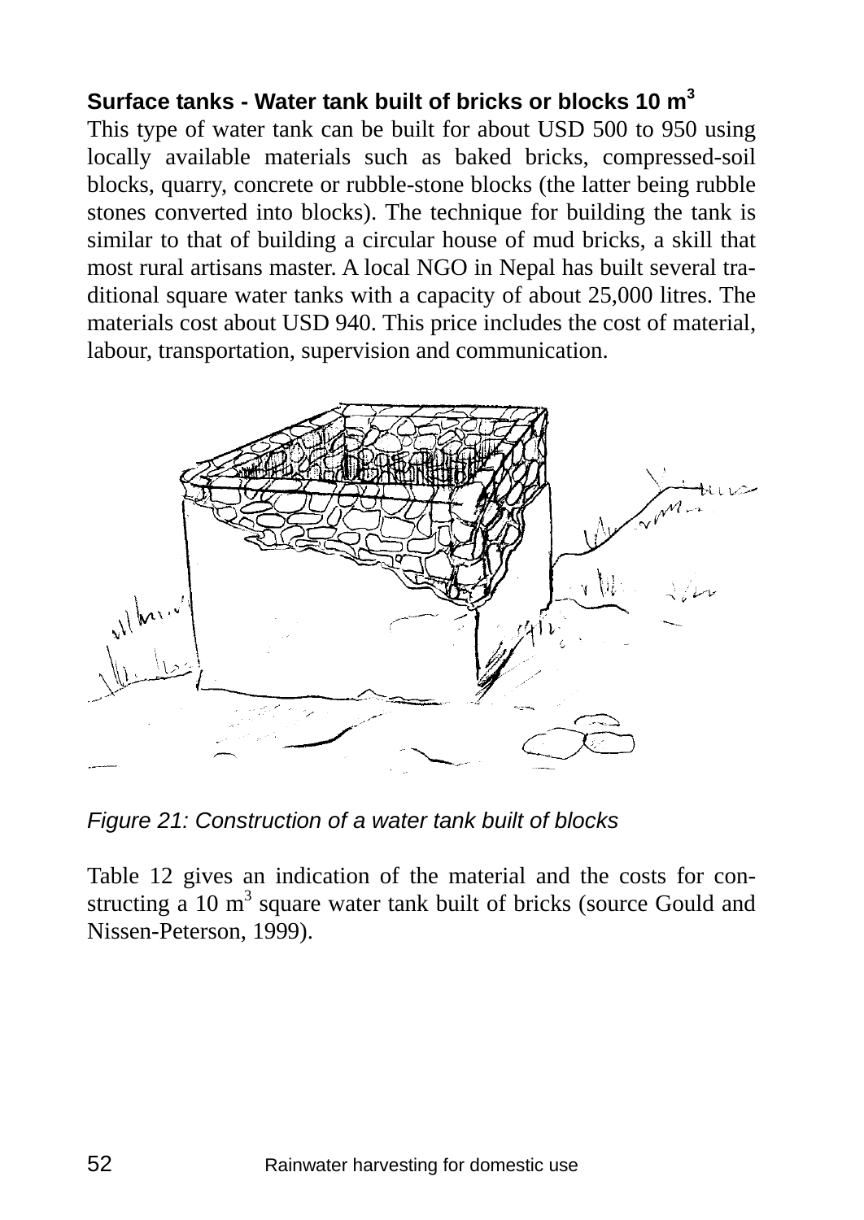**Surface tanks - Water tank built of bricks or blocks 10 $m^3$**

This type of water tank can be built for about USD 500 to 950 using locally available materials such as baked bricks, compressed-soil blocks, quarry, concrete or rubble-stone blocks (the latter being rubble stones converted into blocks). The technique for building the tank is similar to that of building a circular house of mud bricks, a skill that most rural artisans master. A local NGO in Nepal has built several traditional square water tanks with a capacity of about 25,000 litres. The materials cost about USD 940. This price includes the cost of material, labour, transportation, supervision and communication.

*Figure 21: Construction of a water tank built of blocks*

Table 12 gives an indication of the material and the costs for constructing a 10 $m^3$ square water tank built of bricks (source Gould and Nissen-Peterson, 1999).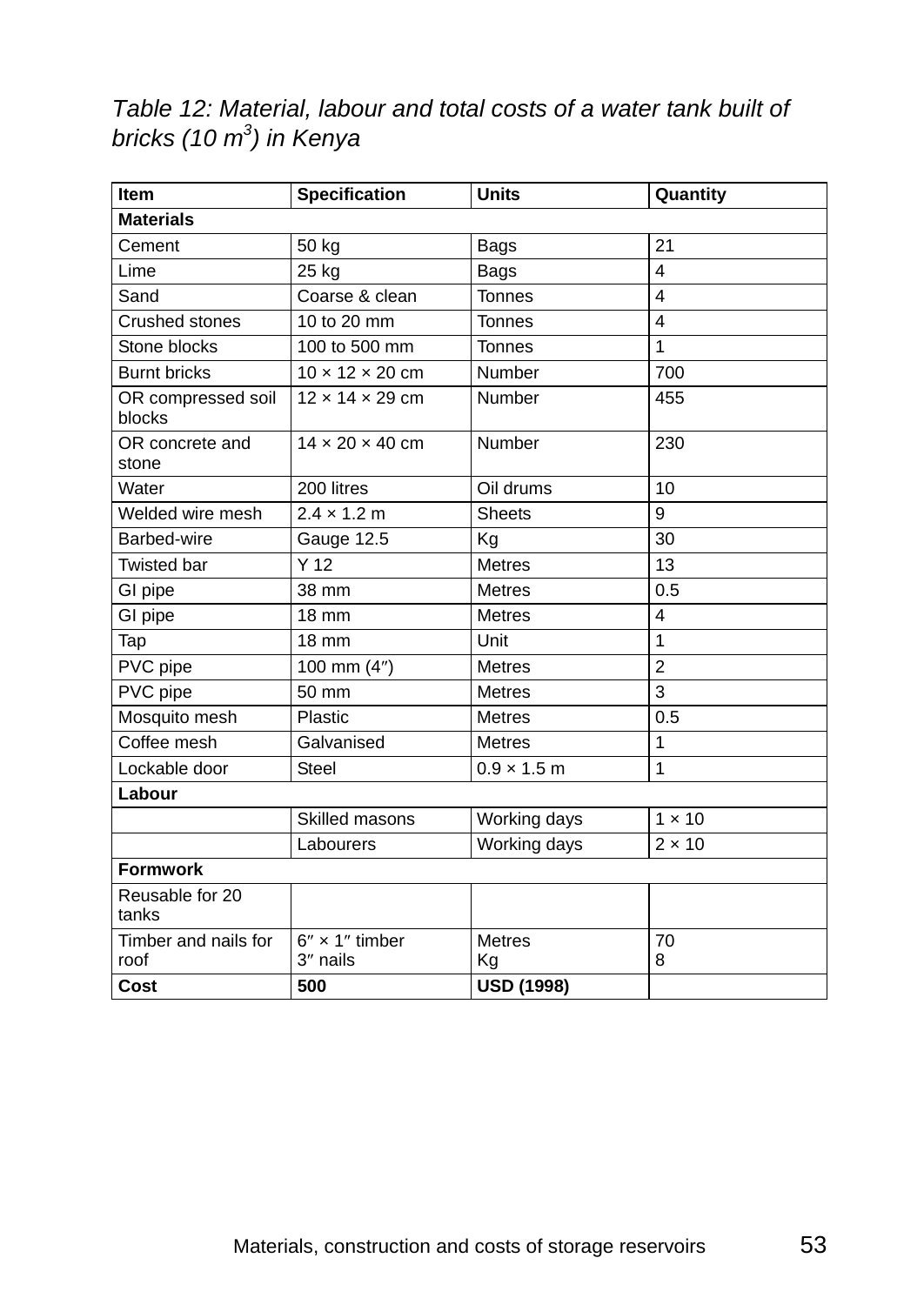*Table 12: Material, labour and total costs of a water tank built of bricks (10 m$^3$) in Kenya*

| Item | Specification | Units | Quantity |
|---|---|---|---|
| **Materials** | | | |
| Cement | 50 kg | Bags | 21 |
| Lime | 25 kg | Bags | 4 |
| Sand | Coarse & clean | Tonnes | 4 |
| Crushed stones | 10 to 20 mm | Tonnes | 4 |
| Stone blocks | 100 to 500 mm | Tonnes | 1 |
| Burnt bricks | 10 × 12 × 20 cm | Number | 700 |
| OR compressed soil blocks | 12 × 14 × 29 cm | Number | 455 |
| OR concrete and stone | 14 × 20 × 40 cm | Number | 230 |
| Water | 200 litres | Oil drums | 10 |
| Welded wire mesh | 2.4 × 1.2 m | Sheets | 9 |
| Barbed-wire | Gauge 12.5 | Kg | 30 |
| Twisted bar | Y 12 | Metres | 13 |
| GI pipe | 38 mm | Metres | 0.5 |
| GI pipe | 18 mm | Metres | 4 |
| Tap | 18 mm | Unit | 1 |
| PVC pipe | 100 mm (4″) | Metres | 2 |
| PVC pipe | 50 mm | Metres | 3 |
| Mosquito mesh | Plastic | Metres | 0.5 |
| Coffee mesh | Galvanised | Metres | 1 |
| Lockable door | Steel | 0.9 × 1.5 m | 1 |
| **Labour** | | | |
| | Skilled masons | Working days | 1 × 10 |
| | Labourers | Working days | 2 × 10 |
| **Formwork** | | | |
| Reusable for 20 tanks | | | |
| Timber and nails for roof | 6″ × 1″ timber<br>3″ nails | Metres<br>Kg | 70<br>8 |
| **Cost** | **500** | **USD (1998)** | |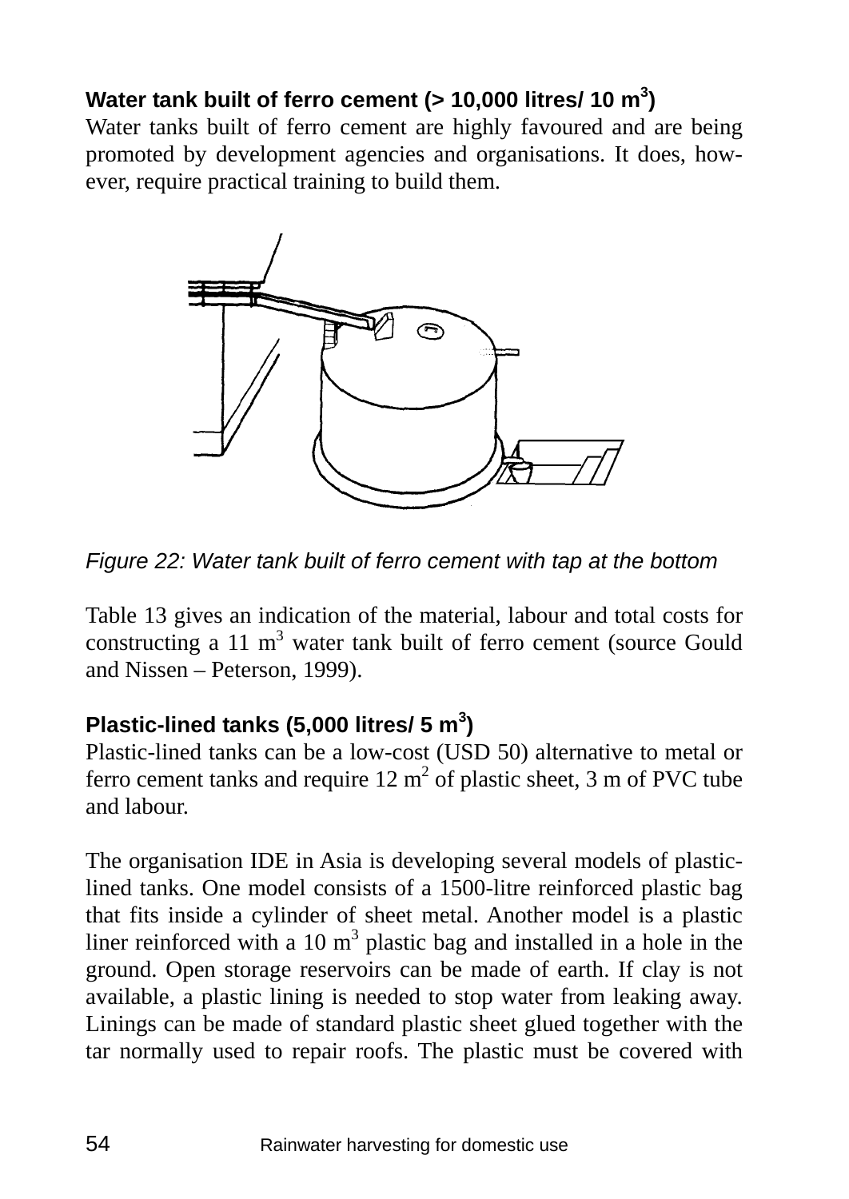**Water tank built of ferro cement (> 10,000 litres/ 10 $m^3$)**

Water tanks built of ferro cement are highly favoured and are being promoted by development agencies and organisations. It does, however, require practical training to build them.

*Figure 22: Water tank built of ferro cement with tap at the bottom*

Table 13 gives an indication of the material, labour and total costs for constructing a 11 $m^3$ water tank built of ferro cement (source Gould and Nissen – Peterson, 1999).

**Plastic-lined tanks (5,000 litres/ 5 $m^3$)**

Plastic-lined tanks can be a low-cost (USD 50) alternative to metal or ferro cement tanks and require 12 $m^2$ of plastic sheet, 3 m of PVC tube and labour.

The organisation IDE in Asia is developing several models of plastic-lined tanks. One model consists of a 1500-litre reinforced plastic bag that fits inside a cylinder of sheet metal. Another model is a plastic liner reinforced with a 10 $m^3$ plastic bag and installed in a hole in the ground. Open storage reservoirs can be made of earth. If clay is not available, a plastic lining is needed to stop water from leaking away. Linings can be made of standard plastic sheet glued together with the tar normally used to repair roofs. The plastic must be covered with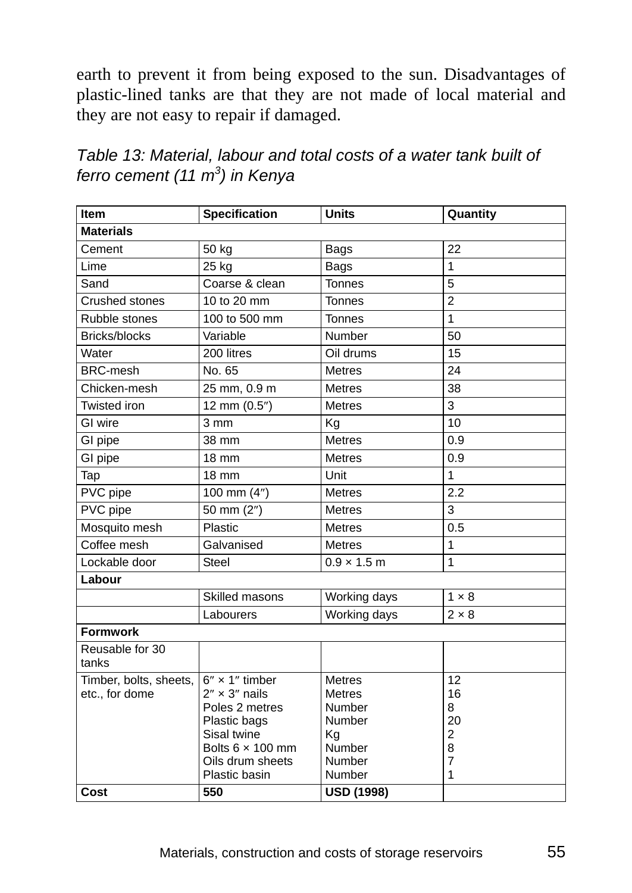earth to prevent it from being exposed to the sun. Disadvantages of plastic-lined tanks are that they are not made of local material and they are not easy to repair if damaged.

*Table 13: Material, labour and total costs of a water tank built of ferro cement (11 m$^3$) in Kenya*

| **Item** | **Specification** | **Units** | **Quantity** |
|---|---|---|---|
| **Materials** | | | |
| Cement | 50 kg | Bags | 22 |
| Lime | 25 kg | Bags | 1 |
| Sand | Coarse & clean | Tonnes | 5 |
| Crushed stones | 10 to 20 mm | Tonnes | 2 |
| Rubble stones | 100 to 500 mm | Tonnes | 1 |
| Bricks/blocks | Variable | Number | 50 |
| Water | 200 litres | Oil drums | 15 |
| BRC-mesh | No. 65 | Metres | 24 |
| Chicken-mesh | 25 mm, 0.9 m | Metres | 38 |
| Twisted iron | 12 mm (0.5″) | Metres | 3 |
| GI wire | 3 mm | Kg | 10 |
| GI pipe | 38 mm | Metres | 0.9 |
| GI pipe | 18 mm | Metres | 0.9 |
| Tap | 18 mm | Unit | 1 |
| PVC pipe | 100 mm (4″) | Metres | 2.2 |
| PVC pipe | 50 mm (2″) | Metres | 3 |
| Mosquito mesh | Plastic | Metres | 0.5 |
| Coffee mesh | Galvanised | Metres | 1 |
| Lockable door | Steel | 0.9 × 1.5 m | 1 |
| **Labour** | | | |
| | Skilled masons | Working days | 1 × 8 |
| | Labourers | Working days | 2 × 8 |
| **Formwork** | | | |
| Reusable for 30 tanks | | | |
| Timber, bolts, sheets, etc., for dome | 6″ × 1″ timber<br>2″ × 3″ nails<br>Poles 2 metres<br>Plastic bags<br>Sisal twine<br>Bolts 6 × 100 mm<br>Oils drum sheets<br>Plastic basin | Metres<br>Metres<br>Number<br>Number<br>Kg<br>Number<br>Number<br>Number | 12<br>16<br>8<br>20<br>2<br>8<br>7<br>1 |
| **Cost** | **550** | **USD (1998)** | |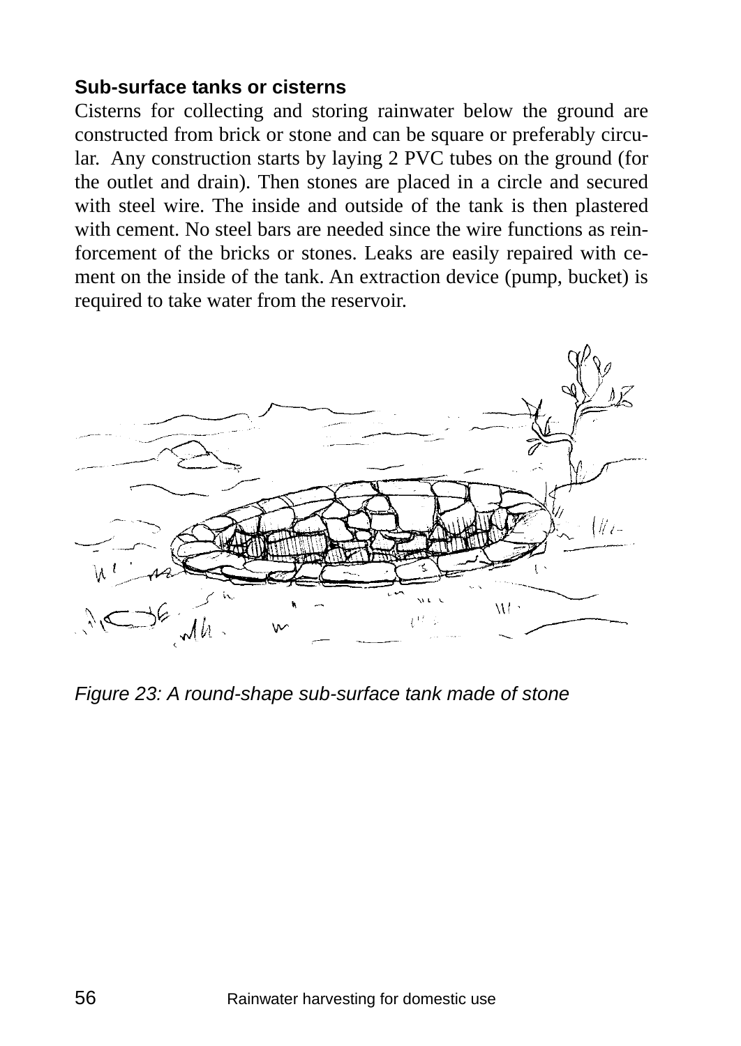### Sub-surface tanks or cisterns

Cisterns for collecting and storing rainwater below the ground are constructed from brick or stone and can be square or preferably circular. Any construction starts by laying 2 PVC tubes on the ground (for the outlet and drain). Then stones are placed in a circle and secured with steel wire. The inside and outside of the tank is then plastered with cement. No steel bars are needed since the wire functions as reinforcement of the bricks or stones. Leaks are easily repaired with cement on the inside of the tank. An extraction device (pump, bucket) is required to take water from the reservoir.

*Figure 23: A round-shape sub-surface tank made of stone*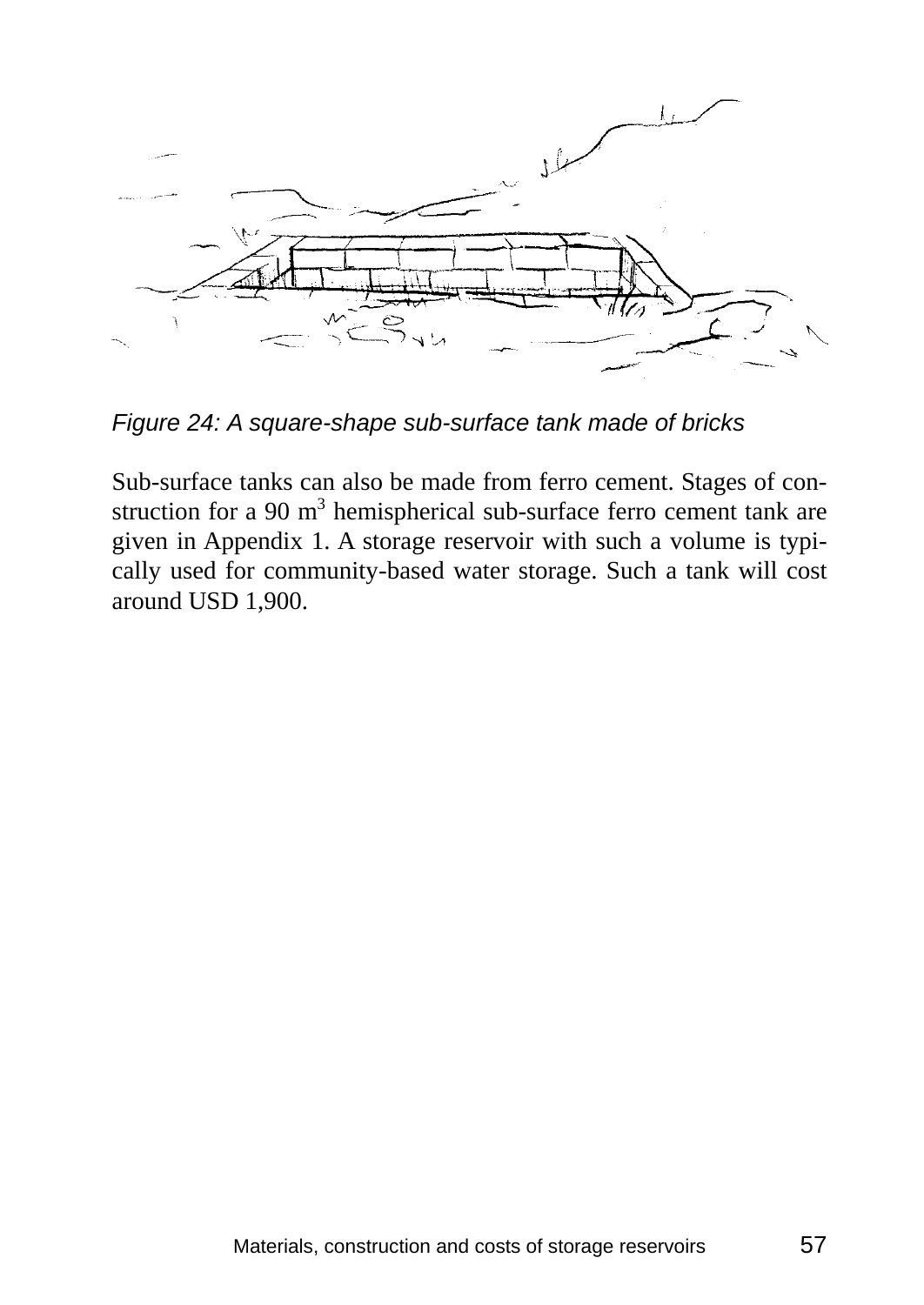*Figure 24: A square-shape sub-surface tank made of bricks*

Sub-surface tanks can also be made from ferro cement. Stages of construction for a 90 $m^3$ hemispherical sub-surface ferro cement tank are given in Appendix 1. A storage reservoir with such a volume is typically used for community-based water storage. Such a tank will cost around USD 1,900.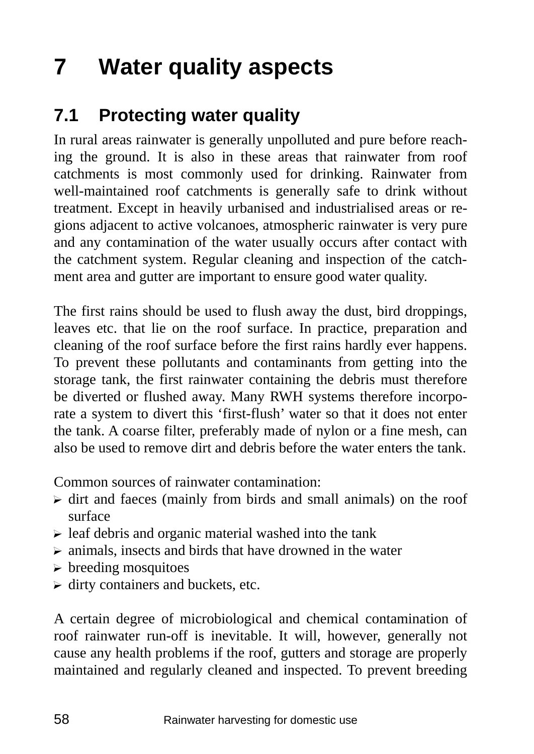# 7 Water quality aspects

## 7.1 Protecting water quality

In rural areas rainwater is generally unpolluted and pure before reaching the ground. It is also in these areas that rainwater from roof catchments is most commonly used for drinking. Rainwater from well-maintained roof catchments is generally safe to drink without treatment. Except in heavily urbanised and industrialised areas or regions adjacent to active volcanoes, atmospheric rainwater is very pure and any contamination of the water usually occurs after contact with the catchment system. Regular cleaning and inspection of the catchment area and gutter are important to ensure good water quality.

The first rains should be used to flush away the dust, bird droppings, leaves etc. that lie on the roof surface. In practice, preparation and cleaning of the roof surface before the first rains hardly ever happens. To prevent these pollutants and contaminants from getting into the storage tank, the first rainwater containing the debris must therefore be diverted or flushed away. Many RWH systems therefore incorporate a system to divert this 'first-flush' water so that it does not enter the tank. A coarse filter, preferably made of nylon or a fine mesh, can also be used to remove dirt and debris before the water enters the tank.

Common sources of rainwater contamination:

- dirt and faeces (mainly from birds and small animals) on the roof surface
- leaf debris and organic material washed into the tank
- animals, insects and birds that have drowned in the water
- breeding mosquitoes
- dirty containers and buckets, etc.

A certain degree of microbiological and chemical contamination of roof rainwater run-off is inevitable. It will, however, generally not cause any health problems if the roof, gutters and storage are properly maintained and regularly cleaned and inspected. To prevent breeding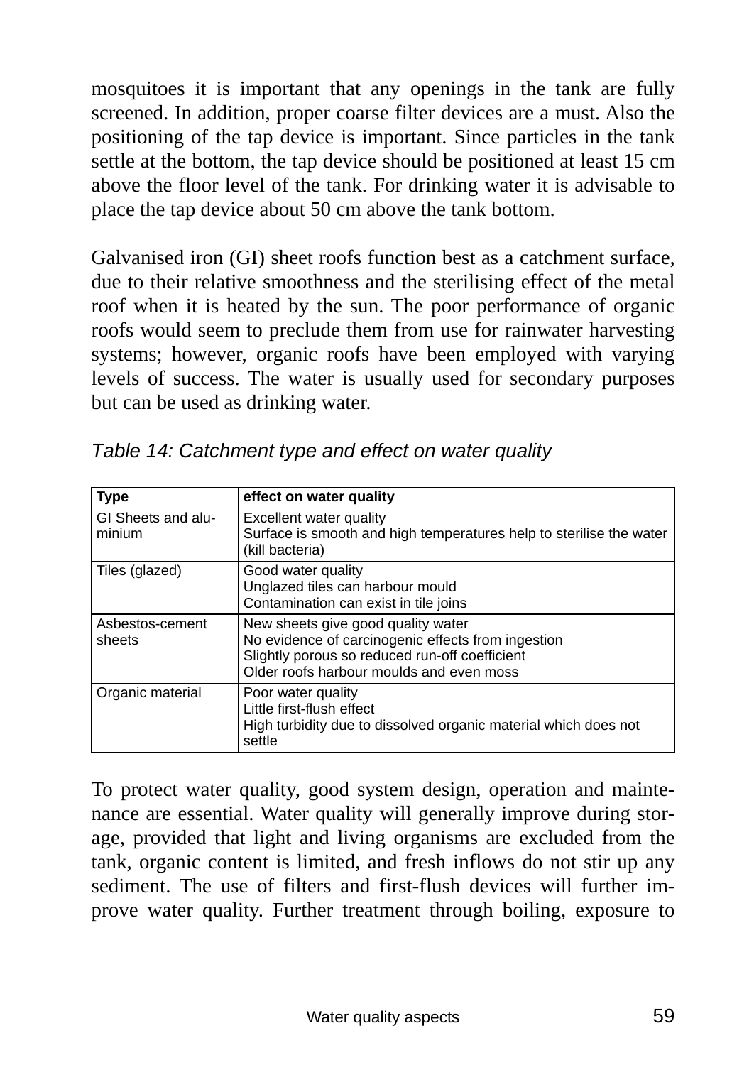mosquitoes it is important that any openings in the tank are fully screened. In addition, proper coarse filter devices are a must. Also the positioning of the tap device is important. Since particles in the tank settle at the bottom, the tap device should be positioned at least 15 cm above the floor level of the tank. For drinking water it is advisable to place the tap device about 50 cm above the tank bottom.

Galvanised iron (GI) sheet roofs function best as a catchment surface, due to their relative smoothness and the sterilising effect of the metal roof when it is heated by the sun. The poor performance of organic roofs would seem to preclude them from use for rainwater harvesting systems; however, organic roofs have been employed with varying levels of success. The water is usually used for secondary purposes but can be used as drinking water.

*Table 14: Catchment type and effect on water quality*

| Type | effect on water quality |
|---|---|
| GI Sheets and aluminium | Excellent water quality<br>Surface is smooth and high temperatures help to sterilise the water (kill bacteria) |
| Tiles (glazed) | Good water quality<br>Unglazed tiles can harbour mould<br>Contamination can exist in tile joins |
| Asbestos-cement sheets | New sheets give good quality water<br>No evidence of carcinogenic effects from ingestion<br>Slightly porous so reduced run-off coefficient<br>Older roofs harbour moulds and even moss |
| Organic material | Poor water quality<br>Little first-flush effect<br>High turbidity due to dissolved organic material which does not settle |

To protect water quality, good system design, operation and maintenance are essential. Water quality will generally improve during storage, provided that light and living organisms are excluded from the tank, organic content is limited, and fresh inflows do not stir up any sediment. The use of filters and first-flush devices will further improve water quality. Further treatment through boiling, exposure to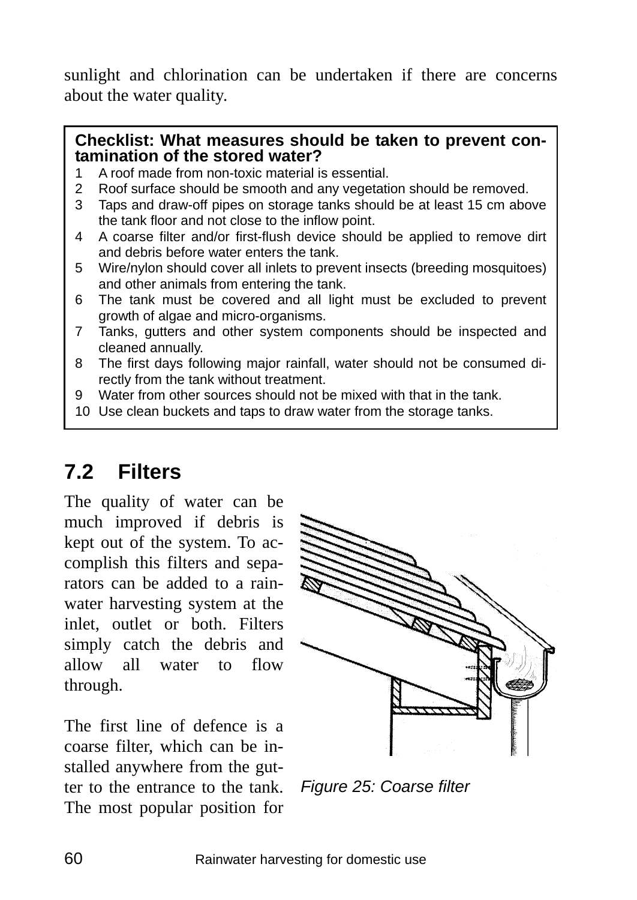sunlight and chlorination can be undertaken if there are concerns about the water quality.

**Checklist: What measures should be taken to prevent contamination of the stored water?**

1. A roof made from non-toxic material is essential.
2. Roof surface should be smooth and any vegetation should be removed.
3. Taps and draw-off pipes on storage tanks should be at least 15 cm above the tank floor and not close to the inflow point.
4. A coarse filter and/or first-flush device should be applied to remove dirt and debris before water enters the tank.
5. Wire/nylon should cover all inlets to prevent insects (breeding mosquitoes) and other animals from entering the tank.
6. The tank must be covered and all light must be excluded to prevent growth of algae and micro-organisms.
7. Tanks, gutters and other system components should be inspected and cleaned annually.
8. The first days following major rainfall, water should not be consumed directly from the tank without treatment.
9. Water from other sources should not be mixed with that in the tank.
10. Use clean buckets and taps to draw water from the storage tanks.

## 7.2 Filters

The quality of water can be much improved if debris is kept out of the system. To accomplish this filters and separators can be added to a rainwater harvesting system at the inlet, outlet or both. Filters simply catch the debris and allow all water to flow through.

*Figure 25: Coarse filter*

The first line of defence is a coarse filter, which can be installed anywhere from the gutter to the entrance to the tank. The most popular position for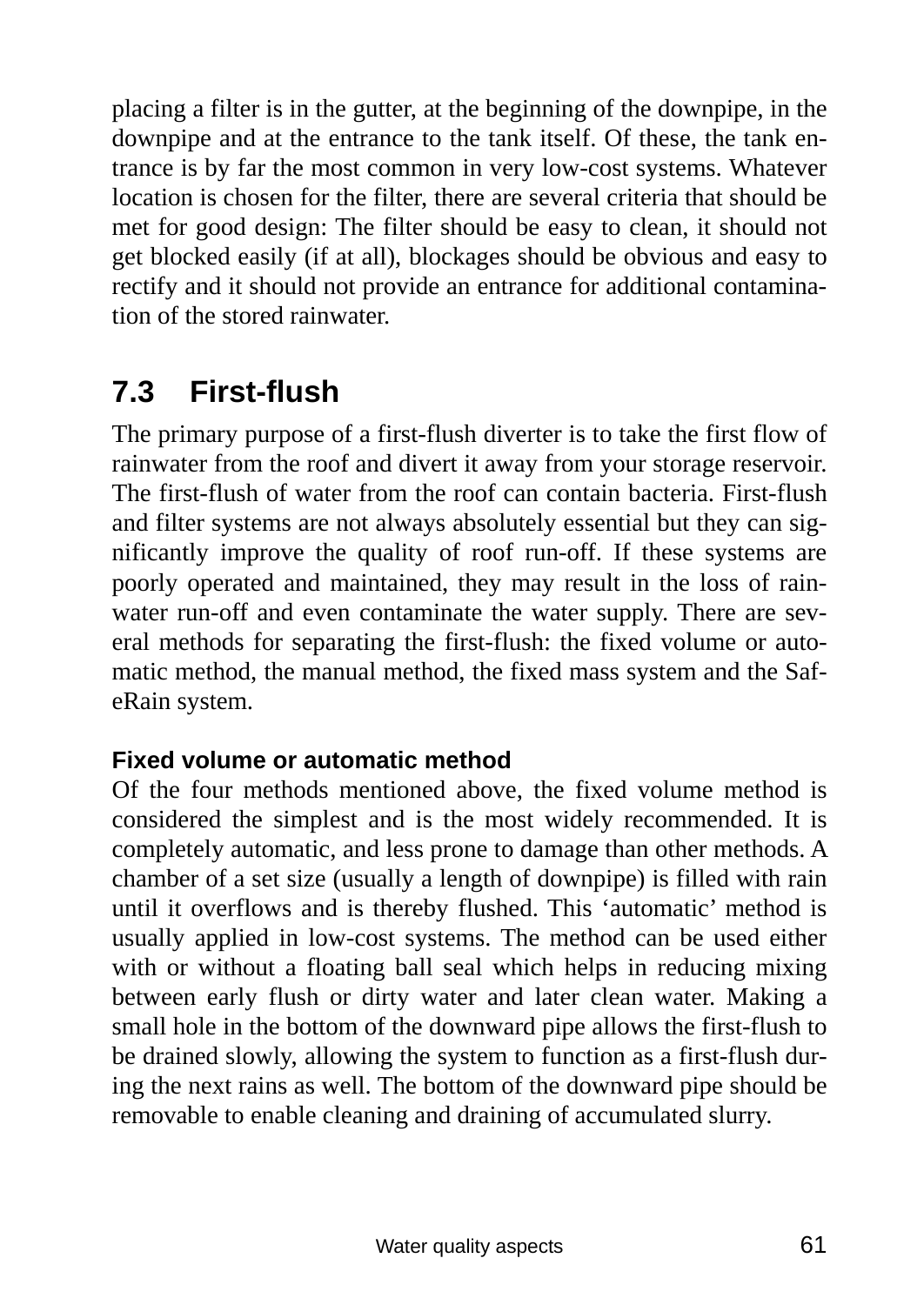placing a filter is in the gutter, at the beginning of the downpipe, in the downpipe and at the entrance to the tank itself. Of these, the tank entrance is by far the most common in very low-cost systems. Whatever location is chosen for the filter, there are several criteria that should be met for good design: The filter should be easy to clean, it should not get blocked easily (if at all), blockages should be obvious and easy to rectify and it should not provide an entrance for additional contamination of the stored rainwater.

## 7.3 First-flush

The primary purpose of a first-flush diverter is to take the first flow of rainwater from the roof and divert it away from your storage reservoir. The first-flush of water from the roof can contain bacteria. First-flush and filter systems are not always absolutely essential but they can significantly improve the quality of roof run-off. If these systems are poorly operated and maintained, they may result in the loss of rainwater run-off and even contaminate the water supply. There are several methods for separating the first-flush: the fixed volume or automatic method, the manual method, the fixed mass system and the SafeRain system.

### Fixed volume or automatic method

Of the four methods mentioned above, the fixed volume method is considered the simplest and is the most widely recommended. It is completely automatic, and less prone to damage than other methods. A chamber of a set size (usually a length of downpipe) is filled with rain until it overflows and is thereby flushed. This 'automatic' method is usually applied in low-cost systems. The method can be used either with or without a floating ball seal which helps in reducing mixing between early flush or dirty water and later clean water. Making a small hole in the bottom of the downward pipe allows the first-flush to be drained slowly, allowing the system to function as a first-flush during the next rains as well. The bottom of the downward pipe should be removable to enable cleaning and draining of accumulated slurry.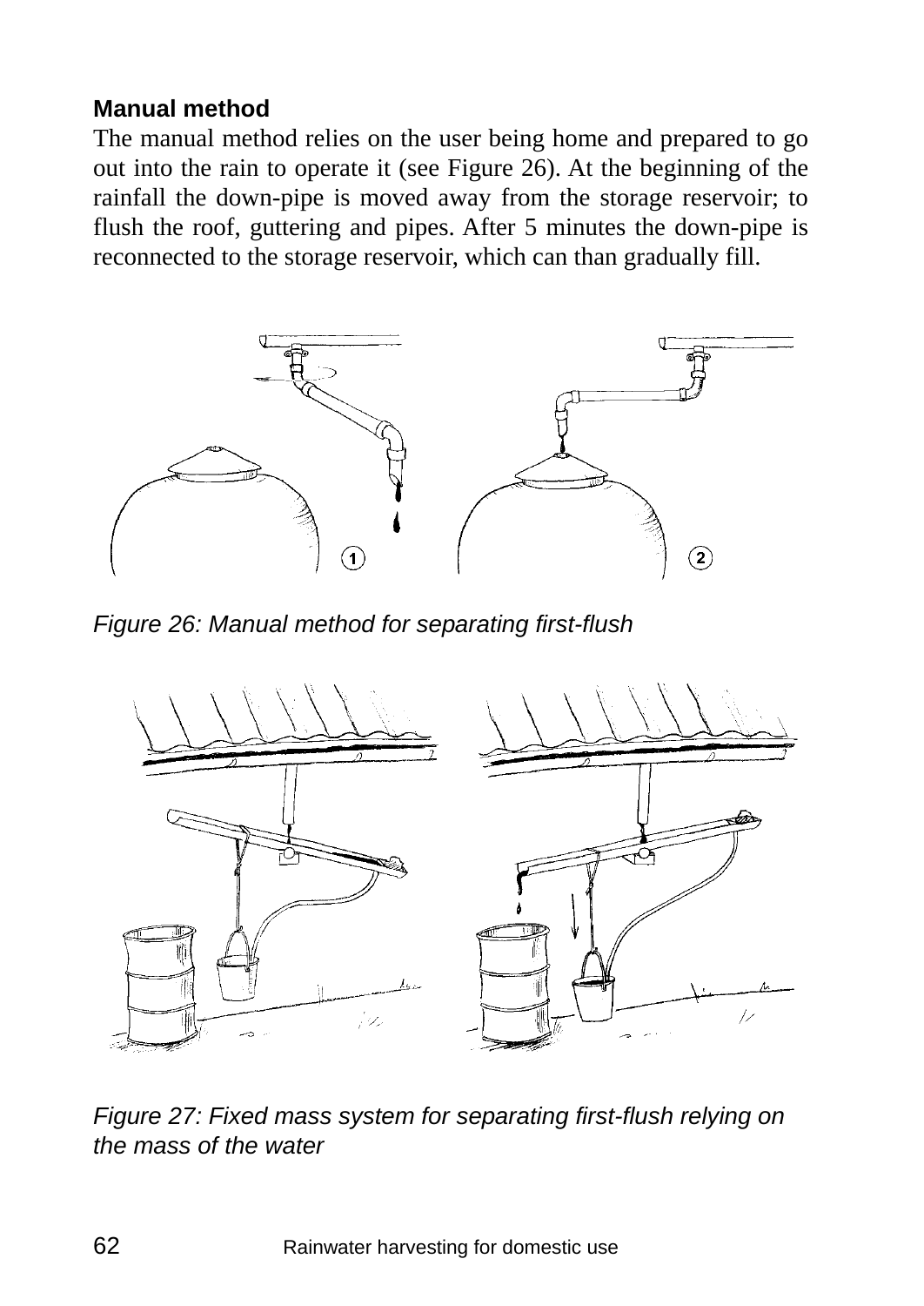**Manual method**

The manual method relies on the user being home and prepared to go out into the rain to operate it (see Figure 26). At the beginning of the rainfall the down-pipe is moved away from the storage reservoir; to flush the roof, guttering and pipes. After 5 minutes the down-pipe is reconnected to the storage reservoir, which can than gradually fill.

*Figure 26: Manual method for separating first-flush*

*Figure 27: Fixed mass system for separating first-flush relying on the mass of the water*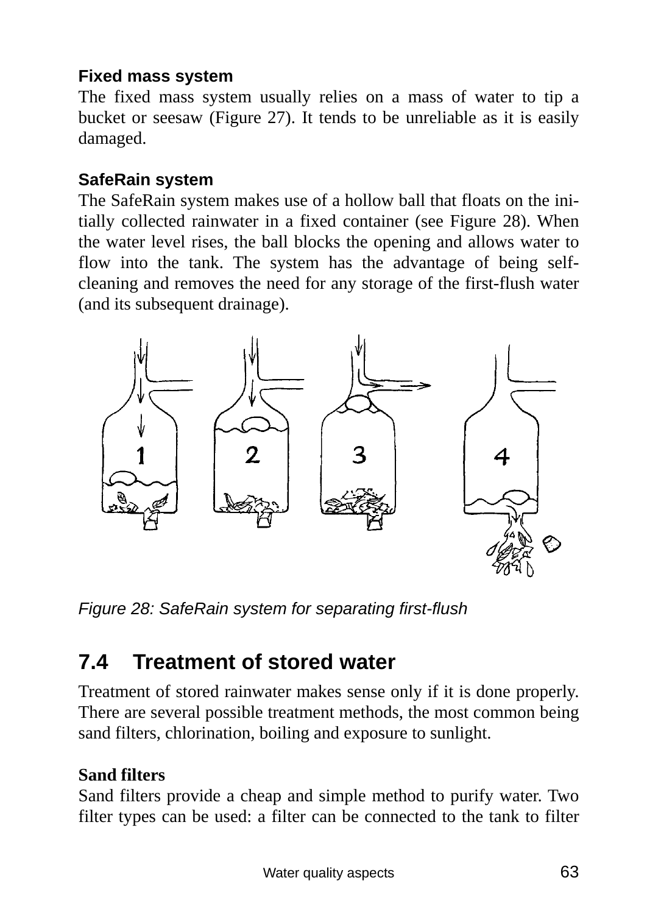**Fixed mass system**

The fixed mass system usually relies on a mass of water to tip a bucket or seesaw (Figure 27). It tends to be unreliable as it is easily damaged.

**SafeRain system**

The SafeRain system makes use of a hollow ball that floats on the initially collected rainwater in a fixed container (see Figure 28). When the water level rises, the ball blocks the opening and allows water to flow into the tank. The system has the advantage of being self-cleaning and removes the need for any storage of the first-flush water (and its subsequent drainage).

*Figure 28: SafeRain system for separating first-flush*

## 7.4 Treatment of stored water

Treatment of stored rainwater makes sense only if it is done properly. There are several possible treatment methods, the most common being sand filters, chlorination, boiling and exposure to sunlight.

**Sand filters**

Sand filters provide a cheap and simple method to purify water. Two filter types can be used: a filter can be connected to the tank to filter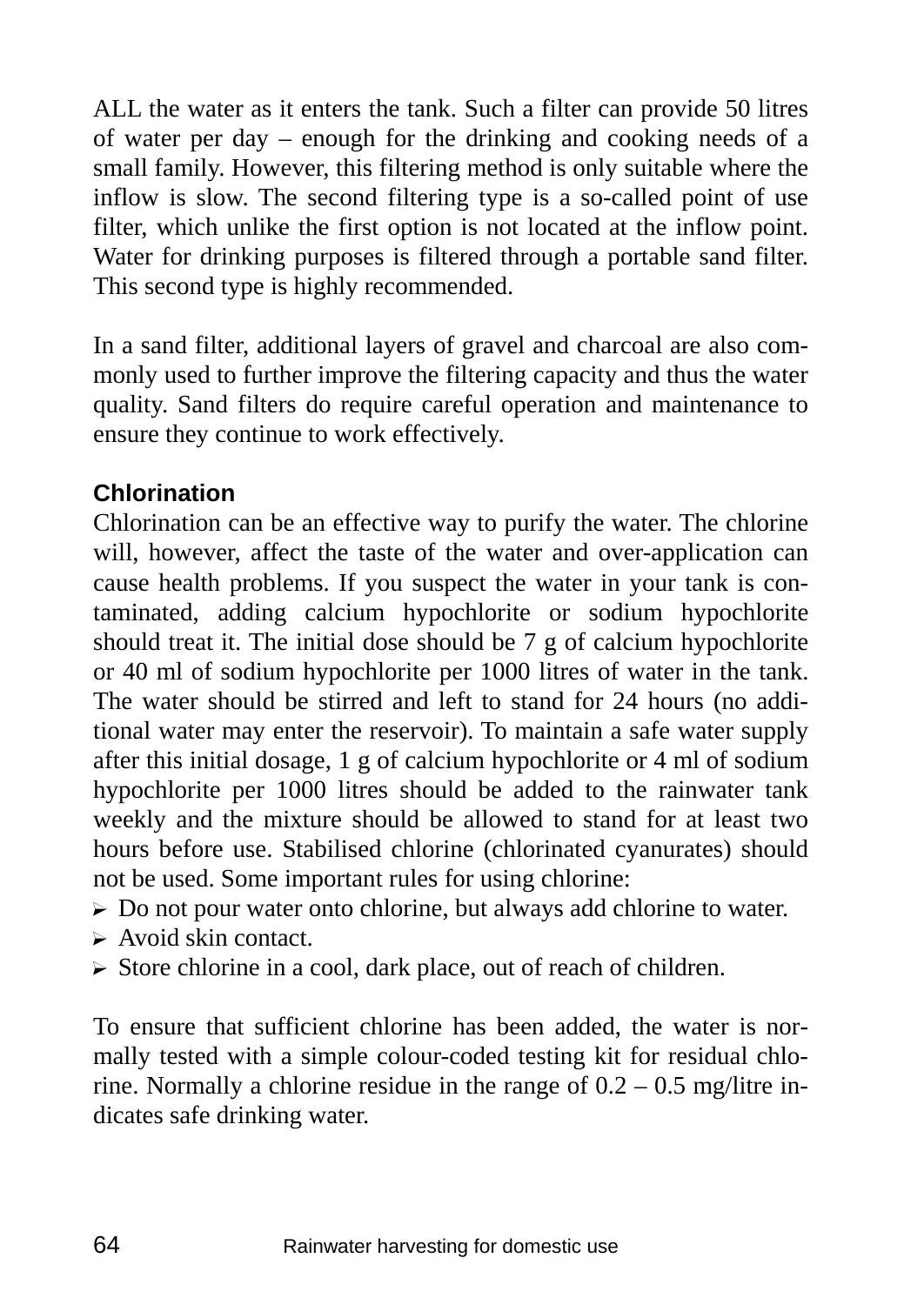ALL the water as it enters the tank. Such a filter can provide 50 litres of water per day – enough for the drinking and cooking needs of a small family. However, this filtering method is only suitable where the inflow is slow. The second filtering type is a so-called point of use filter, which unlike the first option is not located at the inflow point. Water for drinking purposes is filtered through a portable sand filter. This second type is highly recommended.

In a sand filter, additional layers of gravel and charcoal are also commonly used to further improve the filtering capacity and thus the water quality. Sand filters do require careful operation and maintenance to ensure they continue to work effectively.

### Chlorination

Chlorination can be an effective way to purify the water. The chlorine will, however, affect the taste of the water and over-application can cause health problems. If you suspect the water in your tank is contaminated, adding calcium hypochlorite or sodium hypochlorite should treat it. The initial dose should be 7 g of calcium hypochlorite or 40 ml of sodium hypochlorite per 1000 litres of water in the tank. The water should be stirred and left to stand for 24 hours (no additional water may enter the reservoir). To maintain a safe water supply after this initial dosage, 1 g of calcium hypochlorite or 4 ml of sodium hypochlorite per 1000 litres should be added to the rainwater tank weekly and the mixture should be allowed to stand for at least two hours before use. Stabilised chlorine (chlorinated cyanurates) should not be used. Some important rules for using chlorine:

- Do not pour water onto chlorine, but always add chlorine to water.
- Avoid skin contact.
- Store chlorine in a cool, dark place, out of reach of children.

To ensure that sufficient chlorine has been added, the water is normally tested with a simple colour-coded testing kit for residual chlorine. Normally a chlorine residue in the range of 0.2 – 0.5 mg/litre indicates safe drinking water.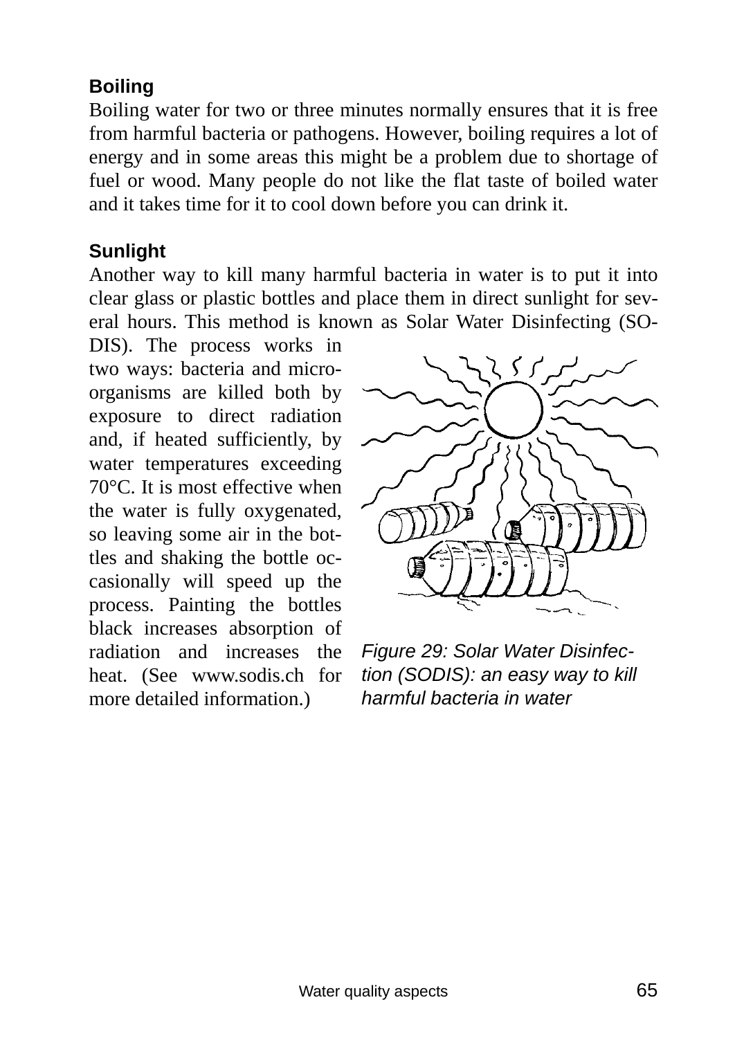### Boiling

Boiling water for two or three minutes normally ensures that it is free from harmful bacteria or pathogens. However, boiling requires a lot of energy and in some areas this might be a problem due to shortage of fuel or wood. Many people do not like the flat taste of boiled water and it takes time for it to cool down before you can drink it.

### Sunlight

Another way to kill many harmful bacteria in water is to put it into clear glass or plastic bottles and place them in direct sunlight for several hours. This method is known as Solar Water Disinfecting (SODIS). The process works in two ways: bacteria and micro-organisms are killed both by exposure to direct radiation and, if heated sufficiently, by water temperatures exceeding 70°C. It is most effective when the water is fully oxygenated, so leaving some air in the bottles and shaking the bottle occasionally will speed up the process. Painting the bottles black increases absorption of radiation and increases the heat. (See www.sodis.ch for more detailed information.)

*Figure 29: Solar Water Disinfection (SODIS): an easy way to kill harmful bacteria in water*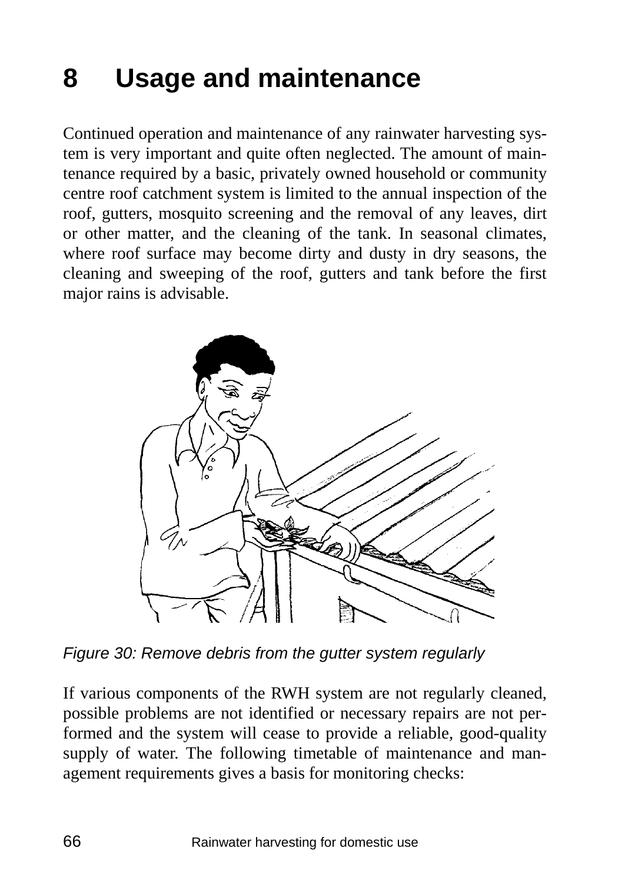# 8 Usage and maintenance

Continued operation and maintenance of any rainwater harvesting system is very important and quite often neglected. The amount of maintenance required by a basic, privately owned household or community centre roof catchment system is limited to the annual inspection of the roof, gutters, mosquito screening and the removal of any leaves, dirt or other matter, and the cleaning of the tank. In seasonal climates, where roof surface may become dirty and dusty in dry seasons, the cleaning and sweeping of the roof, gutters and tank before the first major rains is advisable.

*Figure 30: Remove debris from the gutter system regularly*

If various components of the RWH system are not regularly cleaned, possible problems are not identified or necessary repairs are not performed and the system will cease to provide a reliable, good-quality supply of water. The following timetable of maintenance and management requirements gives a basis for monitoring checks: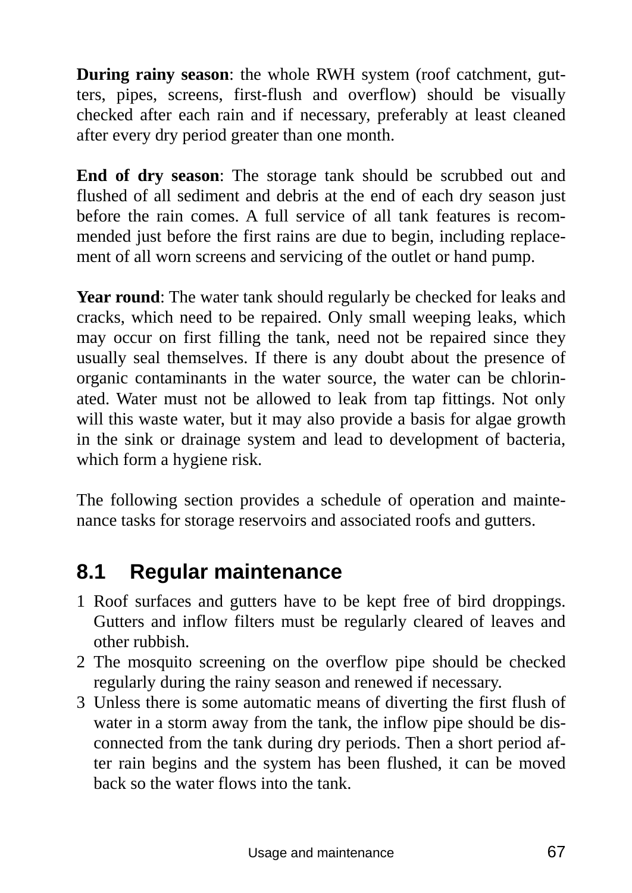**During rainy season**: the whole RWH system (roof catchment, gutters, pipes, screens, first-flush and overflow) should be visually checked after each rain and if necessary, preferably at least cleaned after every dry period greater than one month.

**End of dry season**: The storage tank should be scrubbed out and flushed of all sediment and debris at the end of each dry season just before the rain comes. A full service of all tank features is recommended just before the first rains are due to begin, including replacement of all worn screens and servicing of the outlet or hand pump.

**Year round**: The water tank should regularly be checked for leaks and cracks, which need to be repaired. Only small weeping leaks, which may occur on first filling the tank, need not be repaired since they usually seal themselves. If there is any doubt about the presence of organic contaminants in the water source, the water can be chlorinated. Water must not be allowed to leak from tap fittings. Not only will this waste water, but it may also provide a basis for algae growth in the sink or drainage system and lead to development of bacteria, which form a hygiene risk.

The following section provides a schedule of operation and maintenance tasks for storage reservoirs and associated roofs and gutters.

## 8.1 Regular maintenance

1. Roof surfaces and gutters have to be kept free of bird droppings. Gutters and inflow filters must be regularly cleared of leaves and other rubbish.
2. The mosquito screening on the overflow pipe should be checked regularly during the rainy season and renewed if necessary.
3. Unless there is some automatic means of diverting the first flush of water in a storm away from the tank, the inflow pipe should be disconnected from the tank during dry periods. Then a short period after rain begins and the system has been flushed, it can be moved back so the water flows into the tank.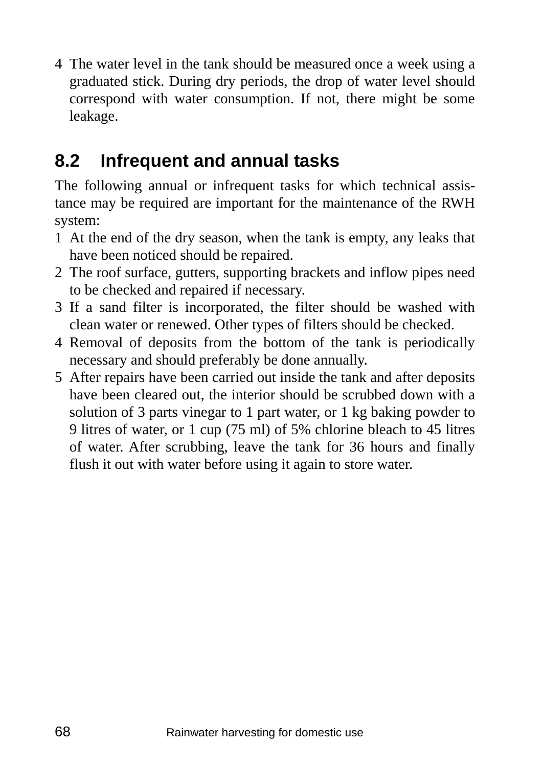4. The water level in the tank should be measured once a week using a graduated stick. During dry periods, the drop of water level should correspond with water consumption. If not, there might be some leakage.

## 8.2 Infrequent and annual tasks

The following annual or infrequent tasks for which technical assistance may be required are important for the maintenance of the RWH system:

1. At the end of the dry season, when the tank is empty, any leaks that have been noticed should be repaired.
2. The roof surface, gutters, supporting brackets and inflow pipes need to be checked and repaired if necessary.
3. If a sand filter is incorporated, the filter should be washed with clean water or renewed. Other types of filters should be checked.
4. Removal of deposits from the bottom of the tank is periodically necessary and should preferably be done annually.
5. After repairs have been carried out inside the tank and after deposits have been cleared out, the interior should be scrubbed down with a solution of 3 parts vinegar to 1 part water, or 1 kg baking powder to 9 litres of water, or 1 cup (75 ml) of 5% chlorine bleach to 45 litres of water. After scrubbing, leave the tank for 36 hours and finally flush it out with water before using it again to store water.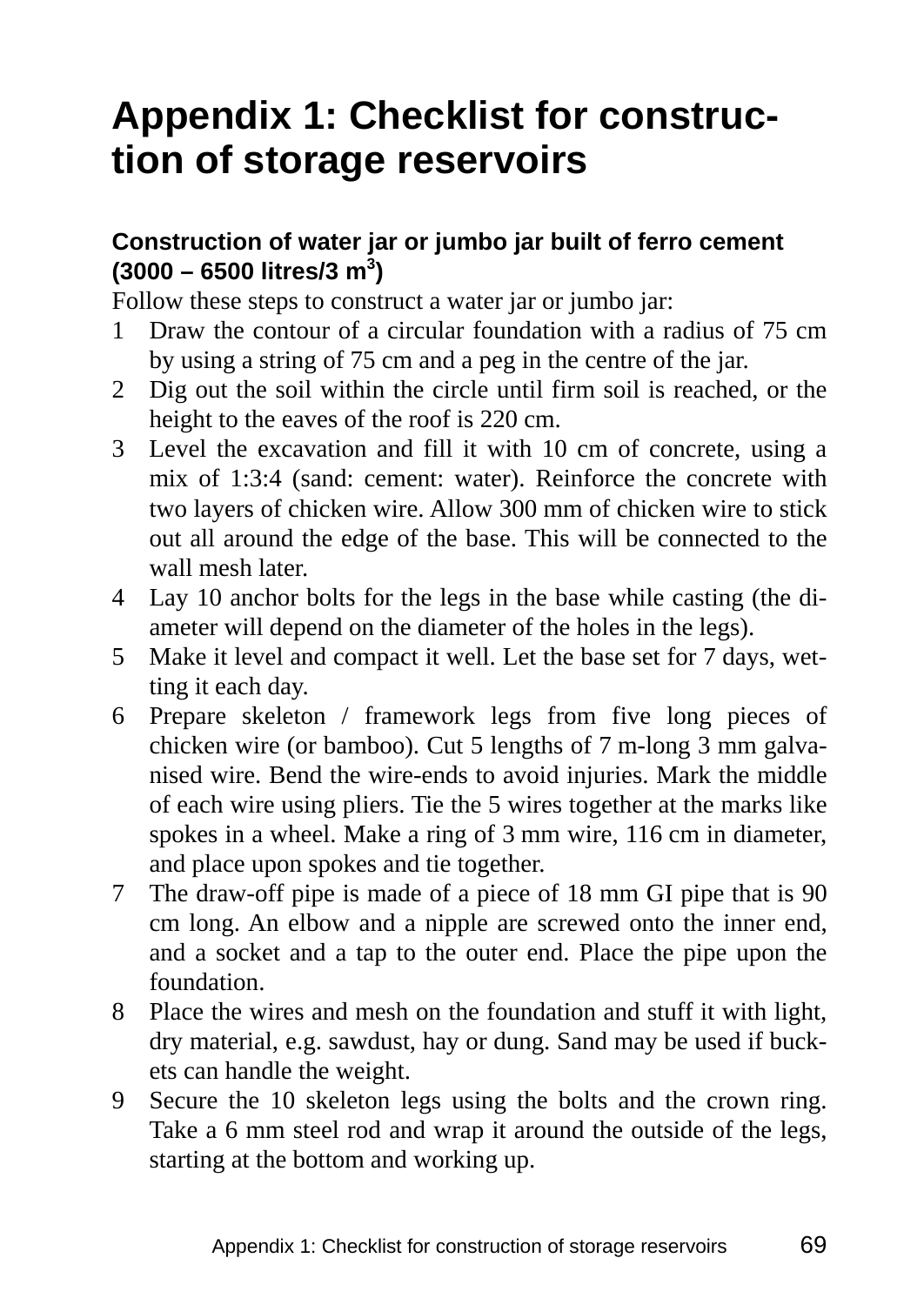# Appendix 1: Checklist for construction of storage reservoirs

### Construction of water jar or jumbo jar built of ferro cement (3000 – 6500 litres/3 m$^3$)

Follow these steps to construct a water jar or jumbo jar:

1. Draw the contour of a circular foundation with a radius of 75 cm by using a string of 75 cm and a peg in the centre of the jar.
2. Dig out the soil within the circle until firm soil is reached, or the height to the eaves of the roof is 220 cm.
3. Level the excavation and fill it with 10 cm of concrete, using a mix of 1:3:4 (sand: cement: water). Reinforce the concrete with two layers of chicken wire. Allow 300 mm of chicken wire to stick out all around the edge of the base. This will be connected to the wall mesh later.
4. Lay 10 anchor bolts for the legs in the base while casting (the diameter will depend on the diameter of the holes in the legs).
5. Make it level and compact it well. Let the base set for 7 days, wetting it each day.
6. Prepare skeleton / framework legs from five long pieces of chicken wire (or bamboo). Cut 5 lengths of 7 m-long 3 mm galvanised wire. Bend the wire-ends to avoid injuries. Mark the middle of each wire using pliers. Tie the 5 wires together at the marks like spokes in a wheel. Make a ring of 3 mm wire, 116 cm in diameter, and place upon spokes and tie together.
7. The draw-off pipe is made of a piece of 18 mm GI pipe that is 90 cm long. An elbow and a nipple are screwed onto the inner end, and a socket and a tap to the outer end. Place the pipe upon the foundation.
8. Place the wires and mesh on the foundation and stuff it with light, dry material, e.g. sawdust, hay or dung. Sand may be used if buckets can handle the weight.
9. Secure the 10 skeleton legs using the bolts and the crown ring. Take a 6 mm steel rod and wrap it around the outside of the legs, starting at the bottom and working up.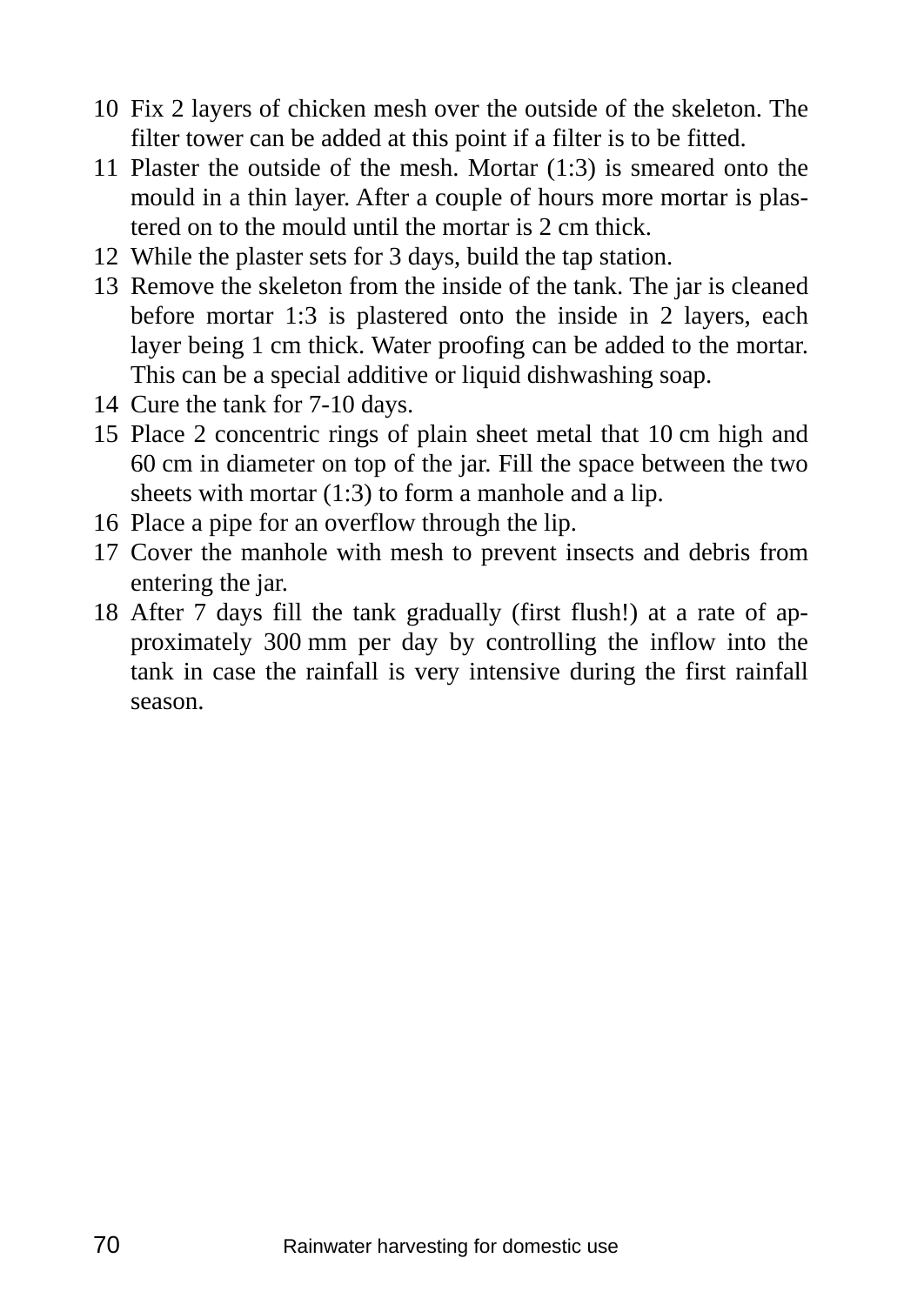10. Fix 2 layers of chicken mesh over the outside of the skeleton. The filter tower can be added at this point if a filter is to be fitted.
11. Plaster the outside of the mesh. Mortar (1:3) is smeared onto the mould in a thin layer. After a couple of hours more mortar is plastered on to the mould until the mortar is 2 cm thick.
12. While the plaster sets for 3 days, build the tap station.
13. Remove the skeleton from the inside of the tank. The jar is cleaned before mortar 1:3 is plastered onto the inside in 2 layers, each layer being 1 cm thick. Water proofing can be added to the mortar. This can be a special additive or liquid dishwashing soap.
14. Cure the tank for 7-10 days.
15. Place 2 concentric rings of plain sheet metal that 10 cm high and 60 cm in diameter on top of the jar. Fill the space between the two sheets with mortar (1:3) to form a manhole and a lip.
16. Place a pipe for an overflow through the lip.
17. Cover the manhole with mesh to prevent insects and debris from entering the jar.
18. After 7 days fill the tank gradually (first flush!) at a rate of approximately 300 mm per day by controlling the inflow into the tank in case the rainfall is very intensive during the first rainfall season.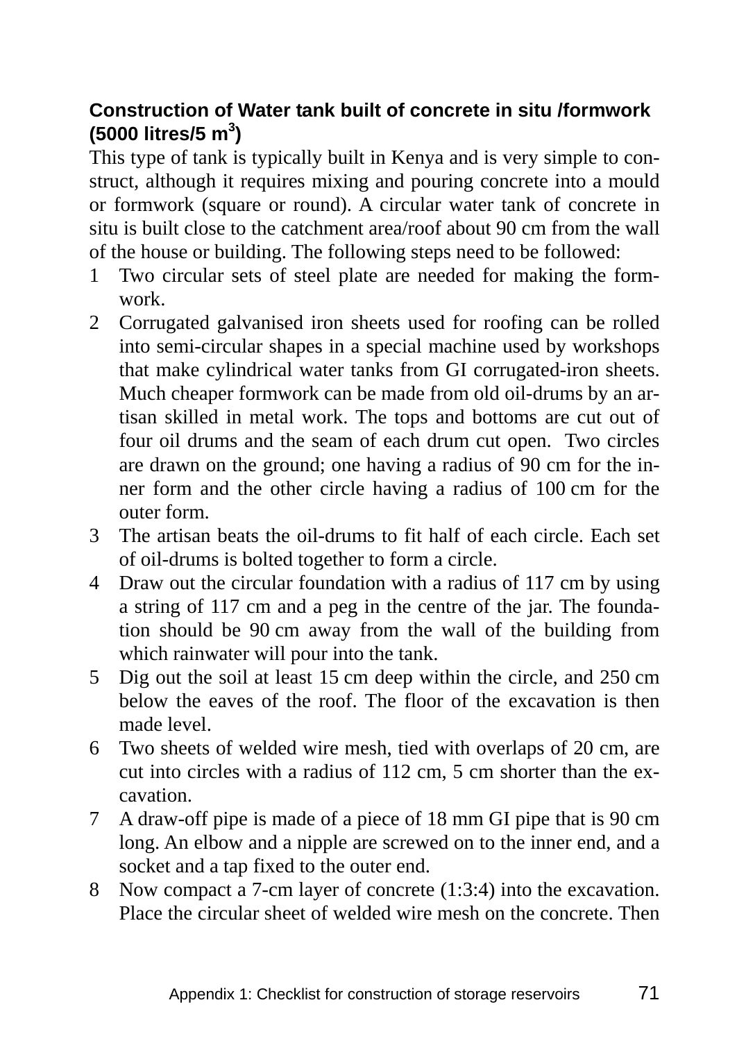### Construction of Water tank built of concrete in situ /formwork (5000 litres/5 $m^3$)

This type of tank is typically built in Kenya and is very simple to construct, although it requires mixing and pouring concrete into a mould or formwork (square or round). A circular water tank of concrete in situ is built close to the catchment area/roof about 90 cm from the wall of the house or building. The following steps need to be followed:

1. Two circular sets of steel plate are needed for making the formwork.
2. Corrugated galvanised iron sheets used for roofing can be rolled into semi-circular shapes in a special machine used by workshops that make cylindrical water tanks from GI corrugated-iron sheets. Much cheaper formwork can be made from old oil-drums by an artisan skilled in metal work. The tops and bottoms are cut out of four oil drums and the seam of each drum cut open. Two circles are drawn on the ground; one having a radius of 90 cm for the inner form and the other circle having a radius of 100 cm for the outer form.
3. The artisan beats the oil-drums to fit half of each circle. Each set of oil-drums is bolted together to form a circle.
4. Draw out the circular foundation with a radius of 117 cm by using a string of 117 cm and a peg in the centre of the jar. The foundation should be 90 cm away from the wall of the building from which rainwater will pour into the tank.
5. Dig out the soil at least 15 cm deep within the circle, and 250 cm below the eaves of the roof. The floor of the excavation is then made level.
6. Two sheets of welded wire mesh, tied with overlaps of 20 cm, are cut into circles with a radius of 112 cm, 5 cm shorter than the excavation.
7. A draw-off pipe is made of a piece of 18 mm GI pipe that is 90 cm long. An elbow and a nipple are screwed on to the inner end, and a socket and a tap fixed to the outer end.
8. Now compact a 7-cm layer of concrete (1:3:4) into the excavation. Place the circular sheet of welded wire mesh on the concrete. Then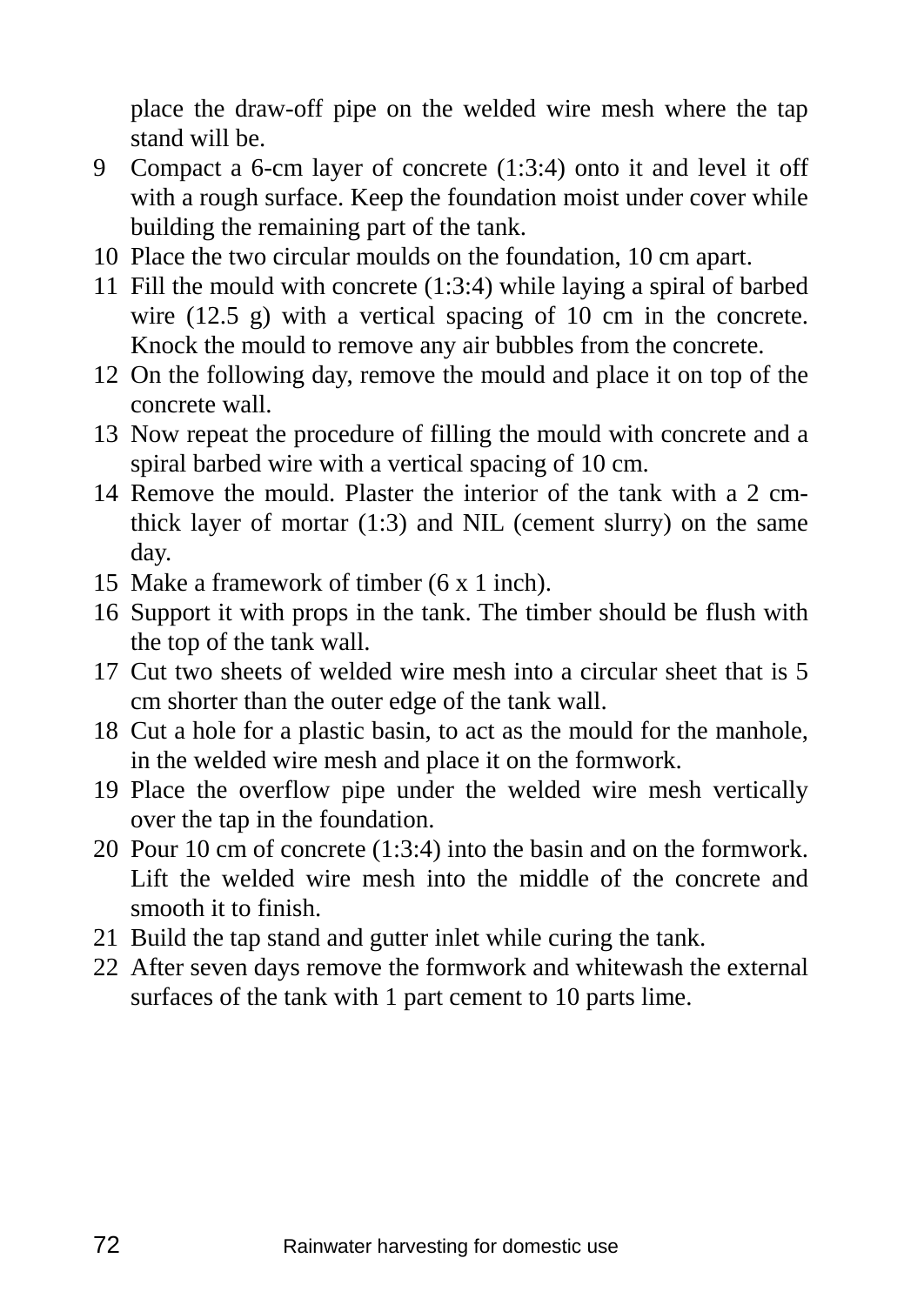place the draw-off pipe on the welded wire mesh where the tap stand will be.

9. Compact a 6-cm layer of concrete (1:3:4) onto it and level it off with a rough surface. Keep the foundation moist under cover while building the remaining part of the tank.
10. Place the two circular moulds on the foundation, 10 cm apart.
11. Fill the mould with concrete (1:3:4) while laying a spiral of barbed wire (12.5 g) with a vertical spacing of 10 cm in the concrete. Knock the mould to remove any air bubbles from the concrete.
12. On the following day, remove the mould and place it on top of the concrete wall.
13. Now repeat the procedure of filling the mould with concrete and a spiral barbed wire with a vertical spacing of 10 cm.
14. Remove the mould. Plaster the interior of the tank with a 2 cm-thick layer of mortar (1:3) and NIL (cement slurry) on the same day.
15. Make a framework of timber (6 x 1 inch).
16. Support it with props in the tank. The timber should be flush with the top of the tank wall.
17. Cut two sheets of welded wire mesh into a circular sheet that is 5 cm shorter than the outer edge of the tank wall.
18. Cut a hole for a plastic basin, to act as the mould for the manhole, in the welded wire mesh and place it on the formwork.
19. Place the overflow pipe under the welded wire mesh vertically over the tap in the foundation.
20. Pour 10 cm of concrete (1:3:4) into the basin and on the formwork. Lift the welded wire mesh into the middle of the concrete and smooth it to finish.
21. Build the tap stand and gutter inlet while curing the tank.
22. After seven days remove the formwork and whitewash the external surfaces of the tank with 1 part cement to 10 parts lime.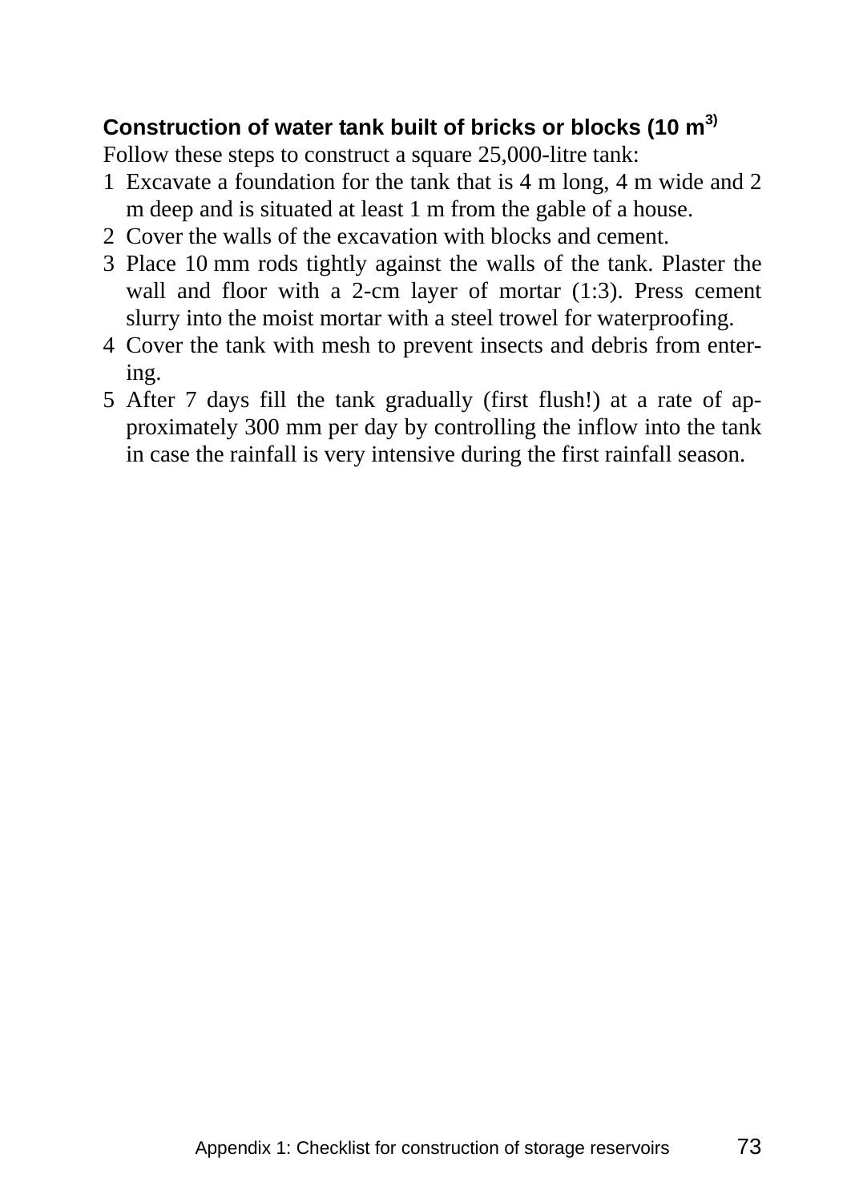**Construction of water tank built of bricks or blocks (10 m[3])**

Follow these steps to construct a square 25,000-litre tank:

1 Excavate a foundation for the tank that is 4 m long, 4 m wide and 2 m deep and is situated at least 1 m from the gable of a house.
2 Cover the walls of the excavation with blocks and cement.
3 Place 10 mm rods tightly against the walls of the tank. Plaster the wall and floor with a 2-cm layer of mortar (1:3). Press cement slurry into the moist mortar with a steel trowel for waterproofing.
4 Cover the tank with mesh to prevent insects and debris from entering.
5 After 7 days fill the tank gradually (first flush!) at a rate of approximately 300 mm per day by controlling the inflow into the tank in case the rainfall is very intensive during the first rainfall season.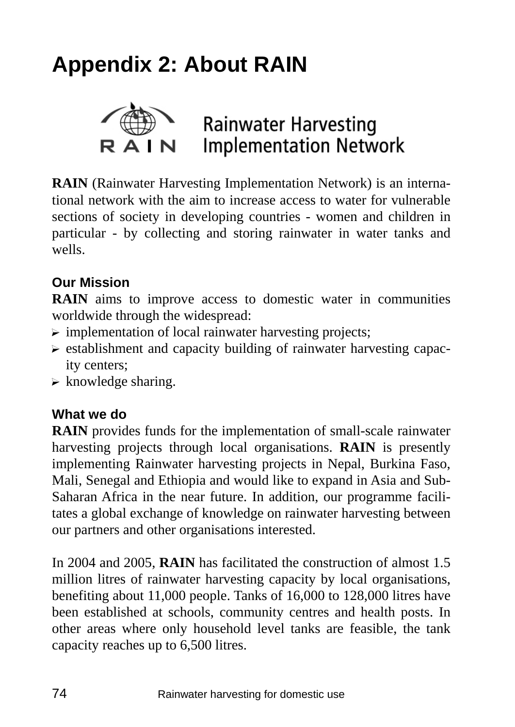# Appendix 2: About RAIN

RAIN Rainwater Harvesting Implementation Network

**RAIN** (Rainwater Harvesting Implementation Network) is an international network with the aim to increase access to water for vulnerable sections of society in developing countries - women and children in particular - by collecting and storing rainwater in water tanks and wells.

### Our Mission

**RAIN** aims to improve access to domestic water in communities worldwide through the widespread:

- implementation of local rainwater harvesting projects;
- establishment and capacity building of rainwater harvesting capacity centers;
- knowledge sharing.

### What we do

**RAIN** provides funds for the implementation of small-scale rainwater harvesting projects through local organisations. **RAIN** is presently implementing Rainwater harvesting projects in Nepal, Burkina Faso, Mali, Senegal and Ethiopia and would like to expand in Asia and Sub-Saharan Africa in the near future. In addition, our programme facilitates a global exchange of knowledge on rainwater harvesting between our partners and other organisations interested.

In 2004 and 2005, **RAIN** has facilitated the construction of almost 1.5 million litres of rainwater harvesting capacity by local organisations, benefiting about 11,000 people. Tanks of 16,000 to 128,000 litres have been established at schools, community centres and health posts. In other areas where only household level tanks are feasible, the tank capacity reaches up to 6,500 litres.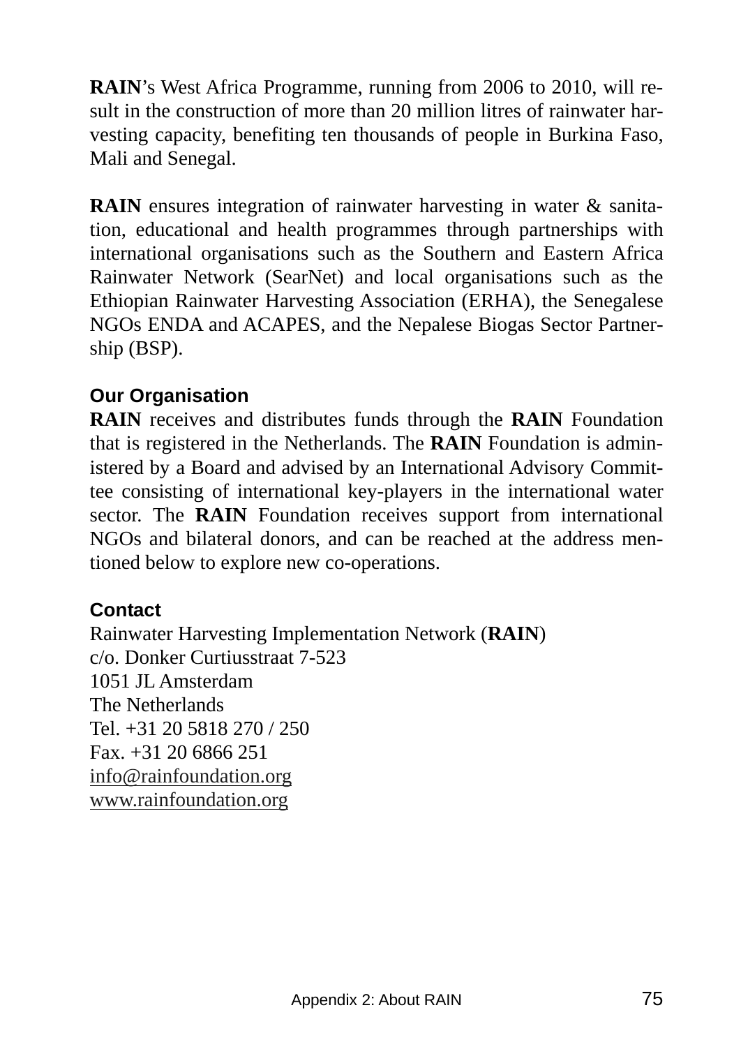**RAIN**'s West Africa Programme, running from 2006 to 2010, will result in the construction of more than 20 million litres of rainwater harvesting capacity, benefiting ten thousands of people in Burkina Faso, Mali and Senegal.

**RAIN** ensures integration of rainwater harvesting in water & sanitation, educational and health programmes through partnerships with international organisations such as the Southern and Eastern Africa Rainwater Network (SearNet) and local organisations such as the Ethiopian Rainwater Harvesting Association (ERHA), the Senegalese NGOs ENDA and ACAPES, and the Nepalese Biogas Sector Partnership (BSP).

### Our Organisation

**RAIN** receives and distributes funds through the **RAIN** Foundation that is registered in the Netherlands. The **RAIN** Foundation is administered by a Board and advised by an International Advisory Committee consisting of international key-players in the international water sector. The **RAIN** Foundation receives support from international NGOs and bilateral donors, and can be reached at the address mentioned below to explore new co-operations.

### Contact

Rainwater Harvesting Implementation Network (**RAIN**)
c/o. Donker Curtiusstraat 7-523
1051 JL Amsterdam
The Netherlands
Tel. +31 20 5818 270 / 250
Fax. +31 20 6866 251
info@rainfoundation.org
www.rainfoundation.org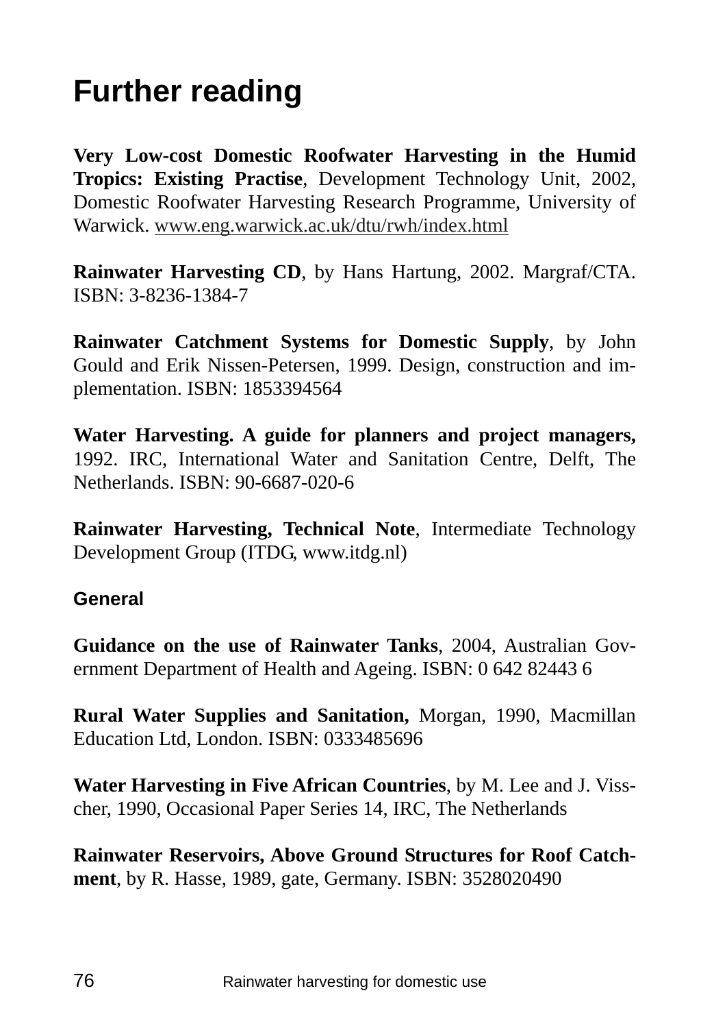# Further reading

**Very Low-cost Domestic Roofwater Harvesting in the Humid Tropics: Existing Practise**, Development Technology Unit, 2002, Domestic Roofwater Harvesting Research Programme, University of Warwick. www.eng.warwick.ac.uk/dtu/rwh/index.html

**Rainwater Harvesting CD**, by Hans Hartung, 2002. Margraf/CTA. ISBN: 3-8236-1384-7

**Rainwater Catchment Systems for Domestic Supply**, by John Gould and Erik Nissen-Petersen, 1999. Design, construction and implementation. ISBN: 1853394564

**Water Harvesting. A guide for planners and project managers,** 1992. IRC, International Water and Sanitation Centre, Delft, The Netherlands. ISBN: 90-6687-020-6

**Rainwater Harvesting, Technical Note**, Intermediate Technology Development Group (ITDG, www.itdg.nl)

### General

**Guidance on the use of Rainwater Tanks**, 2004, Australian Government Department of Health and Ageing. ISBN: 0 642 82443 6

**Rural Water Supplies and Sanitation,** Morgan, 1990, Macmillan Education Ltd, London. ISBN: 0333485696

**Water Harvesting in Five African Countries**, by M. Lee and J. Visscher, 1990, Occasional Paper Series 14, IRC, The Netherlands

**Rainwater Reservoirs, Above Ground Structures for Roof Catchment**, by R. Hasse, 1989, gate, Germany. ISBN: 3528020490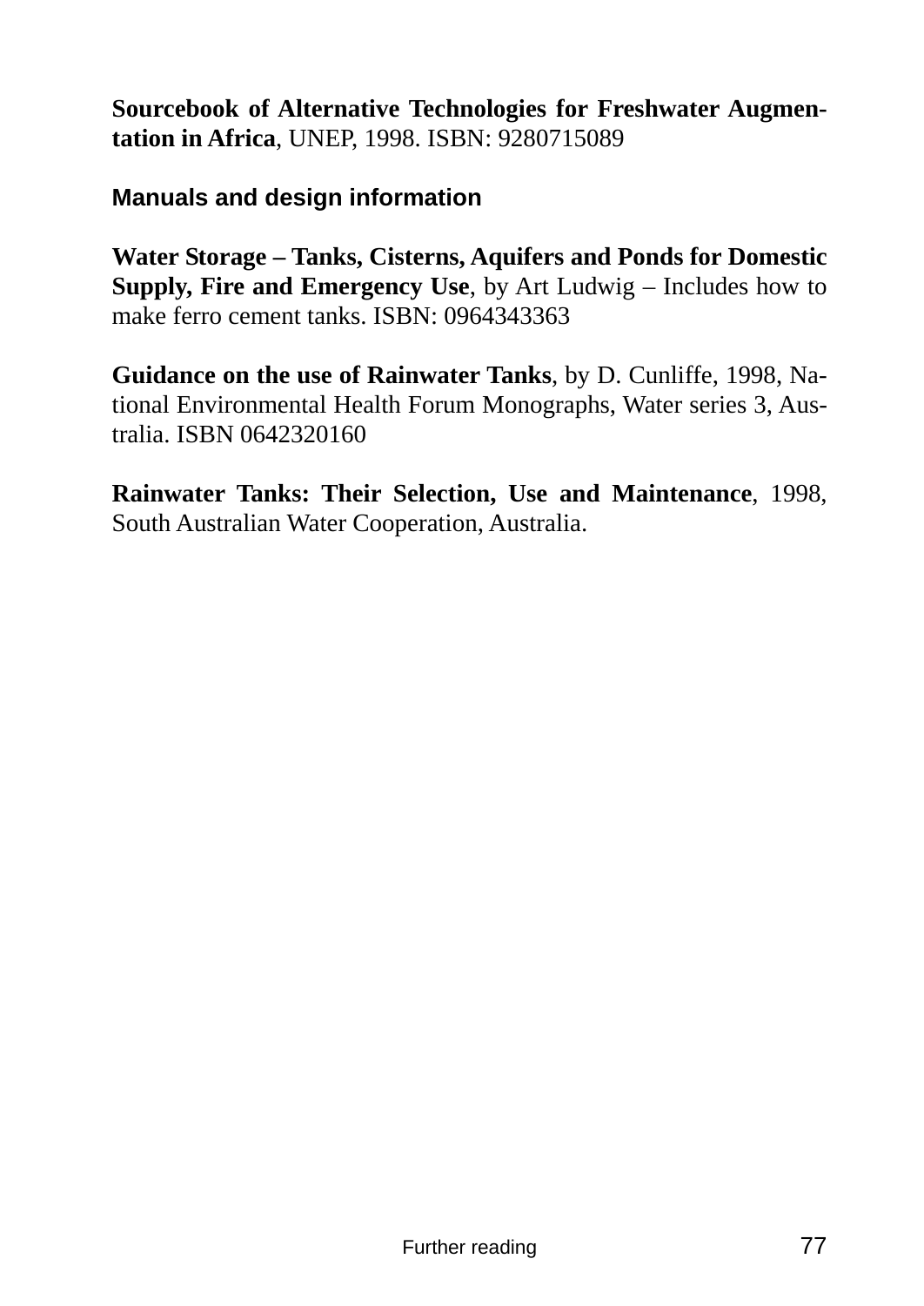**Sourcebook of Alternative Technologies for Freshwater Augmentation in Africa**, UNEP, 1998. ISBN: 9280715089

### Manuals and design information

**Water Storage – Tanks, Cisterns, Aquifers and Ponds for Domestic Supply, Fire and Emergency Use**, by Art Ludwig – Includes how to make ferro cement tanks. ISBN: 0964343363

**Guidance on the use of Rainwater Tanks**, by D. Cunliffe, 1998, National Environmental Health Forum Monographs, Water series 3, Australia. ISBN 0642320160

**Rainwater Tanks: Their Selection, Use and Maintenance**, 1998, South Australian Water Cooperation, Australia.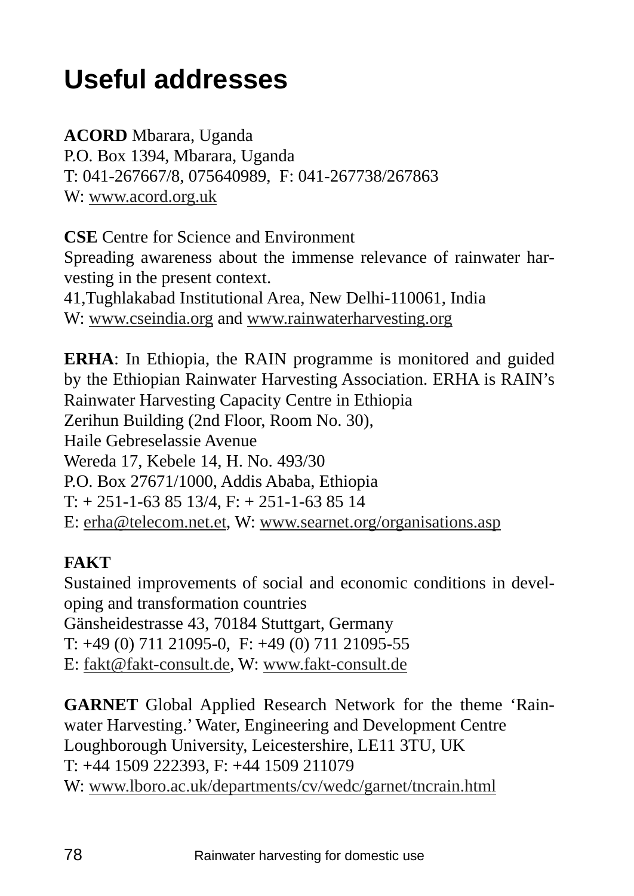# Useful addresses

**ACORD** Mbarara, Uganda
P.O. Box 1394, Mbarara, Uganda
T: 041-267667/8, 075640989, F: 041-267738/267863
W: www.acord.org.uk

**CSE** Centre for Science and Environment
Spreading awareness about the immense relevance of rainwater harvesting in the present context.
41,Tughlakabad Institutional Area, New Delhi-110061, India
W: www.cseindia.org and www.rainwaterharvesting.org

**ERHA**: In Ethiopia, the RAIN programme is monitored and guided by the Ethiopian Rainwater Harvesting Association. ERHA is RAIN's Rainwater Harvesting Capacity Centre in Ethiopia
Zerihun Building (2nd Floor, Room No. 30),
Haile Gebreselassie Avenue
Wereda 17, Kebele 14, H. No. 493/30
P.O. Box 27671/1000, Addis Ababa, Ethiopia
T: + 251-1-63 85 13/4, F: + 251-1-63 85 14
E: erha@telecom.net.et, W: www.searnet.org/organisations.asp

**FAKT**
Sustained improvements of social and economic conditions in developing and transformation countries
Gänsheidestrasse 43, 70184 Stuttgart, Germany
T: +49 (0) 711 21095-0, F: +49 (0) 711 21095-55
E: fakt@fakt-consult.de, W: www.fakt-consult.de

**GARNET** Global Applied Research Network for the theme 'Rainwater Harvesting.' Water, Engineering and Development Centre
Loughborough University, Leicestershire, LE11 3TU, UK
T: +44 1509 222393, F: +44 1509 211079
W: www.lboro.ac.uk/departments/cv/wedc/garnet/tncrain.html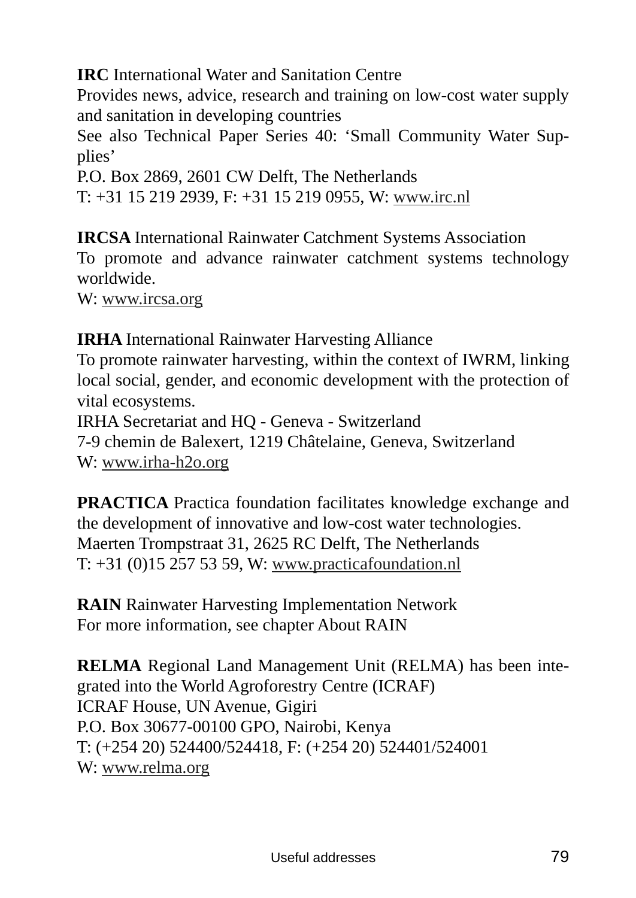**IRC** International Water and Sanitation Centre
Provides news, advice, research and training on low-cost water supply and sanitation in developing countries
See also Technical Paper Series 40: 'Small Community Water Supplies'
P.O. Box 2869, 2601 CW Delft, The Netherlands
T: +31 15 219 2939, F: +31 15 219 0955, W: www.irc.nl

**IRCSA** International Rainwater Catchment Systems Association
To promote and advance rainwater catchment systems technology worldwide.
W: www.ircsa.org

**IRHA** International Rainwater Harvesting Alliance
To promote rainwater harvesting, within the context of IWRM, linking local social, gender, and economic development with the protection of vital ecosystems.
IRHA Secretariat and HQ - Geneva - Switzerland
7-9 chemin de Balexert, 1219 Châtelaine, Geneva, Switzerland
W: www.irha-h2o.org

**PRACTICA** Practica foundation facilitates knowledge exchange and the development of innovative and low-cost water technologies.
Maerten Trompstraat 31, 2625 RC Delft, The Netherlands
T: +31 (0)15 257 53 59, W: www.practicafoundation.nl

**RAIN** Rainwater Harvesting Implementation Network
For more information, see chapter About RAIN

**RELMA** Regional Land Management Unit (RELMA) has been integrated into the World Agroforestry Centre (ICRAF)
ICRAF House, UN Avenue, Gigiri
P.O. Box 30677-00100 GPO, Nairobi, Kenya
T: (+254 20) 524400/524418, F: (+254 20) 524401/524001
W: www.relma.org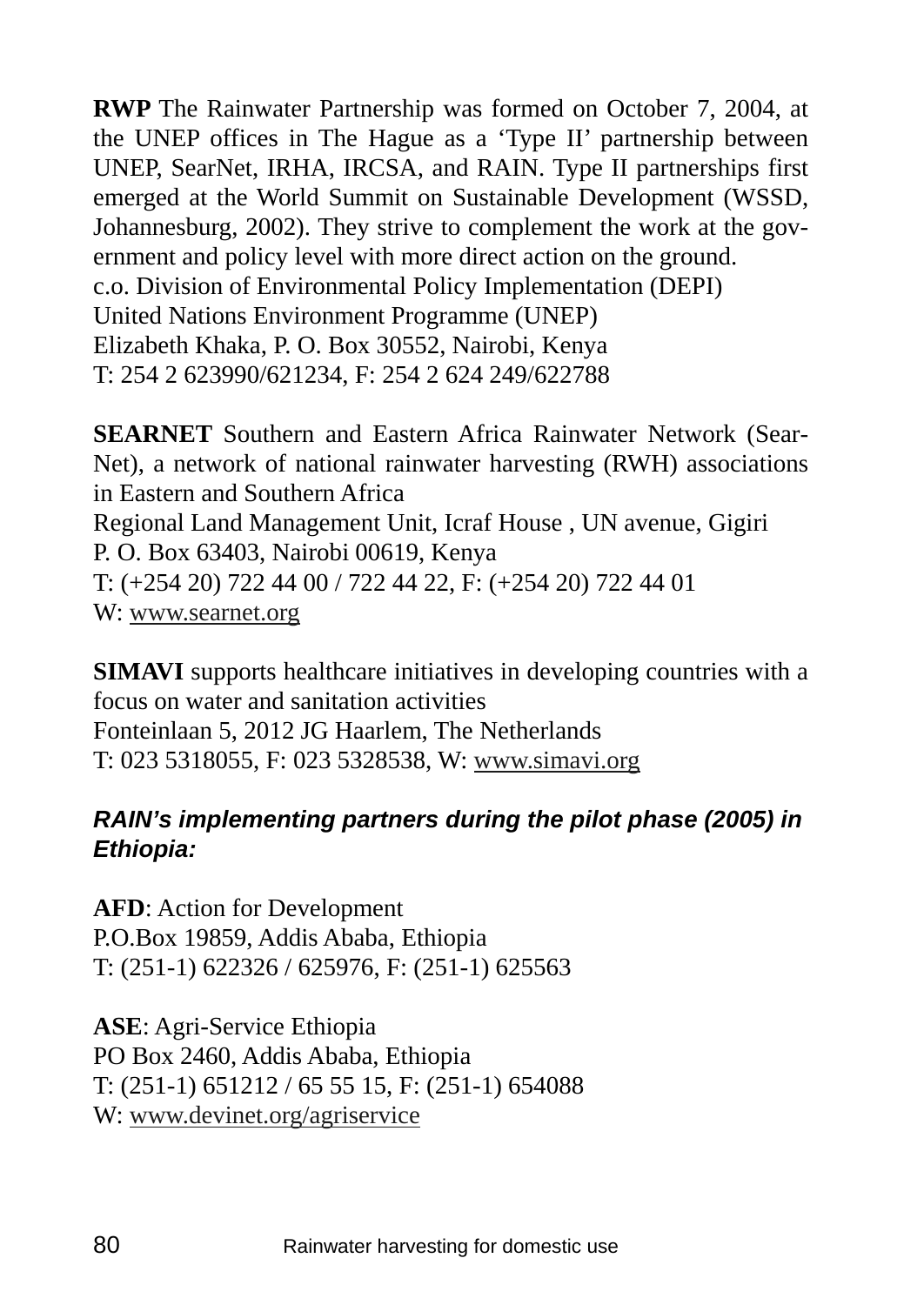**RWP** The Rainwater Partnership was formed on October 7, 2004, at the UNEP offices in The Hague as a 'Type II' partnership between UNEP, SearNet, IRHA, IRCSA, and RAIN. Type II partnerships first emerged at the World Summit on Sustainable Development (WSSD, Johannesburg, 2002). They strive to complement the work at the government and policy level with more direct action on the ground.
c.o. Division of Environmental Policy Implementation (DEPI)
United Nations Environment Programme (UNEP)
Elizabeth Khaka, P. O. Box 30552, Nairobi, Kenya
T: 254 2 623990/621234, F: 254 2 624 249/622788

**SEARNET** Southern and Eastern Africa Rainwater Network (SearNet), a network of national rainwater harvesting (RWH) associations in Eastern and Southern Africa
Regional Land Management Unit, Icraf House , UN avenue, Gigiri
P. O. Box 63403, Nairobi 00619, Kenya
T: (+254 20) 722 44 00 / 722 44 22, F: (+254 20) 722 44 01
W: www.searnet.org

**SIMAVI** supports healthcare initiatives in developing countries with a focus on water and sanitation activities
Fonteinlaan 5, 2012 JG Haarlem, The Netherlands
T: 023 5318055, F: 023 5328538, W: www.simavi.org

***RAIN's implementing partners during the pilot phase (2005) in Ethiopia:***

**AFD**: Action for Development
P.O.Box 19859, Addis Ababa, Ethiopia
T: (251-1) 622326 / 625976, F: (251-1) 625563

**ASE**: Agri-Service Ethiopia
PO Box 2460, Addis Ababa, Ethiopia
T: (251-1) 651212 / 65 55 15, F: (251-1) 654088
W: www.devinet.org/agriservice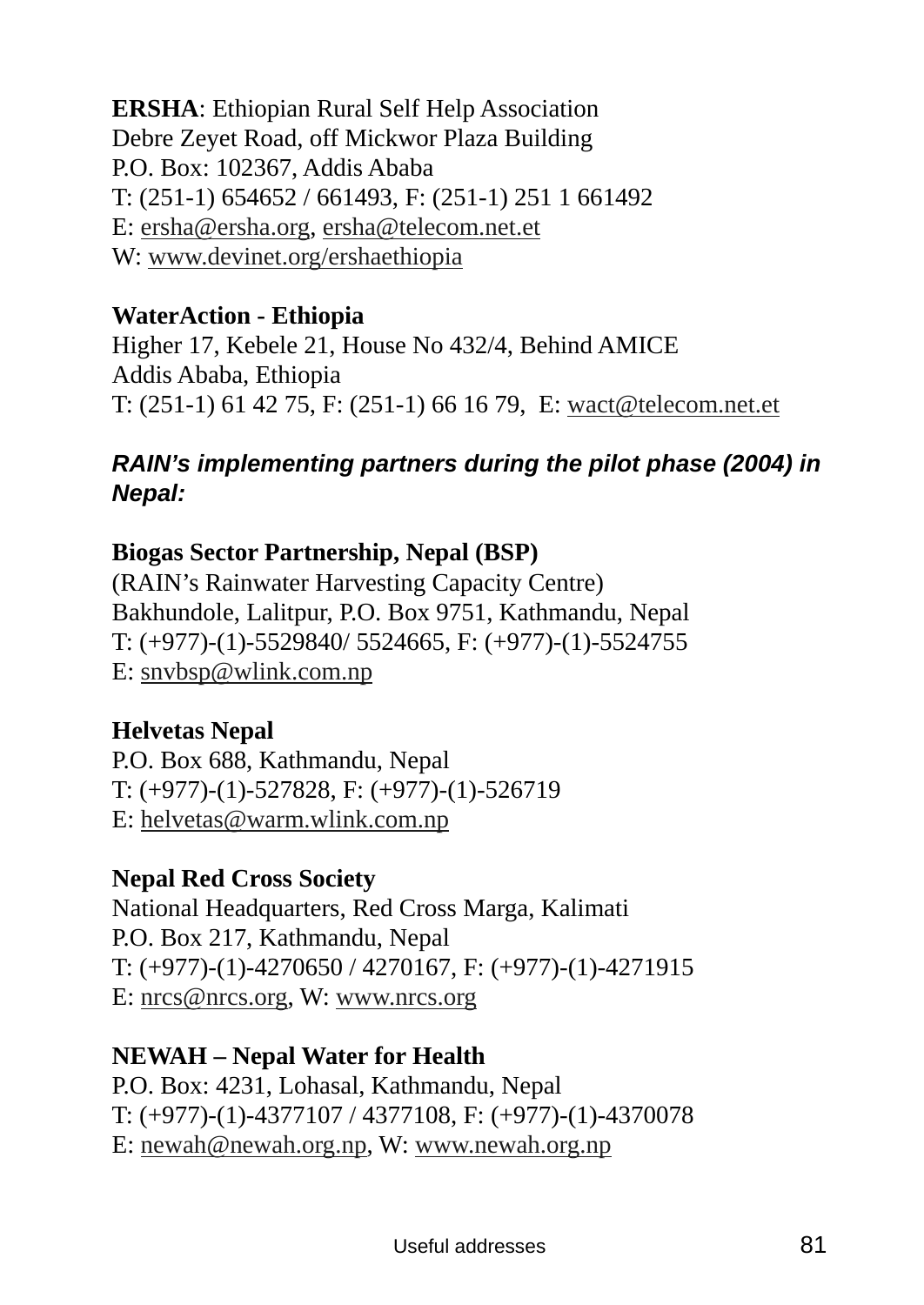**ERSHA**: Ethiopian Rural Self Help Association
Debre Zeyet Road, off Mickwor Plaza Building
P.O. Box: 102367, Addis Ababa
T: (251-1) 654652 / 661493, F: (251-1) 251 1 661492
E: ersha@ersha.org, ersha@telecom.net.et
W: www.devinet.org/ershaethiopia

**WaterAction - Ethiopia**
Higher 17, Kebele 21, House No 432/4, Behind AMICE
Addis Ababa, Ethiopia
T: (251-1) 61 42 75, F: (251-1) 66 16 79, E: wact@telecom.net.et

***RAIN's implementing partners during the pilot phase (2004) in Nepal:***

**Biogas Sector Partnership, Nepal (BSP)**
(RAIN's Rainwater Harvesting Capacity Centre)
Bakhundole, Lalitpur, P.O. Box 9751, Kathmandu, Nepal
T: (+977)-(1)-5529840/ 5524665, F: (+977)-(1)-5524755
E: snvbsp@wlink.com.np

**Helvetas Nepal**
P.O. Box 688, Kathmandu, Nepal
T: (+977)-(1)-527828, F: (+977)-(1)-526719
E: helvetas@warm.wlink.com.np

**Nepal Red Cross Society**
National Headquarters, Red Cross Marga, Kalimati
P.O. Box 217, Kathmandu, Nepal
T: (+977)-(1)-4270650 / 4270167, F: (+977)-(1)-4271915
E: nrcs@nrcs.org, W: www.nrcs.org

**NEWAH – Nepal Water for Health**
P.O. Box: 4231, Lohasal, Kathmandu, Nepal
T: (+977)-(1)-4377107 / 4377108, F: (+977)-(1)-4370078
E: newah@newah.org.np, W: www.newah.org.np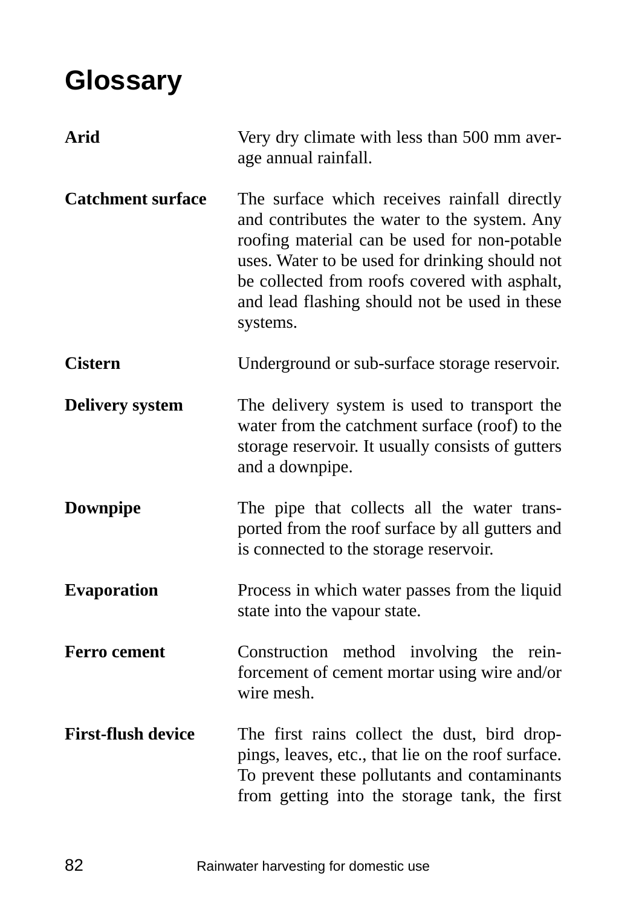# Glossary

**Arid** Very dry climate with less than 500 mm average annual rainfall.

**Catchment surface** The surface which receives rainfall directly and contributes the water to the system. Any roofing material can be used for non-potable uses. Water to be used for drinking should not be collected from roofs covered with asphalt, and lead flashing should not be used in these systems.

**Cistern** Underground or sub-surface storage reservoir.

**Delivery system** The delivery system is used to transport the water from the catchment surface (roof) to the storage reservoir. It usually consists of gutters and a downpipe.

**Downpipe** The pipe that collects all the water transported from the roof surface by all gutters and is connected to the storage reservoir.

**Evaporation** Process in which water passes from the liquid state into the vapour state.

**Ferro cement** Construction method involving the reinforcement of cement mortar using wire and/or wire mesh.

**First-flush device** The first rains collect the dust, bird droppings, leaves, etc., that lie on the roof surface. To prevent these pollutants and contaminants from getting into the storage tank, the first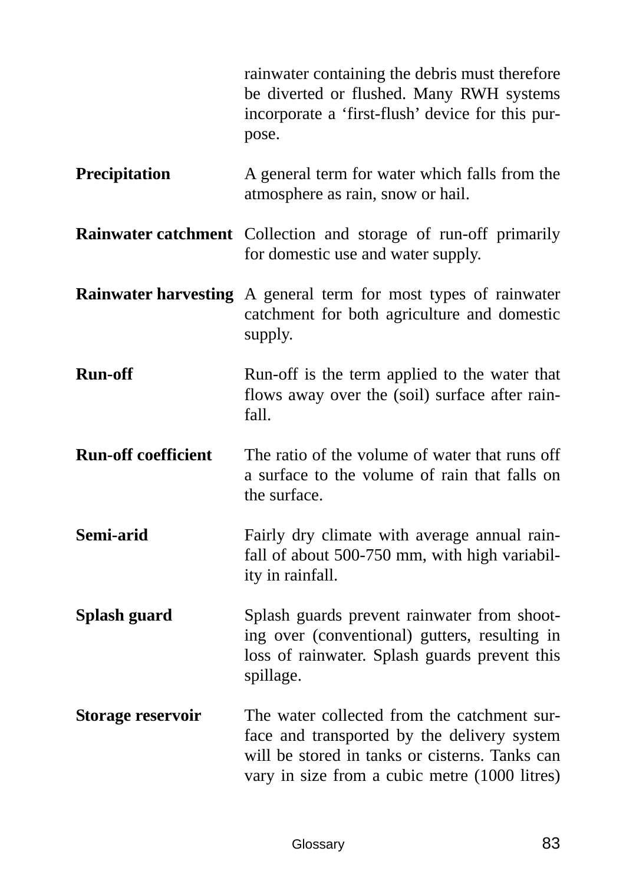rainwater containing the debris must therefore be diverted or flushed. Many RWH systems incorporate a 'first-flush' device for this purpose.

**Precipitation** A general term for water which falls from the atmosphere as rain, snow or hail.

**Rainwater catchment** Collection and storage of run-off primarily for domestic use and water supply.

**Rainwater harvesting** A general term for most types of rainwater catchment for both agriculture and domestic supply.

**Run-off** Run-off is the term applied to the water that flows away over the (soil) surface after rainfall.

**Run-off coefficient** The ratio of the volume of water that runs off a surface to the volume of rain that falls on the surface.

**Semi-arid** Fairly dry climate with average annual rainfall of about 500-750 mm, with high variability in rainfall.

**Splash guard** Splash guards prevent rainwater from shooting over (conventional) gutters, resulting in loss of rainwater. Splash guards prevent this spillage.

**Storage reservoir** The water collected from the catchment surface and transported by the delivery system will be stored in tanks or cisterns. Tanks can vary in size from a cubic metre (1000 litres)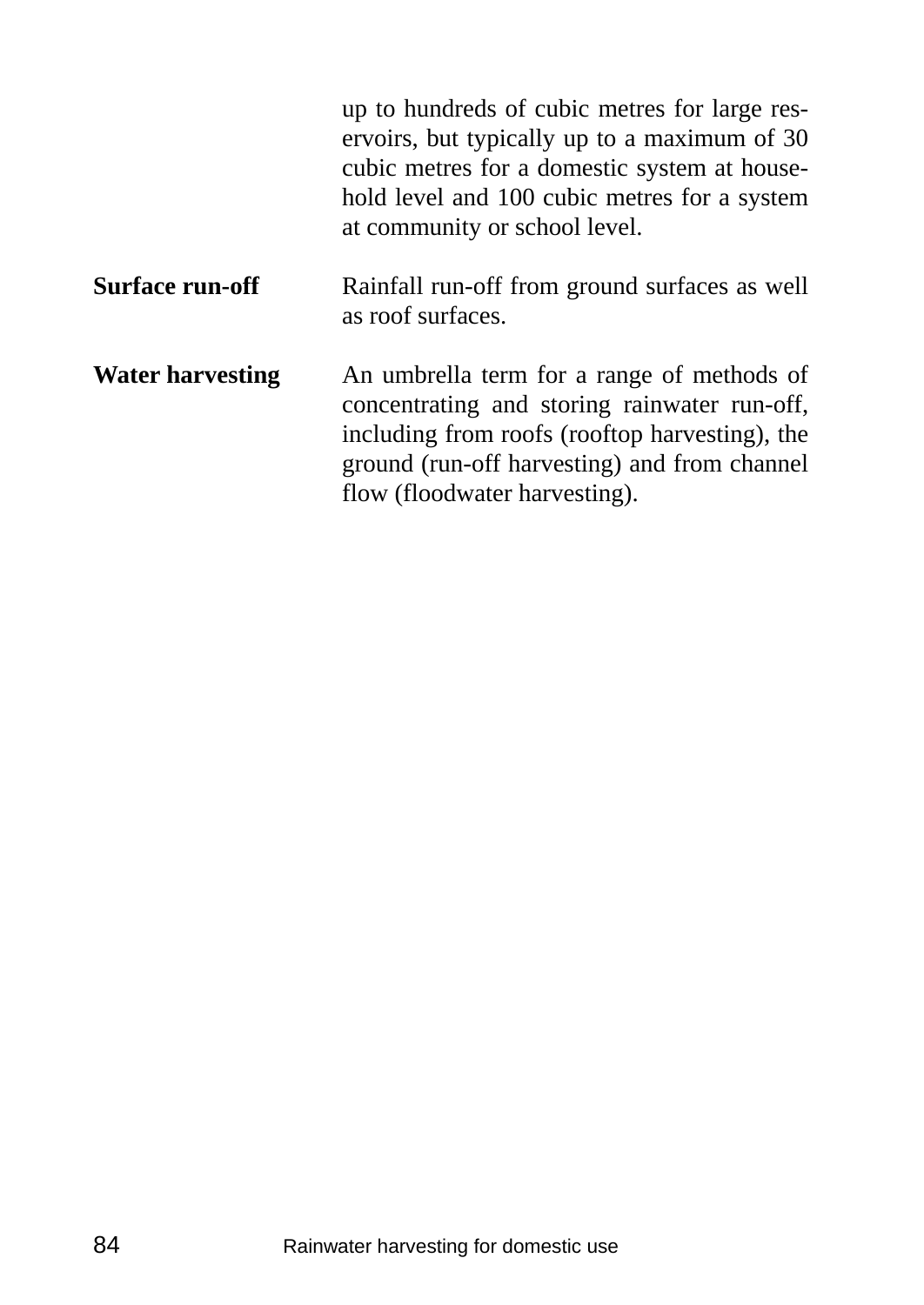up to hundreds of cubic metres for large reservoirs, but typically up to a maximum of 30 cubic metres for a domestic system at household level and 100 cubic metres for a system at community or school level.

**Surface run-off** Rainfall run-off from ground surfaces as well as roof surfaces.

**Water harvesting** An umbrella term for a range of methods of concentrating and storing rainwater run-off, including from roofs (rooftop harvesting), the ground (run-off harvesting) and from channel flow (floodwater harvesting).